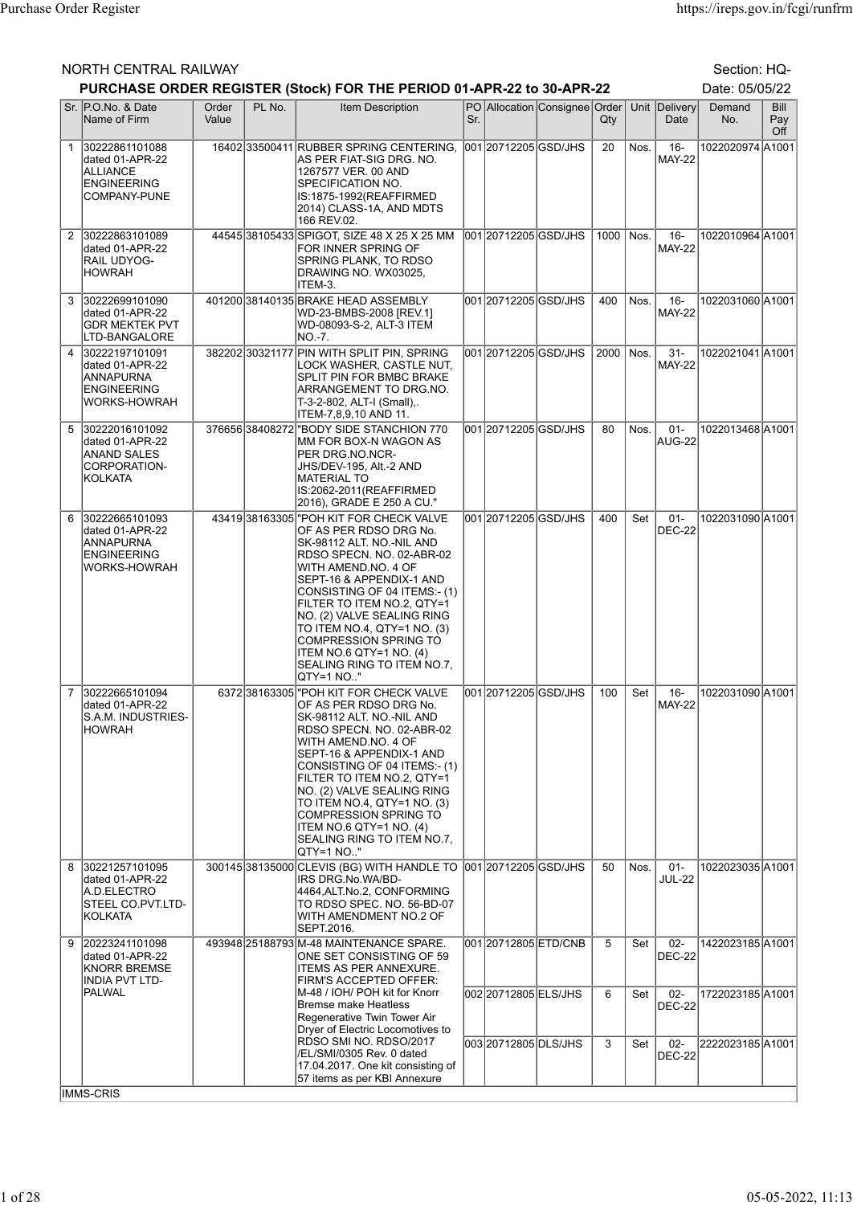NORTH CENTRAL RAILWAY

Section: HQ-

**PURCHASE ORDER REGISTER (Stock) FOR THE PERIOD 01-APR-22 to 30-APR-22**

Date: 05/05/22

| Sr. | P.O.No. & Date Name of Firm | Order Value | PL No. | Item Description | PO Sr. | Allocation | Consignee | Order Qty | Unit | Delivery Date | Demand No. | Bill Pay Off |
|---|---|---|---|---|---|---|---|---|---|---|---|---|
| 1 | 30222861101088 dated 01-APR-22 ALLIANCE ENGINEERING COMPANY-PUNE | 16402 | 33500411 | RUBBER SPRING CENTERING, AS PER FIAT-SIG DRG. NO. 1267577 VER. 00 AND SPECIFICATION NO. IS:1875-1992(REAFFIRMED 2014) CLASS-1A, AND MDTS 166 REV.02. | 001 | 20712205 | GSD/JHS | 20 | Nos. | 16-MAY-22 | 1022020974 | A1001 |
| 2 | 30222863101089 dated 01-APR-22 RAIL UDYOG-HOWRAH | 44545 | 38105433 | SPIGOT, SIZE 48 X 25 X 25 MM FOR INNER SPRING OF SPRING PLANK, TO RDSO DRAWING NO. WX03025, ITEM-3. | 001 | 20712205 | GSD/JHS | 1000 | Nos. | 16-MAY-22 | 1022010964 | A1001 |
| 3 | 30222699101090 dated 01-APR-22 GDR MEKTEK PVT LTD-BANGALORE | 401200 | 38140135 | BRAKE HEAD ASSEMBLY WD-23-BMBS-2008 [REV.1] WD-08093-S-2, ALT-3 ITEM NO.-7. | 001 | 20712205 | GSD/JHS | 400 | Nos. | 16-MAY-22 | 1022031060 | A1001 |
| 4 | 30222197101091 dated 01-APR-22 ANNAPURNA ENGINEERING WORKS-HOWRAH | 382202 | 30321177 | PIN WITH SPLIT PIN, SPRING LOCK WASHER, CASTLE NUT, SPLIT PIN FOR BMBC BRAKE ARRANGEMENT TO DRG.NO. T-3-2-802, ALT-I (Small),. ITEM-7,8,9,10 AND 11. | 001 | 20712205 | GSD/JHS | 2000 | Nos. | 31-MAY-22 | 1022021041 | A1001 |
| 5 | 30222016101092 dated 01-APR-22 ANAND SALES CORPORATION-KOLKATA | 376656 | 38408272 | "BODY SIDE STANCHION 770 MM FOR BOX-N WAGON AS PER DRG.NO.NCR-JHS/DEV-195, Alt.-2 AND MATERIAL TO IS:2062-2011(REAFFIRMED 2016), GRADE E 250 A CU." | 001 | 20712205 | GSD/JHS | 80 | Nos. | 01-AUG-22 | 1022013468 | A1001 |
| 6 | 30222665101093 dated 01-APR-22 ANNAPURNA ENGINEERING WORKS-HOWRAH | 43419 | 38163305 | "POH KIT FOR CHECK VALVE OF AS PER RDSO DRG No. SK-98112 ALT. NO.-NIL AND RDSO SPECN. NO. 02-ABR-02 WITH AMEND.NO. 4 OF SEPT-16 & APPENDIX-1 AND CONSISTING OF 04 ITEMS:- (1) FILTER TO ITEM NO.2, QTY=1 NO. (2) VALVE SEALING RING TO ITEM NO.4, QTY=1 NO. (3) COMPRESSION SPRING TO ITEM NO.6 QTY=1 NO. (4) SEALING RING TO ITEM NO.7, QTY=1 NO.." | 001 | 20712205 | GSD/JHS | 400 | Set | 01-DEC-22 | 1022031090 | A1001 |
| 7 | 30222665101094 dated 01-APR-22 S.A.M. INDUSTRIES-HOWRAH | 6372 | 38163305 | "POH KIT FOR CHECK VALVE OF AS PER RDSO DRG No. SK-98112 ALT. NO.-NIL AND RDSO SPECN. NO. 02-ABR-02 WITH AMEND.NO. 4 OF SEPT-16 & APPENDIX-1 AND CONSISTING OF 04 ITEMS:- (1) FILTER TO ITEM NO.2, QTY=1 NO. (2) VALVE SEALING RING TO ITEM NO.4, QTY=1 NO. (3) COMPRESSION SPRING TO ITEM NO.6 QTY=1 NO. (4) SEALING RING TO ITEM NO.7, QTY=1 NO.." | 001 | 20712205 | GSD/JHS | 100 | Set | 16-MAY-22 | 1022031090 | A1001 |
| 8 | 30221257101095 dated 01-APR-22 A.D.ELECTRO STEEL CO.PVT.LTD-KOLKATA | 300145 | 38135000 | CLEVIS (BG) WITH HANDLE TO IRS DRG.No.WA/BD-4464,ALT.No.2, CONFORMING TO RDSO SPEC. NO. 56-BD-07 WITH AMENDMENT NO.2 OF SEPT.2016. | 001 | 20712205 | GSD/JHS | 50 | Nos. | 01-JUL-22 | 1022023035 | A1001 |
| 9 | 20223241101098 dated 01-APR-22 KNORR BREMSE INDIA PVT LTD-PALWAL | 493948 | 25188793 | M-48 MAINTENANCE SPARE. ONE SET CONSISTING OF 59 ITEMS AS PER ANNEXURE. FIRM'S ACCEPTED OFFER: M-48 / IOH/ POH kit for Knorr Bremse make Heatless Regenerative Twin Tower Air Dryer of Electric Locomotives to RDSO SMI NO. RDSO/2017 /EL/SMI/0305 Rev. 0 dated 17.04.2017. One kit consisting of 57 items as per KBI Annexure | 001 | 20712805 | ETD/CNB | 5 | Set | 02-DEC-22 | 1422023185 | A1001 |
| | | | | | 002 | 20712805 | ELS/JHS | 6 | Set | 02-DEC-22 | 1722023185 | A1001 |
| | | | | | 003 | 20712805 | DLS/JHS | 3 | Set | 02-DEC-22 | 2222023185 | A1001 |

IMMS-CRIS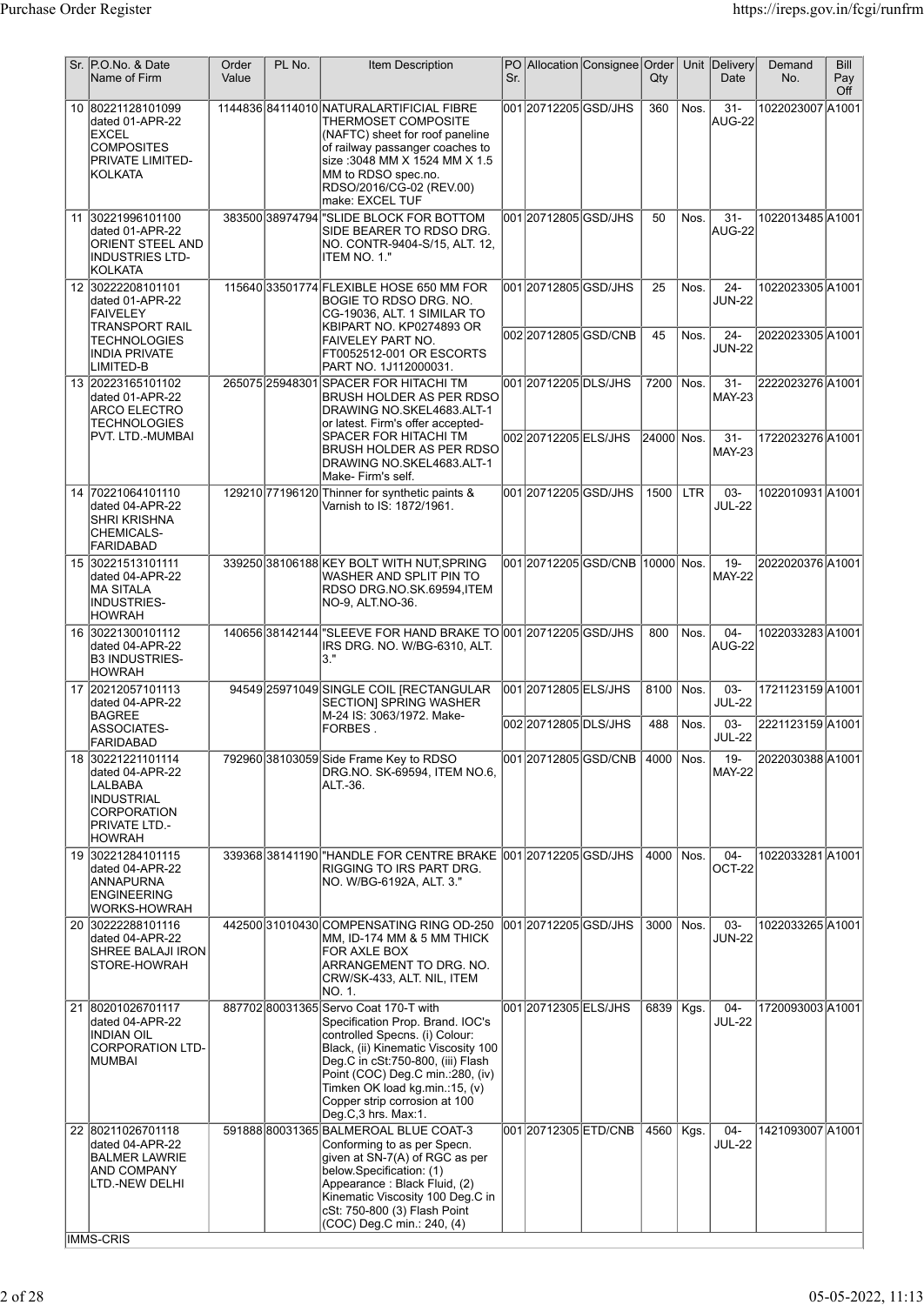| Sr. | P.O.No. & Date Name of Firm | Order Value | PL No. | Item Description | PO Sr. | Allocation | Consignee | Order Qty | Unit | Delivery Date | Demand No. | Bill Pay Off |
|---|---|---|---|---|---|---|---|---|---|---|---|---|
| 10 | 80221128101099 dated 01-APR-22 EXCEL COMPOSITES PRIVATE LIMITED-KOLKATA | 1144836 | 84114010 | NATURALARTIFICIAL FIBRE THERMOSET COMPOSITE (NAFTC) sheet for roof paneline of railway passanger coaches to size :3048 MM X 1524 MM X 1.5 MM to RDSO spec.no. RDSO/2016/CG-02 (REV.00) make: EXCEL TUF | 001 | 20712205 | GSD/JHS | 360 | Nos. | 31-AUG-22 | 1022023007 | A1001 |
| 11 | 30221996101100 dated 01-APR-22 ORIENT STEEL AND INDUSTRIES LTD-KOLKATA | 383500 | 38974794 | "SLIDE BLOCK FOR BOTTOM SIDE BEARER TO RDSO DRG. NO. CONTR-9404-S/15, ALT. 12, ITEM NO. 1." | 001 | 20712805 | GSD/JHS | 50 | Nos. | 31-AUG-22 | 1022013485 | A1001 |
| 12 | 30222208101101 dated 01-APR-22 FAIVELEY TRANSPORT RAIL TECHNOLOGIES INDIA PRIVATE LIMITED-B | 115640 | 33501774 | FLEXIBLE HOSE 650 MM FOR BOGIE TO RDSO DRG. NO. CG-19036, ALT. 1 SIMILAR TO KBIPART NO. KP0274893 OR FAIVELEY PART NO. FT0052512-001 OR ESCORTS PART NO. 1J112000031. | 001 | 20712805 | GSD/JHS | 25 | Nos. | 24-JUN-22 | 1022023305 | A1001 |
| | | | | | 002 | 20712805 | GSD/CNB | 45 | Nos. | 24-JUN-22 | 2022023305 | A1001 |
| 13 | 20223165101102 dated 01-APR-22 ARCO ELECTRO TECHNOLOGIES PVT. LTD.-MUMBAI | 265075 | 25948301 | SPACER FOR HITACHI TM BRUSH HOLDER AS PER RDSO DRAWING NO.SKEL4683.ALT-1 or latest. Firm's offer accepted-SPACER FOR HITACHI TM BRUSH HOLDER AS PER RDSO DRAWING NO.SKEL4683.ALT-1 Make- Firm's self. | 001 | 20712205 | DLS/JHS | 7200 | Nos. | 31-MAY-23 | 2222023276 | A1001 |
| | | | | | 002 | 20712205 | ELS/JHS | 24000 | Nos. | 31-MAY-23 | 1722023276 | A1001 |
| 14 | 70221064101110 dated 04-APR-22 SHRI KRISHNA CHEMICALS-FARIDABAD | 129210 | 77196120 | Thinner for synthetic paints & Varnish to IS: 1872/1961. | 001 | 20712205 | GSD/JHS | 1500 | LTR | 03-JUL-22 | 1022010931 | A1001 |
| 15 | 30221513101111 dated 04-APR-22 MA SITALA INDUSTRIES-HOWRAH | 339250 | 38106188 | KEY BOLT WITH NUT,SPRING WASHER AND SPLIT PIN TO RDSO DRG.NO.SK.69594,ITEM NO-9, ALT.NO-36. | 001 | 20712205 | GSD/CNB | 10000 | Nos. | 19-MAY-22 | 2022020376 | A1001 |
| 16 | 30221300101112 dated 04-APR-22 B3 INDUSTRIES-HOWRAH | 140656 | 38142144 | "SLEEVE FOR HAND BRAKE TO IRS DRG. NO. W/BG-6310, ALT. 3." | 001 | 20712205 | GSD/JHS | 800 | Nos. | 04-AUG-22 | 1022033283 | A1001 |
| 17 | 20212057101113 dated 04-APR-22 BAGREE ASSOCIATES-FARIDABAD | 94549 | 25971049 | SINGLE COIL [RECTANGULAR SECTION] SPRING WASHER M-24 IS: 3063/1972. Make-FORBES . | 001 | 20712805 | ELS/JHS | 8100 | Nos. | 03-JUL-22 | 1721123159 | A1001 |
| | | | | | 002 | 20712805 | DLS/JHS | 488 | Nos. | 03-JUL-22 | 2221123159 | A1001 |
| 18 | 30221221101114 dated 04-APR-22 LALBABA INDUSTRIAL CORPORATION PRIVATE LTD.-HOWRAH | 792960 | 38103059 | Side Frame Key to RDSO DRG.NO. SK-69594, ITEM NO.6, ALT.-36. | 001 | 20712805 | GSD/CNB | 4000 | Nos. | 19-MAY-22 | 2022030388 | A1001 |
| 19 | 30221284101115 dated 04-APR-22 ANNAPURNA ENGINEERING WORKS-HOWRAH | 339368 | 38141190 | "HANDLE FOR CENTRE BRAKE RIGGING TO IRS PART DRG. NO. W/BG-6192A, ALT. 3." | 001 | 20712205 | GSD/JHS | 4000 | Nos. | 04-OCT-22 | 1022033281 | A1001 |
| 20 | 30222288101116 dated 04-APR-22 SHREE BALAJI IRON STORE-HOWRAH | 442500 | 31010430 | COMPENSATING RING OD-250 MM, ID-174 MM & 5 MM THICK FOR AXLE BOX ARRANGEMENT TO DRG. NO. CRW/SK-433, ALT. NIL, ITEM NO. 1. | 001 | 20712205 | GSD/JHS | 3000 | Nos. | 03-JUN-22 | 1022033265 | A1001 |
| 21 | 80201026701117 dated 04-APR-22 INDIAN OIL CORPORATION LTD-MUMBAI | 887702 | 80031365 | Servo Coat 170-T with Specification Prop. Brand. IOC's controlled Specns. (i) Colour: Black, (ii) Kinematic Viscosity 100 Deg.C in cSt:750-800, (iii) Flash Point (COC) Deg.C min.:280, (iv) Timken OK load kg.min.:15, (v) Copper strip corrosion at 100 Deg.C,3 hrs. Max:1. | 001 | 20712305 | ELS/JHS | 6839 | Kgs. | 04-JUL-22 | 1720093003 | A1001 |
| 22 | 80211026701118 dated 04-APR-22 BALMER LAWRIE AND COMPANY LTD.-NEW DELHI | 591888 | 80031365 | BALMEROAL BLUE COAT-3 Conforming to as per Specn. given at SN-7(A) of RGC as per below.Specification: (1) Appearance : Black Fluid, (2) Kinematic Viscosity 100 Deg.C in cSt: 750-800 (3) Flash Point (COC) Deg.C min.: 240, (4) | 001 | 20712305 | ETD/CNB | 4560 | Kgs. | 04-JUL-22 | 1421093007 | A1001 |

IMMS-CRIS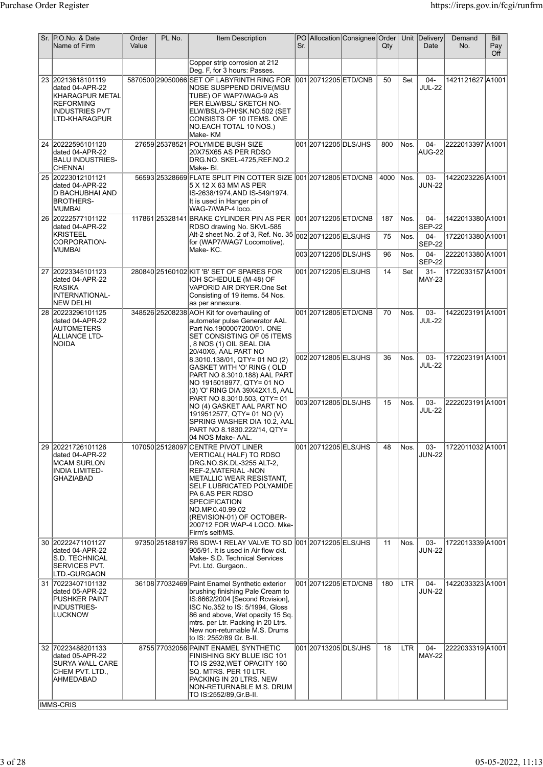| Sr. | P.O.No. & Date Name of Firm | Order Value | PL No. | Item Description | PO Sr. | Allocation | Consignee | Order Qty | Unit | Delivery Date | Demand No. | Bill Pay Off |
|---|---|---|---|---|---|---|---|---|---|---|---|---|
| | | | | Copper strip corrosion at 212 Deg. F, for 3 hours: Passes. | | | | | | | | |
| 23 | 20213618101119 dated 04-APR-22 KHARAGPUR METAL REFORMING INDUSTRIES PVT LTD-KHARAGPUR | 5870500 | 29050066 | SET OF LABYRINTH RING FOR NOSE SUSPPEND DRIVE(MSU TUBE) OF WAP7/WAG-9 AS PER ELW/BSL/ SKETCH NO-ELW/BSL/3-PH/SK.NO.502 (SET CONSISTS OF 10 ITEMS. ONE NO.EACH TOTAL 10 NOS.) Make- KM | 001 | 20712205 | ETD/CNB | 50 | Set | 04-JUL-22 | 1421121627 | A1001 |
| 24 | 20222595101120 dated 04-APR-22 BALU INDUSTRIES-CHENNAI | 27659 | 25378521 | POLYMIDE BUSH SIZE 20X75X65 AS PER RDSO DRG.NO. SKEL-4725,REF.NO.2 Make- BI. | 001 | 20712205 | DLS/JHS | 800 | Nos. | 04-AUG-22 | 2222013397 | A1001 |
| 25 | 20223012101121 dated 04-APR-22 D BACHUBHAI AND BROTHERS-MUMBAI | 56593 | 25328669 | FLATE SPLIT PIN COTTER SIZE 5 X 12 X 63 MM AS PER IS-2638/1974,AND IS-549/1974. It is used in Hanger pin of WAG-7/WAP-4 loco. | 001 | 20712805 | ETD/CNB | 4000 | Nos. | 03-JUN-22 | 1422023226 | A1001 |
| 26 | 20222577101122 dated 04-APR-22 KRISTEEL CORPORATION-MUMBAI | 117861 | 25328141 | BRAKE CYLINDER PIN AS PER RDSO drawing No. SKVL-585 Alt-2 sheet No. 2 of 3, Ref. No. 35 for (WAP7/WAG7 Locomotive). Make- KC. | 001 | 20712205 | ETD/CNB | 187 | Nos. | 04-SEP-22 | 1422013380 | A1001 |
| | | | | | 002 | 20712205 | ELS/JHS | 75 | Nos. | 04-SEP-22 | 1722013380 | A1001 |
| | | | | | 003 | 20712205 | DLS/JHS | 96 | Nos. | 04-SEP-22 | 2222013380 | A1001 |
| 27 | 20223345101123 dated 04-APR-22 RASIKA INTERNATIONAL-NEW DELHI | 280840 | 25160102 | KIT 'B' SET OF SPARES FOR IOH SCHEDULE (M-48) OF VAPORID AIR DRYER.One Set Consisting of 19 items. 54 Nos. as per annexure. | 001 | 20712205 | ELS/JHS | 14 | Set | 31-MAY-23 | 1722033157 | A1001 |
| 28 | 20223296101125 dated 04-APR-22 AUTOMETERS ALLIANCE LTD-NOIDA | 348526 | 25208238 | AOH Kit for overhauling of autometer pulse Generator AAL Part No.1900007200/01. ONE SET CONSISTING OF 05 ITEMS , 8 NOS (1) OIL SEAL DIA 20/40X6, AAL PART NO 8.3010.138/01, QTY= 01 NO (2) GASKET WITH 'O' RING ( OLD PART NO 8.3010.188) AAL PART NO 1915018977, QTY= 01 NO (3) 'O' RING DIA 39X42X1.5, AAL PART NO 8.3010.503, QTY= 01 NO (4) GASKET AAL PART NO 1919512577, QTY= 01 NO (V) SPRING WASHER DIA 10.2, AAL PART NO 8.1830.222/14, QTY= 04 NOS Make- AAL. | 001 | 20712805 | ETD/CNB | 70 | Nos. | 03-JUL-22 | 1422023191 | A1001 |
| | | | | | 002 | 20712805 | ELS/JHS | 36 | Nos. | 03-JUL-22 | 1722023191 | A1001 |
| | | | | | 003 | 20712805 | DLS/JHS | 15 | Nos. | 03-JUL-22 | 2222023191 | A1001 |
| 29 | 20221726101126 dated 04-APR-22 MCAM SURLON INDIA LIMITED-GHAZIABAD | 107050 | 25128097 | CENTRE PIVOT LINER VERTICAL( HALF) TO RDSO DRG.NO.SK.DL-3255 ALT-2, REF-2,MATERIAL -NON METALLIC WEAR RESISTANT, SELF LUBRICATED POLYAMIDE PA 6.AS PER RDSO SPECIFICATION NO.MP.0.40.99.02 (REVISION-01) OF OCTOBER-200712 FOR WAP-4 LOCO. Mke-Firm's self/MS. | 001 | 20712205 | ELS/JHS | 48 | Nos. | 03-JUN-22 | 1722011032 | A1001 |
| 30 | 20222471101127 dated 04-APR-22 S.D. TECHNICAL SERVICES PVT. LTD.-GURGAON | 97350 | 25188197 | R6 SDW-1 RELAY VALVE TO SD 905/91. It is used in Air flow ckt. Make- S.D. Technical Services Pvt. Ltd. Gurgaon.. | 001 | 20712205 | ELS/JHS | 11 | Nos. | 03-JUN-22 | 1722013339 | A1001 |
| 31 | 70223407101132 dated 05-APR-22 PUSHKER PAINT INDUSTRIES-LUCKNOW | 36108 | 77032469 | Paint Enamel Synthetic exterior brushing finishing Pale Cream to IS:8662/2004 [Second Rcvision], ISC No.352 to IS: 5/1994, Gloss 86 and above, Wet opacity 15 Sq. mtrs. per Ltr. Packing in 20 Ltrs. New non-returnable M.S. Drums to IS: 2552/89 Gr. B-II. | 001 | 20712205 | ETD/CNB | 180 | LTR | 04-JUN-22 | 1422033323 | A1001 |
| 32 | 70223488201133 dated 05-APR-22 SURYA WALL CARE CHEM PVT. LTD., AHMEDABAD | 8755 | 77032056 | PAINT ENAMEL SYNTHETIC FINISHING SKY BLUE ISC 101 TO IS 2932,WET OPACITY 160 SQ. MTRS. PER 10 LTR. PACKING IN 20 LTRS. NEW NON-RETURNABLE M.S. DRUM TO IS:2552/89,Gr.B-II. | 001 | 20713205 | DLS/JHS | 18 | LTR | 04-MAY-22 | 2222033319 | A1001 |

IMMS-CRIS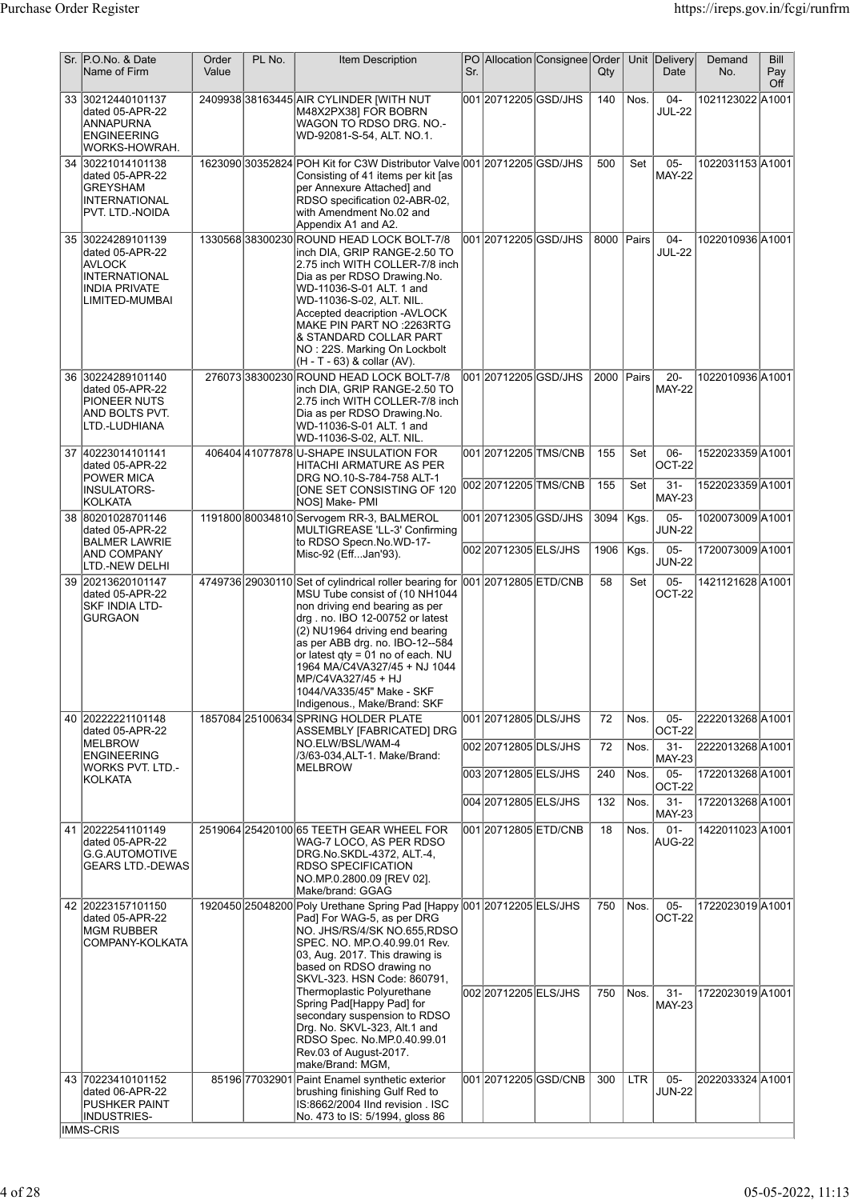| Sr. | P.O.No. & Date Name of Firm | Order Value | PL No. | Item Description | PO Sr. | Allocation | Consignee | Order Qty | Unit | Delivery Date | Demand No. | Bill Pay Off |
|---|---|---|---|---|---|---|---|---|---|---|---|---|
| 33 | 30212440101137 dated 05-APR-22 ANNAPURNA ENGINEERING WORKS-HOWRAH. | 2409938 | 38163445 | AIR CYLINDER [WITH NUT M48X2PX38] FOR BOBRN WAGON TO RDSO DRG. NO.- WD-92081-S-54, ALT. NO.1. | 001 | 20712205 | GSD/JHS | 140 | Nos. | 04-JUL-22 | 1021123022 | A1001 |
| 34 | 30221014101138 dated 05-APR-22 GREYSHAM INTERNATIONAL PVT. LTD.-NOIDA | 1623090 | 30352824 | POH Kit for C3W Distributor Valve Consisting of 41 items per kit [as per Annexure Attached] and RDSO specification 02-ABR-02, with Amendment No.02 and Appendix A1 and A2. | 001 | 20712205 | GSD/JHS | 500 | Set | 05-MAY-22 | 1022031153 | A1001 |
| 35 | 30224289101139 dated 05-APR-22 AVLOCK INTERNATIONAL INDIA PRIVATE LIMITED-MUMBAI | 1330568 | 38300230 | ROUND HEAD LOCK BOLT-7/8 inch DIA, GRIP RANGE-2.50 TO 2.75 inch WITH COLLER-7/8 inch Dia as per RDSO Drawing.No. WD-11036-S-01 ALT. 1 and WD-11036-S-02, ALT. NIL. Accepted deacription -AVLOCK MAKE PIN PART NO :2263RTG & STANDARD COLLAR PART NO : 22S. Marking On Lockbolt (H - T - 63) & collar (AV). | 001 | 20712205 | GSD/JHS | 8000 | Pairs | 04-JUL-22 | 1022010936 | A1001 |
| 36 | 30224289101140 dated 05-APR-22 PIONEER NUTS AND BOLTS PVT. LTD.-LUDHIANA | 276073 | 38300230 | ROUND HEAD LOCK BOLT-7/8 inch DIA, GRIP RANGE-2.50 TO 2.75 inch WITH COLLER-7/8 inch Dia as per RDSO Drawing.No. WD-11036-S-01 ALT. 1 and WD-11036-S-02, ALT. NIL. | 001 | 20712205 | GSD/JHS | 2000 | Pairs | 20-MAY-22 | 1022010936 | A1001 |
| 37 | 40223014101141 dated 05-APR-22 POWER MICA INSULATORS-KOLKATA | 406404 | 41077878 | U-SHAPE INSULATION FOR HITACHI ARMATURE AS PER DRG NO.10-S-784-758 ALT-1 [ONE SET CONSISTING OF 120 NOS] Make- PMI | 001 | 20712205 | TMS/CNB | 155 | Set | 06-OCT-22 | 1522023359 | A1001 |
| | | | | | 002 | 20712205 | TMS/CNB | 155 | Set | 31-MAY-23 | 1522023359 | A1001 |
| 38 | 80201028701146 dated 05-APR-22 BALMER LAWRIE AND COMPANY LTD.-NEW DELHI | 1191800 | 80034810 | Servogem RR-3, BALMEROL MULTIGREASE 'LL-3' Confirming to RDSO Specn.No.WD-17-Misc-92 (Eff...Jan'93). | 001 | 20712305 | GSD/JHS | 3094 | Kgs. | 05-JUN-22 | 1020073009 | A1001 |
| | | | | | 002 | 20712305 | ELS/JHS | 1906 | Kgs. | 05-JUN-22 | 1720073009 | A1001 |
| 39 | 20213620101147 dated 05-APR-22 SKF INDIA LTD-GURGAON | 4749736 | 29030110 | Set of cylindrical roller bearing for MSU Tube consist of (10 NH1044 non driving end bearing as per drg . no. IBO 12-00752 or latest (2) NU1964 driving end bearing as per ABB drg. no. IBO-12--584 or latest qty = 01 no of each. NU 1964 MA/C4VA327/45 + NJ 1044 MP/C4VA327/45 + HJ 1044/VA335/45" Make - SKF Indigenous., Make/Brand: SKF | 001 | 20712805 | ETD/CNB | 58 | Set | 05-OCT-22 | 1421121628 | A1001 |
| 40 | 20222221101148 dated 05-APR-22 MELBROW ENGINEERING WORKS PVT. LTD.-KOLKATA | 1857084 | 25100634 | SPRING HOLDER PLATE ASSEMBLY [FABRICATED] DRG NO.ELW/BSL/WAM-4 /3/63-034,ALT-1. Make/Brand: MELBROW | 001 | 20712805 | DLS/JHS | 72 | Nos. | 05-OCT-22 | 2222013268 | A1001 |
| | | | | | 002 | 20712805 | DLS/JHS | 72 | Nos. | 31-MAY-23 | 2222013268 | A1001 |
| | | | | | 003 | 20712805 | ELS/JHS | 240 | Nos. | 05-OCT-22 | 1722013268 | A1001 |
| | | | | | 004 | 20712805 | ELS/JHS | 132 | Nos. | 31-MAY-23 | 1722013268 | A1001 |
| 41 | 20222541101149 dated 05-APR-22 G.G.AUTOMOTIVE GEARS LTD.-DEWAS | 2519064 | 25420100 | 65 TEETH GEAR WHEEL FOR WAG-7 LOCO, AS PER RDSO DRG.No.SKDL-4372, ALT.-4, RDSO SPECIFICATION NO.MP.0.2800.09 [REV 02]. Make/brand: GGAG | 001 | 20712805 | ETD/CNB | 18 | Nos. | 01-AUG-22 | 1422011023 | A1001 |
| 42 | 20223157101150 dated 05-APR-22 MGM RUBBER COMPANY-KOLKATA | 1920450 | 25048200 | Poly Urethane Spring Pad [Happy Pad] For WAG-5, as per DRG NO. JHS/RS/4/SK NO.655,RDSO SPEC. NO. MP.O.40.99.01 Rev. 03, Aug. 2017. This drawing is based on RDSO drawing no SKVL-323. HSN Code: 860791, Thermoplastic Polyurethane Spring Pad[Happy Pad] for secondary suspension to RDSO Drg. No. SKVL-323, Alt.1 and RDSO Spec. No.MP.0.40.99.01 Rev.03 of August-2017. make/Brand: MGM, | 001 | 20712205 | ELS/JHS | 750 | Nos. | 05-OCT-22 | 1722023019 | A1001 |
| | | | | | 002 | 20712205 | ELS/JHS | 750 | Nos. | 31-MAY-23 | 1722023019 | A1001 |
| 43 | 70223410101152 dated 06-APR-22 PUSHKER PAINT INDUSTRIES- | 85196 | 77032901 | Paint Enamel synthetic exterior brushing finishing Gulf Red to IS:8662/2004 IInd revision . ISC No. 473 to IS: 5/1994, gloss 86 | 001 | 20712205 | GSD/CNB | 300 | LTR | 05-JUN-22 | 2022033324 | A1001 |

IMMS-CRIS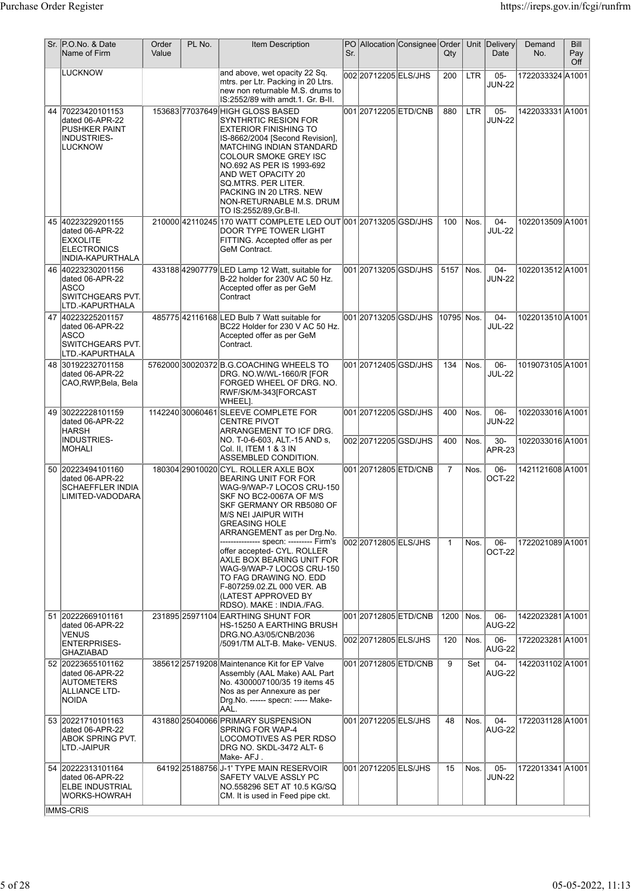| Sr. | P.O.No. & Date Name of Firm | Order Value | PL No. | Item Description | PO Sr. | Allocation | Consignee | Order Qty | Unit | Delivery Date | Demand No. | Bill Pay Off |
|---|---|---|---|---|---|---|---|---|---|---|---|---|
| | LUCKNOW | | | and above, wet opacity 22 Sq. mtrs. per Ltr. Packing in 20 Ltrs. new non returnable M.S. drums to IS:2552/89 with amdt.1. Gr. B-II. | 002 | 20712205 | ELS/JHS | 200 | LTR | 05-JUN-22 | 1722033324 | A1001 |
| 44 | 70223420101153 dated 06-APR-22 PUSHKER PAINT INDUSTRIES-LUCKNOW | 153683 | 77037649 | HIGH GLOSS BASED SYNTHRTIC RESION FOR EXTERIOR FINISHING TO IS-8662/2004 [Second Revision], MATCHING INDIAN STANDARD COLOUR SMOKE GREY ISC NO.692 AS PER IS 1993-692 AND WET OPACITY 20 SQ.MTRS. PER LITER. PACKING IN 20 LTRS. NEW NON-RETURNABLE M.S. DRUM TO IS:2552/89,Gr.B-II. | 001 | 20712205 | ETD/CNB | 880 | LTR | 05-JUN-22 | 1422033331 | A1001 |
| 45 | 40223229201155 dated 06-APR-22 EXXOLITE ELECTRONICS INDIA-KAPURTHALA | 210000 | 42110245 | 170 WATT COMPLETE LED OUT DOOR TYPE TOWER LIGHT FITTING. Accepted offer as per GeM Contract. | 001 | 20713205 | GSD/JHS | 100 | Nos. | 04-JUL-22 | 1022013509 | A1001 |
| 46 | 40223230201156 dated 06-APR-22 ASCO SWITCHGEARS PVT. LTD.-KAPURTHALA | 433188 | 42907779 | LED Lamp 12 Watt, suitable for B-22 holder for 230V AC 50 Hz. Accepted offer as per GeM Contract | 001 | 20713205 | GSD/JHS | 5157 | Nos. | 04-JUN-22 | 1022013512 | A1001 |
| 47 | 40223225201157 dated 06-APR-22 ASCO SWITCHGEARS PVT. LTD.-KAPURTHALA | 485775 | 42116168 | LED Bulb 7 Watt suitable for BC22 Holder for 230 V AC 50 Hz. Accepted offer as per GeM Contract. | 001 | 20713205 | GSD/JHS | 10795 | Nos. | 04-JUL-22 | 1022013510 | A1001 |
| 48 | 30192232701158 dated 06-APR-22 CAO,RWP,Bela, Bela | 5762000 | 30020372 | B.G.COACHING WHEELS TO DRG. NO.W/WL-1660/R [FOR FORGED WHEEL OF DRG. NO. RWF/SK/M-343[FORCAST WHEEL]. | 001 | 20712405 | GSD/JHS | 134 | Nos. | 06-JUL-22 | 1019073105 | A1001 |
| 49 | 30222228101159 dated 06-APR-22 HARSH INDUSTRIES-MOHALI | 1142240 | 30060461 | SLEEVE COMPLETE FOR CENTRE PIVOT ARRANGEMENT TO ICF DRG. NO. T-0-6-603, ALT.-15 AND s, Col. II, ITEM 1 & 3 IN ASSEMBLED CONDITION. | 001 | 20712205 | GSD/JHS | 400 | Nos. | 06-JUN-22 | 1022033016 | A1001 |
| | | | | | 002 | 20712205 | GSD/JHS | 400 | Nos. | 30-APR-23 | 1022033016 | A1001 |
| 50 | 20223494101160 dated 06-APR-22 SCHAEFFLER INDIA LIMITED-VADODARA | 180304 | 29010020 | CYL. ROLLER AXLE BOX BEARING UNIT FOR FOR WAG-9/WAP-7 LOCOS CRU-150 SKF NO BC2-0067A OF M/S SKF GERMANY OR RB5080 OF M/S NEI JAIPUR WITH GREASING HOLE ARRANGEMENT as per Drg.No. --------------- specn: --------- Firm's offer accepted- CYL. ROLLER AXLE BOX BEARING UNIT FOR WAG-9/WAP-7 LOCOS CRU-150 TO FAG DRAWING NO. EDD F-807259.02.ZL 000 VER. AB (LATEST APPROVED BY RDSO). MAKE : INDIA./FAG. | 001 | 20712805 | ETD/CNB | 7 | Nos. | 06-OCT-22 | 1421121608 | A1001 |
| | | | | | 002 | 20712805 | ELS/JHS | 1 | Nos. | 06-OCT-22 | 1722021089 | A1001 |
| 51 | 20222669101161 dated 06-APR-22 VENUS ENTERPRISES-GHAZIABAD | 231895 | 25971104 | EARTHING SHUNT FOR HS-15250 A EARTHING BRUSH DRG.NO.A3/05/CNB/2036 /5091/TM ALT-B. Make- VENUS. | 001 | 20712805 | ETD/CNB | 1200 | Nos. | 06-AUG-22 | 1422023281 | A1001 |
| | | | | | 002 | 20712805 | ELS/JHS | 120 | Nos. | 06-AUG-22 | 1722023281 | A1001 |
| 52 | 20223655101162 dated 06-APR-22 AUTOMETERS ALLIANCE LTD-NOIDA | 385612 | 25719208 | Maintenance Kit for EP Valve Assembly (AAL Make) AAL Part No. 4300007100/35 19 items 45 Nos as per Annexure as per Drg.No. ------ specn: ----- Make-AAL. | 001 | 20712805 | ETD/CNB | 9 | Set | 04-AUG-22 | 1422031102 | A1001 |
| 53 | 20221710101163 dated 06-APR-22 ABOK SPRING PVT. LTD.-JAIPUR | 431880 | 25040066 | PRIMARY SUSPENSION SPRING FOR WAP-4 LOCOMOTIVES AS PER RDSO DRG NO. SKDL-3472 ALT- 6 Make- AFJ . | 001 | 20712205 | ELS/JHS | 48 | Nos. | 04-AUG-22 | 1722031128 | A1001 |
| 54 | 20222313101164 dated 06-APR-22 ELBE INDUSTRIAL WORKS-HOWRAH | 64192 | 25188756 | J-1' TYPE MAIN RESERVOIR SAFETY VALVE ASSLY PC NO.558296 SET AT 10.5 KG/SQ CM. It is used in Feed pipe ckt. | 001 | 20712205 | ELS/JHS | 15 | Nos. | 05-JUN-22 | 1722013341 | A1001 |

IMMS-CRIS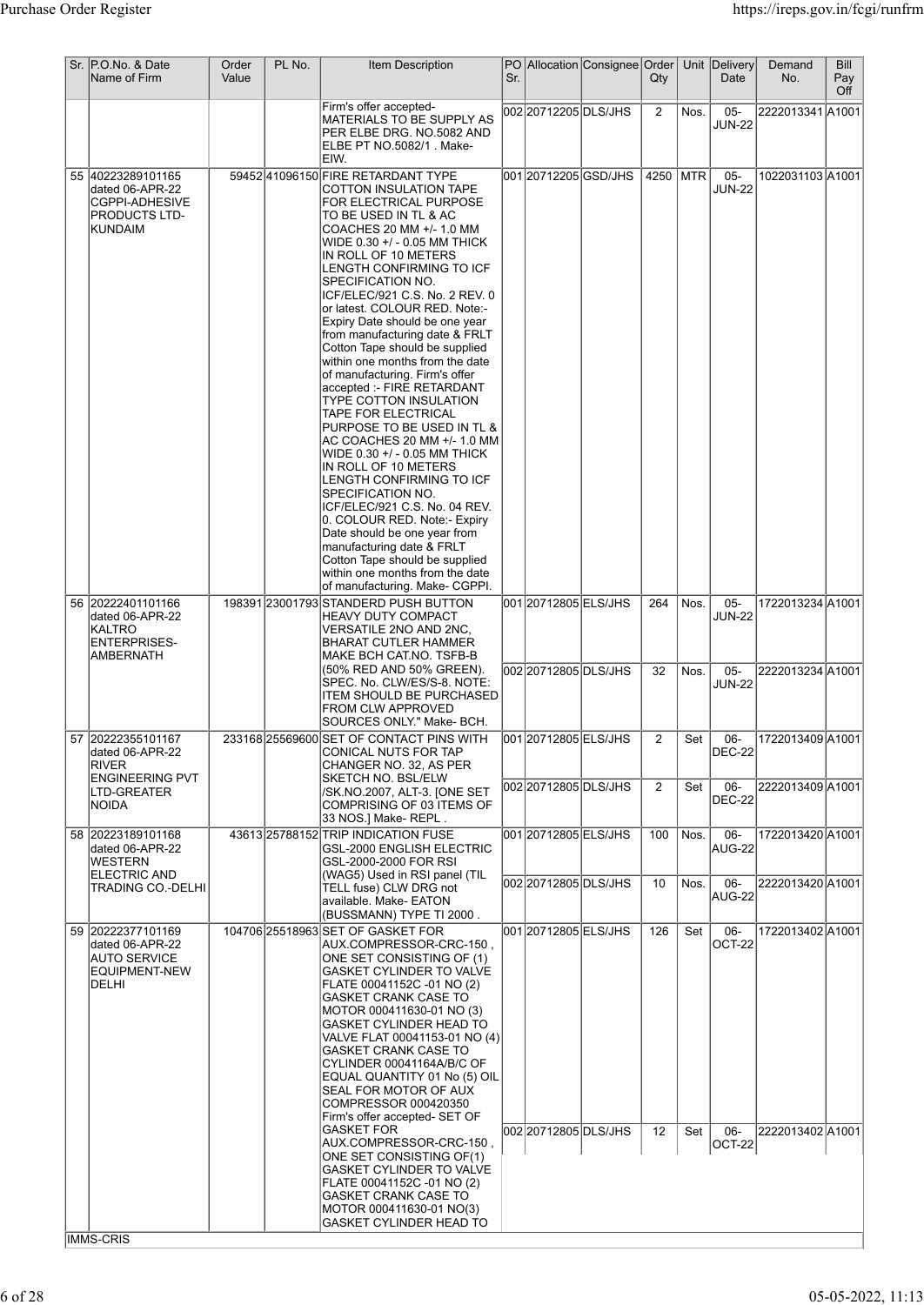| Sr. | P.O.No. & Date Name of Firm | Order Value | PL No. | Item Description | PO Sr. | Allocation | Consignee | Order Qty | Unit | Delivery Date | Demand No. | Bill Pay Off |
|---|---|---|---|---|---|---|---|---|---|---|---|---|
| | | | | Firm's offer accepted- MATERIALS TO BE SUPPLY AS PER ELBE DRG. NO.5082 AND ELBE PT NO.5082/1 . Make- EIW. | 002 | 20712205 | DLS/JHS | 2 | Nos. | 05-JUN-22 | 2222013341 | A1001 |
| 55 | 40223289101165 dated 06-APR-22 CGPPI-ADHESIVE PRODUCTS LTD-KUNDAIM | 59452 | 41096150 | FIRE RETARDANT TYPE COTTON INSULATION TAPE FOR ELECTRICAL PURPOSE TO BE USED IN TL & AC COACHES 20 MM +/- 1.0 MM WIDE 0.30 +/ - 0.05 MM THICK IN ROLL OF 10 METERS LENGTH CONFIRMING TO ICF SPECIFICATION NO. ICF/ELEC/921 C.S. No. 2 REV. 0 or latest. COLOUR RED. Note:- Expiry Date should be one year from manufacturing date & FRLT Cotton Tape should be supplied within one months from the date of manufacturing. Firm's offer accepted :- FIRE RETARDANT TYPE COTTON INSULATION TAPE FOR ELECTRICAL PURPOSE TO BE USED IN TL & AC COACHES 20 MM +/- 1.0 MM WIDE 0.30 +/ - 0.05 MM THICK IN ROLL OF 10 METERS LENGTH CONFIRMING TO ICF SPECIFICATION NO. ICF/ELEC/921 C.S. No. 04 REV. 0. COLOUR RED. Note:- Expiry Date should be one year from manufacturing date & FRLT Cotton Tape should be supplied within one months from the date of manufacturing. Make- CGPPI. | 001 | 20712205 | GSD/JHS | 4250 | MTR | 05-JUN-22 | 1022031103 | A1001 |
| 56 | 20222401101166 dated 06-APR-22 KALTRO ENTERPRISES-AMBERNATH | 198391 | 23001793 | STANDERD PUSH BUTTON HEAVY DUTY COMPACT VERSATILE 2NO AND 2NC, BHARAT CUTLER HAMMER MAKE BCH CAT.NO. TSFB-B (50% RED AND 50% GREEN). SPEC. No. CLW/ES/S-8. NOTE: ITEM SHOULD BE PURCHASED FROM CLW APPROVED SOURCES ONLY." Make- BCH. | 001 | 20712805 | ELS/JHS | 264 | Nos. | 05-JUN-22 | 1722013234 | A1001 |
| | | | | | 002 | 20712805 | DLS/JHS | 32 | Nos. | 05-JUN-22 | 2222013234 | A1001 |
| 57 | 20222355101167 dated 06-APR-22 RIVER ENGINEERING PVT LTD-GREATER NOIDA | 233168 | 25569600 | SET OF CONTACT PINS WITH CONICAL NUTS FOR TAP CHANGER NO. 32, AS PER SKETCH NO. BSL/ELW /SK.NO.2007, ALT-3. [ONE SET COMPRISING OF 03 ITEMS OF 33 NOS.] Make- REPL . | 001 | 20712805 | ELS/JHS | 2 | Set | 06-DEC-22 | 1722013409 | A1001 |
| | | | | | 002 | 20712805 | DLS/JHS | 2 | Set | 06-DEC-22 | 2222013409 | A1001 |
| 58 | 20223189101168 dated 06-APR-22 WESTERN ELECTRIC AND TRADING CO.-DELHI | 43613 | 25788152 | TRIP INDICATION FUSE GSL-2000 ENGLISH ELECTRIC GSL-2000-2000 FOR RSI (WAG5) Used in RSI panel (TIL TELL fuse) CLW DRG not available. Make- EATON (BUSSMANN) TYPE TI 2000 . | 001 | 20712805 | ELS/JHS | 100 | Nos. | 06-AUG-22 | 1722013420 | A1001 |
| | | | | | 002 | 20712805 | DLS/JHS | 10 | Nos. | 06-AUG-22 | 2222013420 | A1001 |
| 59 | 20222377101169 dated 06-APR-22 AUTO SERVICE EQUIPMENT-NEW DELHI | 104706 | 25518963 | SET OF GASKET FOR AUX.COMPRESSOR-CRC-150 , ONE SET CONSISTING OF (1) GASKET CYLINDER TO VALVE FLATE 00041152C -01 NO (2) GASKET CRANK CASE TO MOTOR 000411630-01 NO (3) GASKET CYLINDER HEAD TO VALVE FLAT 00041153-01 NO (4) GASKET CRANK CASE TO CYLINDER 00041164A/B/C OF EQUAL QUANTITY 01 No (5) OIL SEAL FOR MOTOR OF AUX COMPRESSOR 000420350 Firm's offer accepted- SET OF GASKET FOR AUX.COMPRESSOR-CRC-150 , ONE SET CONSISTING OF(1) GASKET CYLINDER TO VALVE FLATE 00041152C -01 NO (2) GASKET CRANK CASE TO MOTOR 000411630-01 NO(3) GASKET CYLINDER HEAD TO | 001 | 20712805 | ELS/JHS | 126 | Set | 06-OCT-22 | 1722013402 | A1001 |
| | | | | | 002 | 20712805 | DLS/JHS | 12 | Set | 06-OCT-22 | 2222013402 | A1001 |

IMMS-CRIS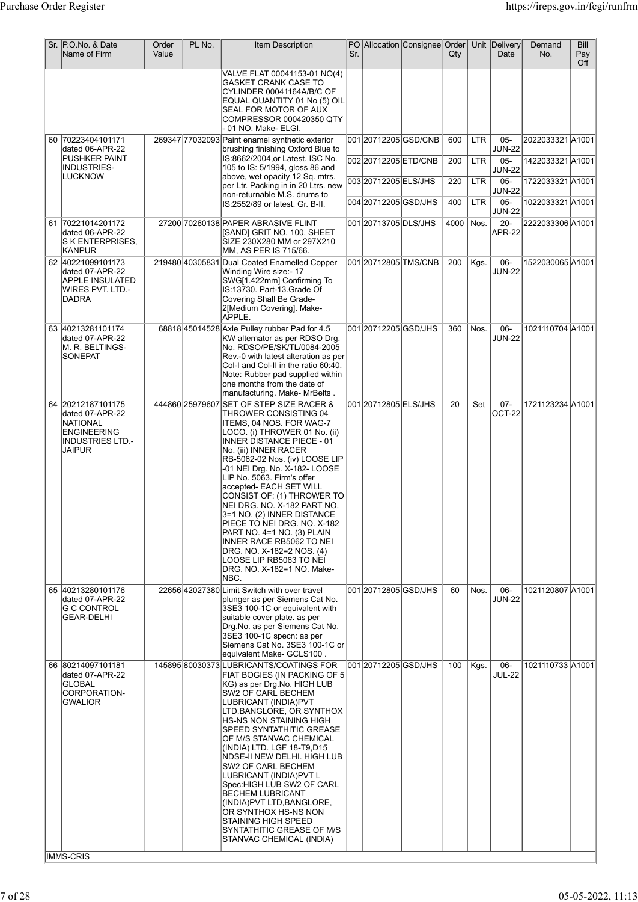| Sr. | P.O.No. & Date Name of Firm | Order Value | PL No. | Item Description | PO Sr. | Allocation | Consignee | Order Qty | Unit | Delivery Date | Demand No. | Bill Pay Off |
|---|---|---|---|---|---|---|---|---|---|---|---|---|
| | | | | VALVE FLAT 00041153-01 NO(4) GASKET CRANK CASE TO CYLINDER 00041164A/B/C OF EQUAL QUANTITY 01 No (5) OIL SEAL FOR MOTOR OF AUX COMPRESSOR 000420350 QTY - 01 NO. Make- ELGI. | | | | | | | | |
| 60 | 70223404101171 dated 06-APR-22 PUSHKER PAINT INDUSTRIES-LUCKNOW | 269347 | 77032093 | Paint enamel synthetic exterior brushing finishing Oxford Blue to IS:8662/2004,or Latest. ISC No. 105 to IS: 5/1994, gloss 86 and above, wet opacity 12 Sq. mtrs. per Ltr. Packing in in 20 Ltrs. new non-returnable M.S. drums to IS:2552/89 or latest. Gr. B-II. | 001 | 20712205 | GSD/CNB | 600 | LTR | 05-JUN-22 | 2022033321 | A1001 |
| | | | | | 002 | 20712205 | ETD/CNB | 200 | LTR | 05-JUN-22 | 1422033321 | A1001 |
| | | | | | 003 | 20712205 | ELS/JHS | 220 | LTR | 05-JUN-22 | 1722033321 | A1001 |
| | | | | | 004 | 20712205 | GSD/JHS | 400 | LTR | 05-JUN-22 | 1022033321 | A1001 |
| 61 | 70221014201172 dated 06-APR-22 S K ENTERPRISES, KANPUR | 27200 | 70260138 | PAPER ABRASIVE FLINT [SAND] GRIT NO. 100, SHEET SIZE 230X280 MM or 297X210 MM, AS PER IS 715/66. | 001 | 20713705 | DLS/JHS | 4000 | Nos. | 20-APR-22 | 2222033306 | A1001 |
| 62 | 40221099101173 dated 07-APR-22 APPLE INSULATED WIRES PVT. LTD.-DADRA | 219480 | 40305831 | Dual Coated Enamelled Copper Winding Wire size:- 17 SWG[1.422mm] Confirming To IS:13730. Part-13.Grade Of Covering Shall Be Grade-2[Medium Covering]. Make-APPLE. | 001 | 20712805 | TMS/CNB | 200 | Kgs. | 06-JUN-22 | 1522030065 | A1001 |
| 63 | 40213281101174 dated 07-APR-22 M. R. BELTINGS-SONEPAT | 68818 | 45014528 | Axle Pulley rubber Pad for 4.5 KW alternator as per RDSO Drg. No. RDSO/PE/SK/TL/0084-2005 Rev.-0 with latest alteration as per Col-I and Col-II in the ratio 60:40. Note: Rubber pad supplied within one months from the date of manufacturing. Make- MrBelts . | 001 | 20712205 | GSD/JHS | 360 | Nos. | 06-JUN-22 | 1021110704 | A1001 |
| 64 | 20212187101175 dated 07-APR-22 NATIONAL ENGINEERING INDUSTRIES LTD.-JAIPUR | 444860 | 25979607 | SET OF STEP SIZE RACER & THROWER CONSISTING 04 ITEMS, 04 NOS. FOR WAG-7 LOCO. (i) THROWER 01 No. (ii) INNER DISTANCE PIECE - 01 No. (iii) INNER RACER RB-5062-02 Nos. (iv) LOOSE LIP -01 NEI Drg. No. X-182- LOOSE LIP No. 5063. Firm's offer accepted- EACH SET WILL CONSIST OF: (1) THROWER TO NEI DRG. NO. X-182 PART NO. 3=1 NO. (2) INNER DISTANCE PIECE TO NEI DRG. NO. X-182 PART NO. 4=1 NO. (3) PLAIN INNER RACE RB5062 TO NEI DRG. NO. X-182=2 NOS. (4) LOOSE LIP RB5063 TO NEI DRG. NO. X-182=1 NO. Make-NBC. | 001 | 20712805 | ELS/JHS | 20 | Set | 07-OCT-22 | 1721123234 | A1001 |
| 65 | 40213280101176 dated 07-APR-22 G C CONTROL GEAR-DELHI | 22656 | 42027380 | Limit Switch with over travel plunger as per Siemens Cat No. 3SE3 100-1C or equivalent with suitable cover plate. as per Drg.No. as per Siemens Cat No. 3SE3 100-1C specn: as per Siemens Cat No. 3SE3 100-1C or equivalent Make- GCLS100 . | 001 | 20712805 | GSD/JHS | 60 | Nos. | 06-JUN-22 | 1021120807 | A1001 |
| 66 | 80214097101181 dated 07-APR-22 GLOBAL CORPORATION-GWALIOR | 145895 | 80030373 | LUBRICANTS/COATINGS FOR FIAT BOGIES (IN PACKING OF 5 KG) as per Drg.No. HIGH LUB SW2 OF CARL BECHEM LUBRICANT (INDIA)PVT LTD,BANGLORE, OR SYNTHOX HS-NS NON STAINING HIGH SPEED SYNTATHITIC GREASE OF M/S STANVAC CHEMICAL (INDIA) LTD. LGF 18-T9,D15 NDSE-II NEW DELHI. HIGH LUB SW2 OF CARL BECHEM LUBRICANT (INDIA)PVT L Spec:HIGH LUB SW2 OF CARL BECHEM LUBRICANT (INDIA)PVT LTD,BANGLORE, OR SYNTHOX HS-NS NON STAINING HIGH SPEED SYNTATHITIC GREASE OF M/S STANVAC CHEMICAL (INDIA) | 001 | 20712205 | GSD/JHS | 100 | Kgs. | 06-JUL-22 | 1021110733 | A1001 |

IMMS-CRIS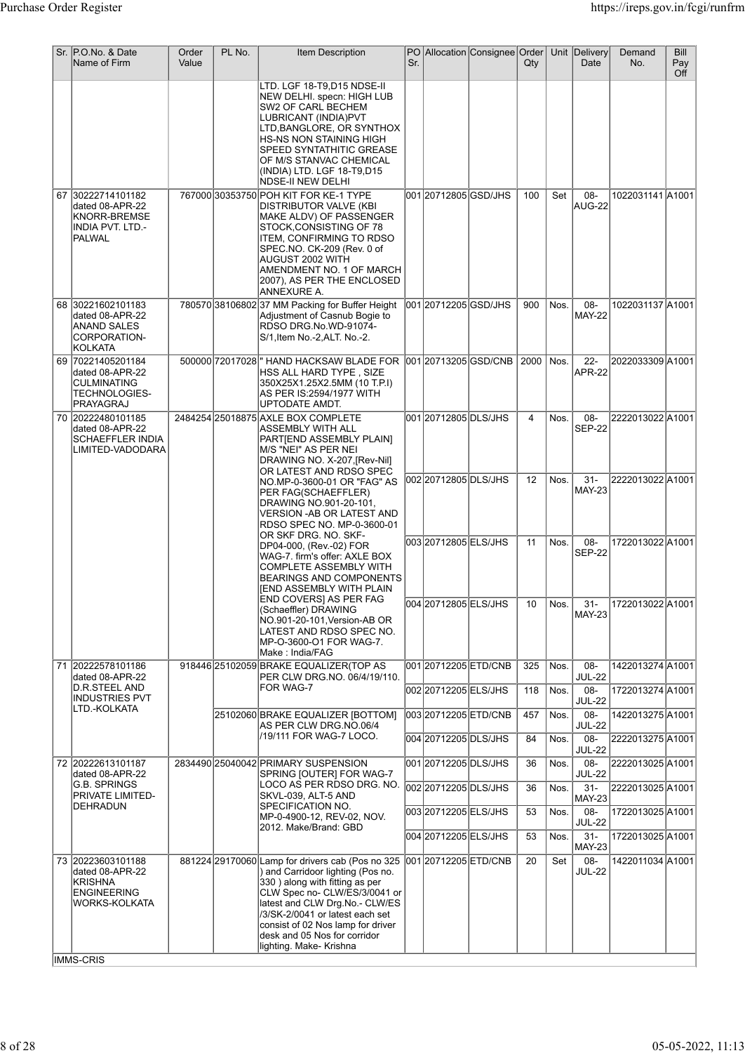| Sr. | P.O.No. & Date Name of Firm | Order Value | PL No. | Item Description | PO Sr. | Allocation | Consignee | Order Qty | Unit | Delivery Date | Demand No. | Bill Pay Off |
|---|---|---|---|---|---|---|---|---|---|---|---|---|
| | | | | LTD. LGF 18-T9,D15 NDSE-II NEW DELHI. specn: HIGH LUB SW2 OF CARL BECHEM LUBRICANT (INDIA)PVT LTD,BANGLORE, OR SYNTHOX HS-NS NON STAINING HIGH SPEED SYNTATHITIC GREASE OF M/S STANVAC CHEMICAL (INDIA) LTD. LGF 18-T9,D15 NDSE-II NEW DELHI | | | | | | | | |
| 67 | 30222714101182 dated 08-APR-22 KNORR-BREMSE INDIA PVT. LTD.-PALWAL | 767000 | 30353750 | POH KIT FOR KE-1 TYPE DISTRIBUTOR VALVE (KBI MAKE ALDV) OF PASSENGER STOCK,CONSISTING OF 78 ITEM, CONFIRMING TO RDSO SPEC.NO. CK-209 (Rev. 0 of AUGUST 2002 WITH AMENDMENT NO. 1 OF MARCH 2007), AS PER THE ENCLOSED ANNEXURE A. | 001 | 20712805 | GSD/JHS | 100 | Set | 08-AUG-22 | 1022031141 | A1001 |
| 68 | 30221602101183 dated 08-APR-22 ANAND SALES CORPORATION-KOLKATA | 780570 | 38106802 | 37 MM Packing for Buffer Height Adjustment of Casnub Bogie to RDSO DRG.No.WD-91074-S/1,Item No.-2,ALT. No.-2. | 001 | 20712205 | GSD/JHS | 900 | Nos. | 08-MAY-22 | 1022031137 | A1001 |
| 69 | 70221405201184 dated 08-APR-22 CULMINATING TECHNOLOGIES-PRAYAGRAJ | 500000 | 72017028 | " HAND HACKSAW BLADE FOR HSS ALL HARD TYPE , SIZE 350X25X1.25X2.5MM (10 T.P.I) AS PER IS:2594/1977 WITH UPTODATE AMDT. | 001 | 20713205 | GSD/CNB | 2000 | Nos. | 22-APR-22 | 2022033309 | A1001 |
| 70 | 20222480101185 dated 08-APR-22 SCHAEFFLER INDIA LIMITED-VADODARA | 2484254 | 25018875 | AXLE BOX COMPLETE ASSEMBLY WITH ALL PART[END ASSEMBLY PLAIN] M/S "NEI" AS PER NEI DRAWING NO. X-207,[Rev-Nil] OR LATEST AND RDSO SPEC NO.MP-0-3600-01 OR "FAG" AS PER FAG(SCHAEFFLER) DRAWING NO.901-20-101, VERSION -AB OR LATEST AND RDSO SPEC NO. MP-0-3600-01 OR SKF DRG. NO. SKF-DP04-000, (Rev.-02) FOR WAG-7. firm's offer: AXLE BOX COMPLETE ASSEMBLY WITH BEARINGS AND COMPONENTS [END ASSEMBLY WITH PLAIN END COVERS] AS PER FAG (Schaeffler) DRAWING NO.901-20-101,Version-AB OR LATEST AND RDSO SPEC NO. MP-O-3600-O1 FOR WAG-7. Make : India/FAG | 001 | 20712805 | DLS/JHS | 4 | Nos. | 08-SEP-22 | 2222013022 | A1001 |
| | | | | | 002 | 20712805 | DLS/JHS | 12 | Nos. | 31-MAY-23 | 2222013022 | A1001 |
| | | | | | 003 | 20712805 | ELS/JHS | 11 | Nos. | 08-SEP-22 | 1722013022 | A1001 |
| | | | | | 004 | 20712805 | ELS/JHS | 10 | Nos. | 31-MAY-23 | 1722013022 | A1001 |
| 71 | 20222578101186 dated 08-APR-22 D.R.STEEL AND INDUSTRIES PVT LTD.-KOLKATA | 918446 | 25102059 | BRAKE EQUALIZER(TOP AS PER CLW DRG.NO. 06/4/19/110. FOR WAG-7 | 001 | 20712205 | ETD/CNB | 325 | Nos. | 08-JUL-22 | 1422013274 | A1001 |
| | | | | | 002 | 20712205 | ELS/JHS | 118 | Nos. | 08-JUL-22 | 1722013274 | A1001 |
| | | | 25102060 | BRAKE EQUALIZER [BOTTOM] AS PER CLW DRG.NO.06/4 /19/111 FOR WAG-7 LOCO. | 003 | 20712205 | ETD/CNB | 457 | Nos. | 08-JUL-22 | 1422013275 | A1001 |
| | | | | | 004 | 20712205 | DLS/JHS | 84 | Nos. | 08-JUL-22 | 2222013275 | A1001 |
| 72 | 20222613101187 dated 08-APR-22 G.B. SPRINGS PRIVATE LIMITED-DEHRADUN | 2834490 | 25040042 | PRIMARY SUSPENSION SPRING [OUTER] FOR WAG-7 LOCO AS PER RDSO DRG. NO. SKVL-039, ALT-5 AND SPECIFICATION NO. MP-0-4900-12, REV-02, NOV. 2012. Make/Brand: GBD | 001 | 20712205 | DLS/JHS | 36 | Nos. | 08-JUL-22 | 2222013025 | A1001 |
| | | | | | 002 | 20712205 | DLS/JHS | 36 | Nos. | 31-MAY-23 | 2222013025 | A1001 |
| | | | | | 003 | 20712205 | ELS/JHS | 53 | Nos. | 08-JUL-22 | 1722013025 | A1001 |
| | | | | | 004 | 20712205 | ELS/JHS | 53 | Nos. | 31-MAY-23 | 1722013025 | A1001 |
| 73 | 20223603101188 dated 08-APR-22 KRISHNA ENGINEERING WORKS-KOLKATA | 881224 | 29170060 | Lamp for drivers cab (Pos no 325 ) and Carridoor lighting (Pos no. 330 ) along with fitting as per CLW Spec no- CLW/ES/3/0041 or latest and CLW Drg.No.- CLW/ES /3/SK-2/0041 or latest each set consist of 02 Nos lamp for driver desk and 05 Nos for corridor lighting. Make- Krishna | 001 | 20712205 | ETD/CNB | 20 | Set | 08-JUL-22 | 1422011034 | A1001 |

IMMS-CRIS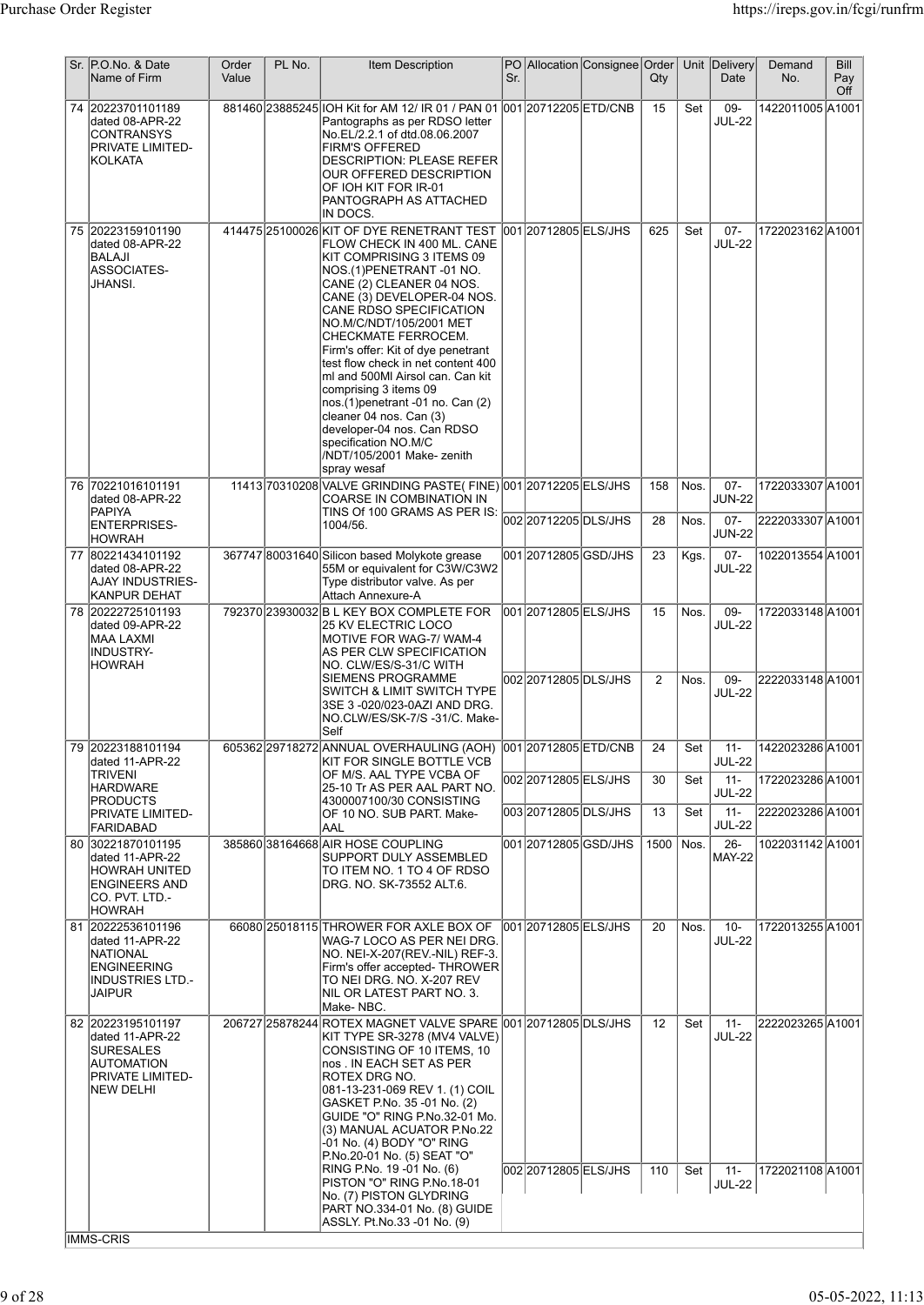| Sr. | P.O.No. & Date Name of Firm | Order Value | PL No. | Item Description | PO Sr. | Allocation | Consignee | Order Qty | Unit | Delivery Date | Demand No. | Bill Pay Off |
|---|---|---|---|---|---|---|---|---|---|---|---|---|
| 74 | 20223701101189 dated 08-APR-22 CONTRANSYS PRIVATE LIMITED-KOLKATA | 881460 | 23885245 | IOH Kit for AM 12/ IR 01 / PAN 01 Pantographs as per RDSO letter No.EL/2.2.1 of dtd.08.06.2007 FIRM'S OFFERED DESCRIPTION: PLEASE REFER OUR OFFERED DESCRIPTION OF IOH KIT FOR IR-01 PANTOGRAPH AS ATTACHED IN DOCS. | 001 | 20712205 | ETD/CNB | 15 | Set | 09-JUL-22 | 1422011005 | A1001 |
| 75 | 20223159101190 dated 08-APR-22 BALAJI ASSOCIATES-JHANSI. | 414475 | 25100026 | KIT OF DYE RENETRANT TEST FLOW CHECK IN 400 ML. CANE KIT COMPRISING 3 ITEMS 09 NOS.(1)PENETRANT -01 NO. CANE (2) CLEANER 04 NOS. CANE (3) DEVELOPER-04 NOS. CANE RDSO SPECIFICATION NO.M/C/NDT/105/2001 MET CHECKMATE FERROCEM. Firm's offer: Kit of dye penetrant test flow check in net content 400 ml and 500Ml Airsol can. Can kit comprising 3 items 09 nos.(1)penetrant -01 no. Can (2) cleaner 04 nos. Can (3) developer-04 nos. Can RDSO specification NO.M/C /NDT/105/2001 Make- zenith spray wesaf | 001 | 20712805 | ELS/JHS | 625 | Set | 07-JUL-22 | 1722023162 | A1001 |
| 76 | 70221016101191 dated 08-APR-22 PAPIYA ENTERPRISES-HOWRAH | 11413 | 70310208 | VALVE GRINDING PASTE( FINE) COARSE IN COMBINATION IN TINS Of 100 GRAMS AS PER IS: 1004/56. | 001 | 20712205 | ELS/JHS | 158 | Nos. | 07-JUN-22 | 1722033307 | A1001 |
| | | | | | 002 | 20712205 | DLS/JHS | 28 | Nos. | 07-JUN-22 | 2222033307 | A1001 |
| 77 | 80221434101192 dated 08-APR-22 AJAY INDUSTRIES-KANPUR DEHAT | 367747 | 80031640 | Silicon based Molykote grease 55M or equivalent for C3W/C3W2 Type distributor valve. As per Attach Annexure-A | 001 | 20712805 | GSD/JHS | 23 | Kgs. | 07-JUL-22 | 1022013554 | A1001 |
| 78 | 20222725101193 dated 09-APR-22 MAA LAXMI INDUSTRY-HOWRAH | 792370 | 23930032 | B L KEY BOX COMPLETE FOR 25 KV ELECTRIC LOCO MOTIVE FOR WAG-7/ WAM-4 AS PER CLW SPECIFICATION NO. CLW/ES/S-31/C WITH SIEMENS PROGRAMME SWITCH & LIMIT SWITCH TYPE 3SE 3 -020/023-0AZI AND DRG. NO.CLW/ES/SK-7/S -31/C. Make-Self | 001 | 20712805 | ELS/JHS | 15 | Nos. | 09-JUL-22 | 1722033148 | A1001 |
| | | | | | 002 | 20712805 | DLS/JHS | 2 | Nos. | 09-JUL-22 | 2222033148 | A1001 |
| 79 | 20223188101194 dated 11-APR-22 TRIVENI HARDWARE PRODUCTS PRIVATE LIMITED-FARIDABAD | 605362 | 29718272 | ANNUAL OVERHAULING (AOH) KIT FOR SINGLE BOTTLE VCB OF M/S. AAL TYPE VCBA OF 25-10 Tr AS PER AAL PART NO. 4300007100/30 CONSISTING OF 10 NO. SUB PART. Make-AAL | 001 | 20712805 | ETD/CNB | 24 | Set | 11-JUL-22 | 1422023286 | A1001 |
| | | | | | 002 | 20712805 | ELS/JHS | 30 | Set | 11-JUL-22 | 1722023286 | A1001 |
| | | | | | 003 | 20712805 | DLS/JHS | 13 | Set | 11-JUL-22 | 2222023286 | A1001 |
| 80 | 30221870101195 dated 11-APR-22 HOWRAH UNITED ENGINEERS AND CO. PVT. LTD.-HOWRAH | 385860 | 38164668 | AIR HOSE COUPLING SUPPORT DULY ASSEMBLED TO ITEM NO. 1 TO 4 OF RDSO DRG. NO. SK-73552 ALT.6. | 001 | 20712805 | GSD/JHS | 1500 | Nos. | 26-MAY-22 | 1022031142 | A1001 |
| 81 | 20222536101196 dated 11-APR-22 NATIONAL ENGINEERING INDUSTRIES LTD.-JAIPUR | 66080 | 25018115 | THROWER FOR AXLE BOX OF WAG-7 LOCO AS PER NEI DRG. NO. NEI-X-207(REV.-NIL) REF-3. Firm's offer accepted- THROWER TO NEI DRG. NO. X-207 REV NIL OR LATEST PART NO. 3. Make- NBC. | 001 | 20712805 | ELS/JHS | 20 | Nos. | 10-JUL-22 | 1722013255 | A1001 |
| 82 | 20223195101197 dated 11-APR-22 SURESALES AUTOMATION PRIVATE LIMITED-NEW DELHI | 206727 | 25878244 | ROTEX MAGNET VALVE SPARE KIT TYPE SR-3278 (MV4 VALVE) CONSISTING OF 10 ITEMS, 10 nos . IN EACH SET AS PER ROTEX DRG NO. 081-13-231-069 REV 1. (1) COIL GASKET P.No. 35 -01 No. (2) GUIDE "O" RING P.No.32-01 Mo. (3) MANUAL ACUATOR P.No.22 -01 No. (4) BODY "O" RING P.No.20-01 No. (5) SEAT "O" RING P.No. 19 -01 No. (6) PISTON "O" RING P.No.18-01 No. (7) PISTON GLYDRING PART NO.334-01 No. (8) GUIDE ASSLY. Pt.No.33 -01 No. (9) | 001 | 20712805 | DLS/JHS | 12 | Set | 11-JUL-22 | 2222023265 | A1001 |
| | | | | | 002 | 20712805 | ELS/JHS | 110 | Set | 11-JUL-22 | 1722021108 | A1001 |

IMMS-CRIS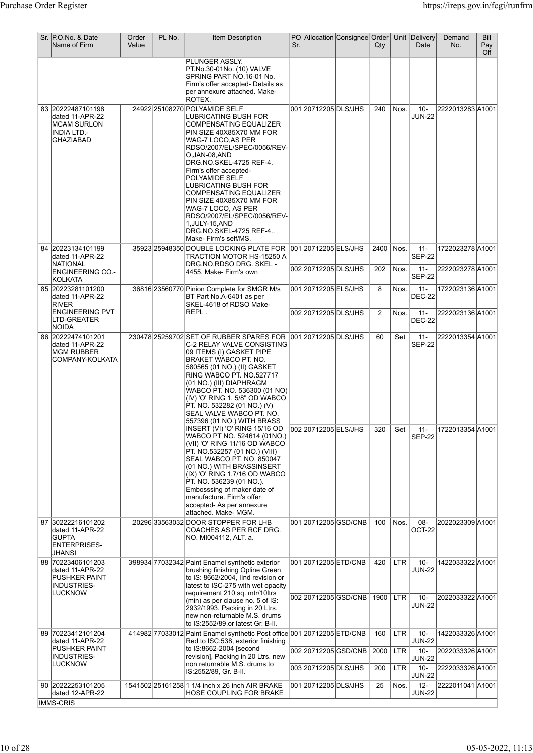| Sr. | P.O.No. & Date Name of Firm | Order Value | PL No. | Item Description | PO Sr. | Allocation | Consignee | Order Qty | Unit | Delivery Date | Demand No. | Bill Pay Off |
|---|---|---|---|---|---|---|---|---|---|---|---|---|
| | | | | PLUNGER ASSLY. PT.No.30-01No. (10) VALVE SPRING PART NO.16-01 No. Firm's offer accepted- Details as per annexure attached. Make- ROTEX. | | | | | | | | |
| 83 | 20222487101198 dated 11-APR-22 MCAM SURLON INDIA LTD.-GHAZIABAD | 24922 | 25108270 | POLYAMIDE SELF LUBRICATING BUSH FOR COMPENSATING EQUALIZER PIN SIZE 40X85X70 MM FOR WAG-7 LOCO,AS PER RDSO/2007/EL/SPEC/0056/REV-O,JAN-08,AND DRG.NO.SKEL-4725 REF-4. Firm's offer accepted- POLYAMIDE SELF LUBRICATING BUSH FOR COMPENSATING EQUALIZER PIN SIZE 40X85X70 MM FOR WAG-7 LOCO, AS PER RDSO/2007/EL/SPEC/0056/REV-1,JULY-15,AND DRG.NO.SKEL-4725 REF-4.. Make- Firm's self/MS. | 001 | 20712205 | DLS/JHS | 240 | Nos. | 10-JUN-22 | 2222013283 | A1001 |
| 84 | 20223134101199 dated 11-APR-22 NATIONAL ENGINEERING CO.-KOLKATA | 35923 | 25948350 | DOUBLE LOCKING PLATE FOR TRACTION MOTOR HS-15250 A DRG.NO.RDSO DRG. SKEL - 4455. Make- Firm's own | 001 | 20712205 | ELS/JHS | 2400 | Nos. | 11-SEP-22 | 1722023278 | A1001 |
| | | | | | 002 | 20712205 | DLS/JHS | 202 | Nos. | 11-SEP-22 | 2222023278 | A1001 |
| 85 | 20223281101200 dated 11-APR-22 RIVER ENGINEERING PVT LTD-GREATER NOIDA | 36816 | 23560770 | Pinion Complete for SMGR M/s BT Part No.A-6401 as per SKEL-4618 of RDSO Make- REPL . | 001 | 20712205 | ELS/JHS | 8 | Nos. | 11-DEC-22 | 1722023136 | A1001 |
| | | | | | 002 | 20712205 | DLS/JHS | 2 | Nos. | 11-DEC-22 | 2222023136 | A1001 |
| 86 | 20222474101201 dated 11-APR-22 MGM RUBBER COMPANY-KOLKATA | 230478 | 25259702 | SET OF RUBBER SPARES FOR C-2 RELAY VALVE CONSISTING 09 ITEMS (I) GASKET PIPE BRAKET WABCO PT. NO. 580565 (01 NO.) (II) GASKET RING WABCO PT. NO.527717 (01 NO.) (III) DIAPHRAGM WABCO PT. NO. 536300 (01 NO) (IV) 'O' RING 1. 5/8" OD WABCO PT. NO. 532282 (01 NO.) (V) SEAL VALVE WABCO PT. NO. 557396 (01 NO.) WITH BRASS INSERT (VI) 'O' RING 15/16 OD WABCO PT NO. 524614 (01NO.) (VII) 'O' RING 11/16 OD WABCO PT. NO.532257 (01 NO.) (VIII) SEAL WABCO PT. NO. 850047 (01 NO.) WITH BRASSINSERT (IX) 'O' RING 1.7/16 OD WABCO PT. NO. 536239 (01 NO.). Embosssing of maker date of manufacture. Firm's offer accepted- As per annexure attached. Make- MGM. | 001 | 20712205 | DLS/JHS | 60 | Set | 11-SEP-22 | 2222013354 | A1001 |
| | | | | | 002 | 20712205 | ELS/JHS | 320 | Set | 11-SEP-22 | 1722013354 | A1001 |
| 87 | 30222216101202 dated 11-APR-22 GUPTA ENTERPRISES-JHANSI | 20296 | 33563032 | DOOR STOPPER FOR LHB COACHES AS PER RCF DRG. NO. MI004112, ALT. a. | 001 | 20712205 | GSD/CNB | 100 | Nos. | 08-OCT-22 | 2022023309 | A1001 |
| 88 | 70223406101203 dated 11-APR-22 PUSHKER PAINT INDUSTRIES-LUCKNOW | 398934 | 77032342 | Paint Enamel synthetic exterior brushing finishing Opline Green to IS: 8662/2004, IInd revision or latest to ISC-275 with wet opacity requirement 210 sq. mtr/10ltrs (min) as per clause no. 5 of IS: 2932/1993. Packing in 20 Ltrs. new non-returnable M.S. drums to IS:2552/89.or latest Gr. B-II. | 001 | 20712205 | ETD/CNB | 420 | LTR | 10-JUN-22 | 1422033322 | A1001 |
| | | | | | 002 | 20712205 | GSD/CNB | 1900 | LTR | 10-JUN-22 | 2022033322 | A1001 |
| 89 | 70223412101204 dated 11-APR-22 PUSHKER PAINT INDUSTRIES-LUCKNOW | 414982 | 77033012 | Paint Enamel synthetic Post office Red to ISC:538, exterior finishing to IS:8662-2004 [second revision], Packing in 20 Ltrs. new non returnable M.S. drums to IS:2552/89, Gr. B-II. | 001 | 20712205 | ETD/CNB | 160 | LTR | 10-JUN-22 | 1422033326 | A1001 |
| | | | | | 002 | 20712205 | GSD/CNB | 2000 | LTR | 10-JUN-22 | 2022033326 | A1001 |
| | | | | | 003 | 20712205 | DLS/JHS | 200 | LTR | 10-JUN-22 | 2222033326 | A1001 |
| 90 | 20222253101205 dated 12-APR-22 | 1541502 | 25161258 | 1 1/4 inch x 26 inch AIR BRAKE HOSE COUPLING FOR BRAKE | 001 | 20712205 | DLS/JHS | 25 | Nos. | 12-JUN-22 | 2222011041 | A1001 |

IMMS-CRIS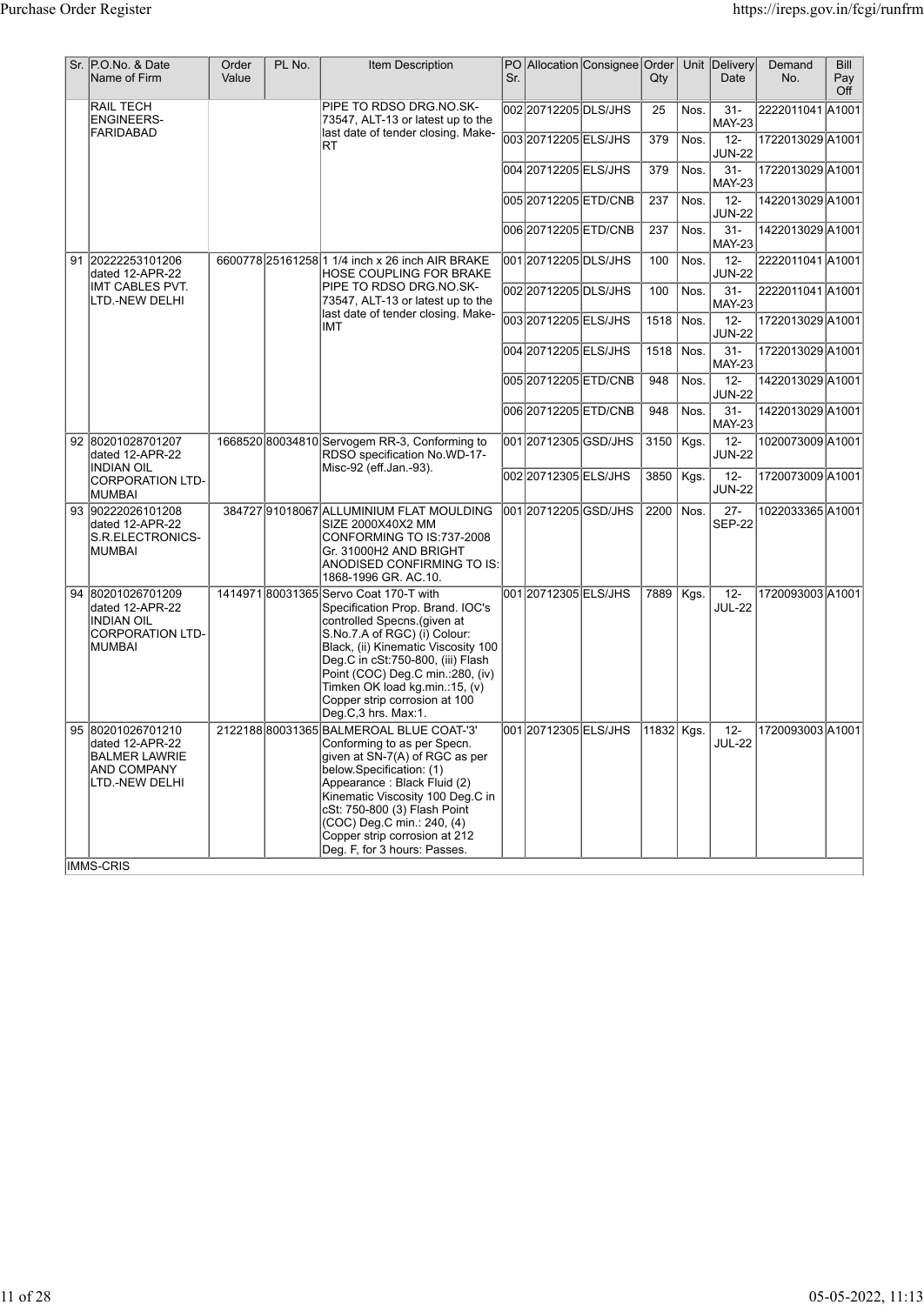| Sr. | P.O.No. & Date Name of Firm | Order Value | PL No. | Item Description | PO Sr. | Allocation | Consignee | Order Qty | Unit | Delivery Date | Demand No. | Bill Pay Off |
|---|---|---|---|---|---|---|---|---|---|---|---|---|
| | RAIL TECH ENGINEERS-FARIDABAD | | | PIPE TO RDSO DRG.NO.SK-73547, ALT-13 or latest up to the last date of tender closing. Make-RT | 002 | 20712205 | DLS/JHS | 25 | Nos. | 31-MAY-23 | 2222011041 | A1001 |
| | | | | | 003 | 20712205 | ELS/JHS | 379 | Nos. | 12-JUN-22 | 1722013029 | A1001 |
| | | | | | 004 | 20712205 | ELS/JHS | 379 | Nos. | 31-MAY-23 | 1722013029 | A1001 |
| | | | | | 005 | 20712205 | ETD/CNB | 237 | Nos. | 12-JUN-22 | 1422013029 | A1001 |
| | | | | | 006 | 20712205 | ETD/CNB | 237 | Nos. | 31-MAY-23 | 1422013029 | A1001 |
| 91 | 20222253101206 dated 12-APR-22 IMT CABLES PVT. LTD.-NEW DELHI | 6600778 | 25161258 | 1 1/4 inch x 26 inch AIR BRAKE HOSE COUPLING FOR BRAKE PIPE TO RDSO DRG.NO.SK-73547, ALT-13 or latest up to the last date of tender closing. Make-IMT | 001 | 20712205 | DLS/JHS | 100 | Nos. | 12-JUN-22 | 2222011041 | A1001 |
| | | | | | 002 | 20712205 | DLS/JHS | 100 | Nos. | 31-MAY-23 | 2222011041 | A1001 |
| | | | | | 003 | 20712205 | ELS/JHS | 1518 | Nos. | 12-JUN-22 | 1722013029 | A1001 |
| | | | | | 004 | 20712205 | ELS/JHS | 1518 | Nos. | 31-MAY-23 | 1722013029 | A1001 |
| | | | | | 005 | 20712205 | ETD/CNB | 948 | Nos. | 12-JUN-22 | 1422013029 | A1001 |
| | | | | | 006 | 20712205 | ETD/CNB | 948 | Nos. | 31-MAY-23 | 1422013029 | A1001 |
| 92 | 80201028701207 dated 12-APR-22 INDIAN OIL CORPORATION LTD-MUMBAI | 1668520 | 80034810 | Servogem RR-3, Conforming to RDSO specification No.WD-17-Misc-92 (eff.Jan.-93). | 001 | 20712305 | GSD/JHS | 3150 | Kgs. | 12-JUN-22 | 1020073009 | A1001 |
| | | | | | 002 | 20712305 | ELS/JHS | 3850 | Kgs. | 12-JUN-22 | 1720073009 | A1001 |
| 93 | 90222026101208 dated 12-APR-22 S.R.ELECTRONICS-MUMBAI | 384727 | 91018067 | ALLUMINIUM FLAT MOULDING SIZE 2000X40X2 MM CONFORMING TO IS:737-2008 Gr. 31000H2 AND BRIGHT ANODISED CONFIRMING TO IS: 1868-1996 GR. AC.10. | 001 | 20712205 | GSD/JHS | 2200 | Nos. | 27-SEP-22 | 1022033365 | A1001 |
| 94 | 80201026701209 dated 12-APR-22 INDIAN OIL CORPORATION LTD-MUMBAI | 1414971 | 80031365 | Servo Coat 170-T with Specification Prop. Brand. IOC's controlled Specns.(given at S.No.7.A of RGC) (i) Colour: Black, (ii) Kinematic Viscosity 100 Deg.C in cSt:750-800, (iii) Flash Point (COC) Deg.C min.:280, (iv) Timken OK load kg.min.:15, (v) Copper strip corrosion at 100 Deg.C,3 hrs. Max:1. | 001 | 20712305 | ELS/JHS | 7889 | Kgs. | 12-JUL-22 | 1720093003 | A1001 |
| 95 | 80201026701210 dated 12-APR-22 BALMER LAWRIE AND COMPANY LTD.-NEW DELHI | 2122188 | 80031365 | BALMEROAL BLUE COAT-'3' Conforming to as per Specn. given at SN-7(A) of RGC as per below.Specification: (1) Appearance : Black Fluid (2) Kinematic Viscosity 100 Deg.C in cSt: 750-800 (3) Flash Point (COC) Deg.C min.: 240, (4) Copper strip corrosion at 212 Deg. F, for 3 hours: Passes. | 001 | 20712305 | ELS/JHS | 11832 | Kgs. | 12-JUL-22 | 1720093003 | A1001 |

IMMS-CRIS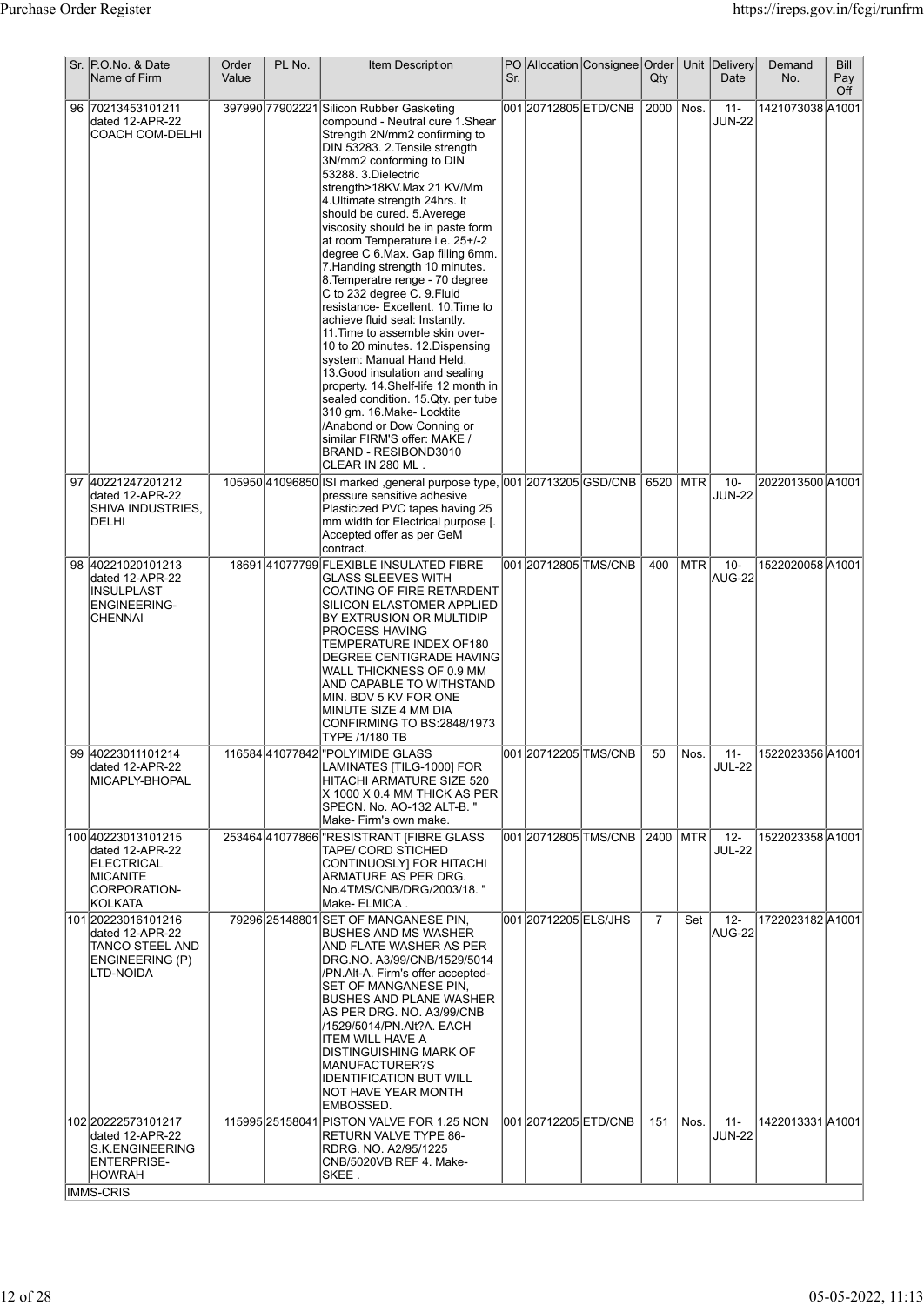| Sr. | P.O.No. & Date Name of Firm | Order Value | PL No. | Item Description | PO Sr. | Allocation | Consignee | Order Qty | Unit | Delivery Date | Demand No. | Bill Pay Off |
|---|---|---|---|---|---|---|---|---|---|---|---|---|
| 96 | 70213453101211 dated 12-APR-22 COACH COM-DELHI | 397990 | 77902221 | Silicon Rubber Gasketing compound - Neutral cure 1.Shear Strength 2N/mm2 confirming to DIN 53283. 2.Tensile strength 3N/mm2 conforming to DIN 53288. 3.Dielectric strength>18KV.Max 21 KV/Mm 4.Ultimate strength 24hrs. It should be cured. 5.Averege viscosity should be in paste form at room Temperature i.e. 25+/-2 degree C 6.Max. Gap filling 6mm. 7.Handing strength 10 minutes. 8.Temperatre renge - 70 degree C to 232 degree C. 9.Fluid resistance- Excellent. 10.Time to achieve fluid seal: Instantly. 11.Time to assemble skin over- 10 to 20 minutes. 12.Dispensing system: Manual Hand Held. 13.Good insulation and sealing property. 14.Shelf-life 12 month in sealed condition. 15.Qty. per tube 310 gm. 16.Make- Locktite /Anabond or Dow Conning or similar FIRM'S offer: MAKE / BRAND - RESIBOND3010 CLEAR IN 280 ML . | 001 | 20712805 | ETD/CNB | 2000 | Nos. | 11-JUN-22 | 1421073038 | A1001 |
| 97 | 40221247201212 dated 12-APR-22 SHIVA INDUSTRIES, DELHI | 105950 | 41096850 | ISI marked ,general purpose type, pressure sensitive adhesive Plasticized PVC tapes having 25 mm width for Electrical purpose [. Accepted offer as per GeM contract. | 001 | 20713205 | GSD/CNB | 6520 | MTR | 10-JUN-22 | 2022013500 | A1001 |
| 98 | 40221020101213 dated 12-APR-22 INSULPLAST ENGINEERING-CHENNAI | 18691 | 41077799 | FLEXIBLE INSULATED FIBRE GLASS SLEEVES WITH COATING OF FIRE RETARDENT SILICON ELASTOMER APPLIED BY EXTRUSION OR MULTIDIP PROCESS HAVING TEMPERATURE INDEX OF180 DEGREE CENTIGRADE HAVING WALL THICKNESS OF 0.9 MM AND CAPABLE TO WITHSTAND MIN. BDV 5 KV FOR ONE MINUTE SIZE 4 MM DIA CONFIRMING TO BS:2848/1973 TYPE /1/180 TB | 001 | 20712805 | TMS/CNB | 400 | MTR | 10-AUG-22 | 1522020058 | A1001 |
| 99 | 40223011101214 dated 12-APR-22 MICAPLY-BHOPAL | 116584 | 41077842 | "POLYIMIDE GLASS LAMINATES [TILG-1000] FOR HITACHI ARMATURE SIZE 520 X 1000 X 0.4 MM THICK AS PER SPECN. No. AO-132 ALT-B. " Make- Firm's own make. | 001 | 20712205 | TMS/CNB | 50 | Nos. | 11-JUL-22 | 1522023356 | A1001 |
| 100 | 40223013101215 dated 12-APR-22 ELECTRICAL MICANITE CORPORATION-KOLKATA | 253464 | 41077866 | "RESISTRANT [FIBRE GLASS TAPE/ CORD STICHED CONTINUOSLY] FOR HITACHI ARMATURE AS PER DRG. No.4TMS/CNB/DRG/2003/18. " Make- ELMICA . | 001 | 20712805 | TMS/CNB | 2400 | MTR | 12-JUL-22 | 1522023358 | A1001 |
| 101 | 20223016101216 dated 12-APR-22 TANCO STEEL AND ENGINEERING (P) LTD-NOIDA | 79296 | 25148801 | SET OF MANGANESE PIN, BUSHES AND MS WASHER AND FLATE WASHER AS PER DRG.NO. A3/99/CNB/1529/5014 /PN.Alt-A. Firm's offer accepted- SET OF MANGANESE PIN, BUSHES AND PLANE WASHER AS PER DRG. NO. A3/99/CNB /1529/5014/PN.Alt?A. EACH ITEM WILL HAVE A DISTINGUISHING MARK OF MANUFACTURER?S IDENTIFICATION BUT WILL NOT HAVE YEAR MONTH EMBOSSED. | 001 | 20712205 | ELS/JHS | 7 | Set | 12-AUG-22 | 1722023182 | A1001 |
| 102 | 20222573101217 dated 12-APR-22 S.K.ENGINEERING ENTERPRISE-HOWRAH | 115995 | 25158041 | PISTON VALVE FOR 1.25 NON RETURN VALVE TYPE 86-RDRG. NO. A2/95/1225 CNB/5020VB REF 4. Make-SKEE . | 001 | 20712205 | ETD/CNB | 151 | Nos. | 11-JUN-22 | 1422013331 | A1001 |

IMMS-CRIS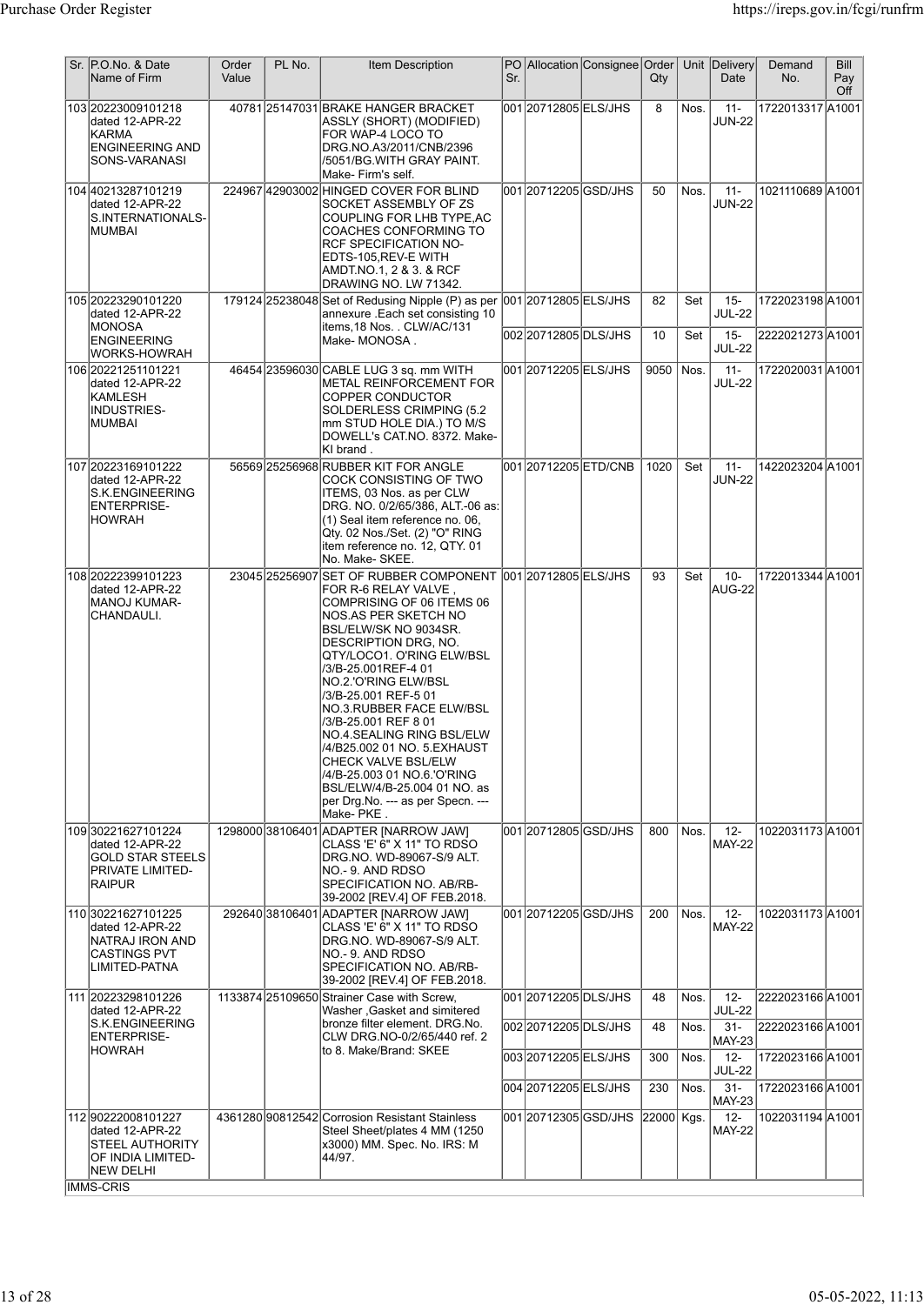| Sr. | P.O.No. & Date Name of Firm | Order Value | PL No. | Item Description | PO Sr. | Allocation | Consignee | Order Qty | Unit | Delivery Date | Demand No. | Bill Pay Off |
|---|---|---|---|---|---|---|---|---|---|---|---|---|
| 103 | 20223009101218 dated 12-APR-22 KARMA ENGINEERING AND SONS-VARANASI | 40781 | 25147031 | BRAKE HANGER BRACKET ASSLY (SHORT) (MODIFIED) FOR WAP-4 LOCO TO DRG.NO.A3/2011/CNB/2396 /5051/BG.WITH GRAY PAINT. Make- Firm's self. | 001 | 20712805 | ELS/JHS | 8 | Nos. | 11-JUN-22 | 1722013317 | A1001 |
| 104 | 40213287101219 dated 12-APR-22 S.INTERNATIONALS-MUMBAI | 224967 | 42903002 | HINGED COVER FOR BLIND SOCKET ASSEMBLY OF ZS COUPLING FOR LHB TYPE,AC COACHES CONFORMING TO RCF SPECIFICATION NO-EDTS-105,REV-E WITH AMDT.NO.1, 2 & 3. & RCF DRAWING NO. LW 71342. | 001 | 20712205 | GSD/JHS | 50 | Nos. | 11-JUN-22 | 1021110689 | A1001 |
| 105 | 20223290101220 dated 12-APR-22 MONOSA ENGINEERING WORKS-HOWRAH | 179124 | 25238048 | Set of Redusing Nipple (P) as per annexure .Each set consisting 10 items,18 Nos. . CLW/AC/131 Make- MONOSA . | 001 | 20712805 | ELS/JHS | 82 | Set | 15-JUL-22 | 1722023198 | A1001 |
| | | | | | 002 | 20712805 | DLS/JHS | 10 | Set | 15-JUL-22 | 2222021273 | A1001 |
| 106 | 20221251101221 dated 12-APR-22 KAMLESH INDUSTRIES-MUMBAI | 46454 | 23596030 | CABLE LUG 3 sq. mm WITH METAL REINFORCEMENT FOR COPPER CONDUCTOR SOLDERLESS CRIMPING (5.2 mm STUD HOLE DIA.) TO M/S DOWELL's CAT.NO. 8372. Make- KI brand . | 001 | 20712205 | ELS/JHS | 9050 | Nos. | 11-JUL-22 | 1722020031 | A1001 |
| 107 | 20223169101222 dated 12-APR-22 S.K.ENGINEERING ENTERPRISE-HOWRAH | 56569 | 25256968 | RUBBER KIT FOR ANGLE COCK CONSISTING OF TWO ITEMS, 03 Nos. as per CLW DRG. NO. 0/2/65/386, ALT.-06 as: (1) Seal item reference no. 06, Qty. 02 Nos./Set. (2) "O" RING item reference no. 12, QTY. 01 No. Make- SKEE. | 001 | 20712205 | ETD/CNB | 1020 | Set | 11-JUN-22 | 1422023204 | A1001 |
| 108 | 20222399101223 dated 12-APR-22 MANOJ KUMAR-CHANDAULI. | 23045 | 25256907 | SET OF RUBBER COMPONENT FOR R-6 RELAY VALVE , COMPRISING OF 06 ITEMS 06 NOS.AS PER SKETCH NO BSL/ELW/SK NO 9034SR. DESCRIPTION DRG, NO. QTY/LOCO1. O'RING ELW/BSL /3/B-25.001REF-4 01 NO.2.'O'RING ELW/BSL /3/B-25.001 REF-5 01 NO.3.RUBBER FACE ELW/BSL /3/B-25.001 REF 8 01 NO.4.SEALING RING BSL/ELW /4/B25.002 01 NO. 5.EXHAUST CHECK VALVE BSL/ELW /4/B-25.003 01 NO.6.'O'RING BSL/ELW/4/B-25.004 01 NO. as per Drg.No. --- as per Specn. --- Make- PKE . | 001 | 20712805 | ELS/JHS | 93 | Set | 10-AUG-22 | 1722013344 | A1001 |
| 109 | 30221627101224 dated 12-APR-22 GOLD STAR STEELS PRIVATE LIMITED-RAIPUR | 1298000 | 38106401 | ADAPTER [NARROW JAW] CLASS 'E' 6" X 11" TO RDSO DRG.NO. WD-89067-S/9 ALT. NO.- 9. AND RDSO SPECIFICATION NO. AB/RB-39-2002 [REV.4] OF FEB.2018. | 001 | 20712805 | GSD/JHS | 800 | Nos. | 12-MAY-22 | 1022031173 | A1001 |
| 110 | 30221627101225 dated 12-APR-22 NATRAJ IRON AND CASTINGS PVT LIMITED-PATNA | 292640 | 38106401 | ADAPTER [NARROW JAW] CLASS 'E' 6" X 11" TO RDSO DRG.NO. WD-89067-S/9 ALT. NO.- 9. AND RDSO SPECIFICATION NO. AB/RB-39-2002 [REV.4] OF FEB.2018. | 001 | 20712205 | GSD/JHS | 200 | Nos. | 12-MAY-22 | 1022031173 | A1001 |
| 111 | 20223298101226 dated 12-APR-22 S.K.ENGINEERING ENTERPRISE-HOWRAH | 1133874 | 25109650 | Strainer Case with Screw, Washer ,Gasket and simitered bronze filter element. DRG.No. CLW DRG.NO-0/2/65/440 ref. 2 to 8. Make/Brand: SKEE | 001 | 20712205 | DLS/JHS | 48 | Nos. | 12-JUL-22 | 2222023166 | A1001 |
| | | | | | 002 | 20712205 | DLS/JHS | 48 | Nos. | 31-MAY-23 | 2222023166 | A1001 |
| | | | | | 003 | 20712205 | ELS/JHS | 300 | Nos. | 12-JUL-22 | 1722023166 | A1001 |
| | | | | | 004 | 20712205 | ELS/JHS | 230 | Nos. | 31-MAY-23 | 1722023166 | A1001 |
| 112 | 90222008101227 dated 12-APR-22 STEEL AUTHORITY OF INDIA LIMITED-NEW DELHI | 4361280 | 90812542 | Corrosion Resistant Stainless Steel Sheet/plates 4 MM (1250 x3000) MM. Spec. No. IRS: M 44/97. | 001 | 20712305 | GSD/JHS | 22000 | Kgs. | 12-MAY-22 | 1022031194 | A1001 |

IMMS-CRIS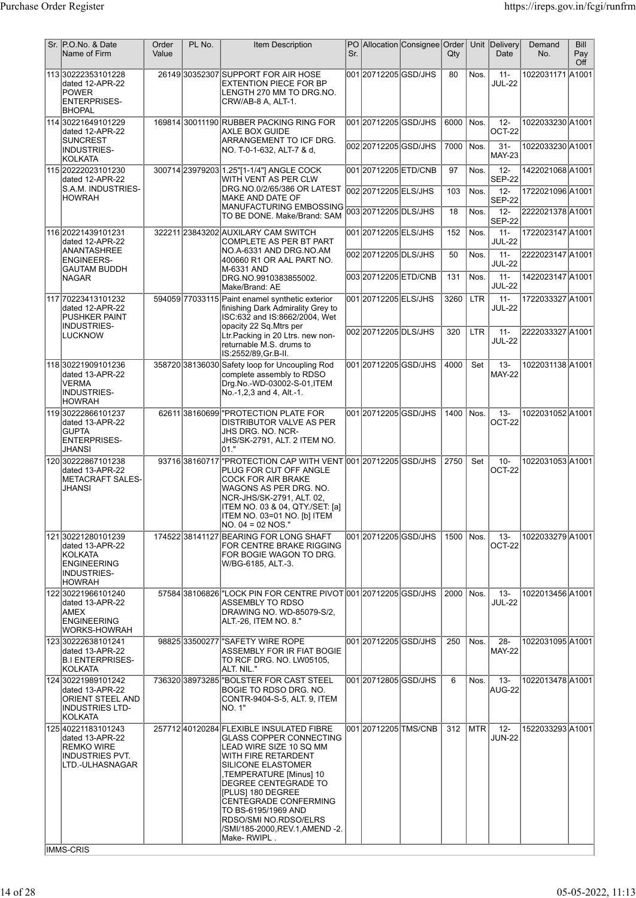| Sr. | P.O.No. & Date Name of Firm | Order Value | PL No. | Item Description | PO Sr. | Allocation | Consignee | Order Qty | Unit | Delivery Date | Demand No. | Bill Pay Off |
|---|---|---|---|---|---|---|---|---|---|---|---|---|
| 113 | 30222353101228 dated 12-APR-22 POWER ENTERPRISES-BHOPAL | 26149 | 30352307 | SUPPORT FOR AIR HOSE EXTENTION PIECE FOR BP LENGTH 270 MM TO DRG.NO. CRW/AB-8 A, ALT-1. | 001 | 20712205 | GSD/JHS | 80 | Nos. | 11-JUL-22 | 1022031171 | A1001 |
| 114 | 30221649101229 dated 12-APR-22 SUNCREST INDUSTRIES-KOLKATA | 169814 | 30011190 | RUBBER PACKING RING FOR AXLE BOX GUIDE ARRANGEMENT TO ICF DRG. NO. T-0-1-632, ALT-7 & d, | 001 | 20712205 | GSD/JHS | 6000 | Nos. | 12-OCT-22 | 1022033230 | A1001 |
| | | | | | 002 | 20712205 | GSD/JHS | 7000 | Nos. | 31-MAY-23 | 1022033230 | A1001 |
| 115 | 20222023101230 dated 12-APR-22 S.A.M. INDUSTRIES-HOWRAH | 300714 | 23979203 | 1.25"[1-1/4"] ANGLE COCK WITH VENT AS PER CLW DRG.NO.0/2/65/386 OR LATEST MAKE AND DATE OF MANUFACTURING EMBOSSING TO BE DONE. Make/Brand: SAM | 001 | 20712205 | ETD/CNB | 97 | Nos. | 12-SEP-22 | 1422021068 | A1001 |
| | | | | | 002 | 20712205 | ELS/JHS | 103 | Nos. | 12-SEP-22 | 1722021096 | A1001 |
| | | | | | 003 | 20712205 | DLS/JHS | 18 | Nos. | 12-SEP-22 | 2222021378 | A1001 |
| 116 | 20221439101231 dated 12-APR-22 ANANTASHREE ENGINEERS-GAUTAM BUDDH NAGAR | 322211 | 23843202 | AUXILARY CAM SWITCH COMPLETE AS PER BT PART NO.A-6331 AND DRG.NO.AM 400660 R1 OR AAL PART NO. M-6331 AND DRG.NO.9910383855002. Make/Brand: AE | 001 | 20712205 | ELS/JHS | 152 | Nos. | 11-JUL-22 | 1722023147 | A1001 |
| | | | | | 002 | 20712205 | DLS/JHS | 50 | Nos. | 11-JUL-22 | 2222023147 | A1001 |
| | | | | | 003 | 20712205 | ETD/CNB | 131 | Nos. | 11-JUL-22 | 1422023147 | A1001 |
| 117 | 70223413101232 dated 12-APR-22 PUSHKER PAINT INDUSTRIES-LUCKNOW | 594059 | 77033115 | Paint enamel synthetic exterior finishing Dark Admirality Grey to ISC:632 and IS:8662/2004, Wet opacity 22 Sq.Mtrs per Ltr.Packing in 20 Ltrs. new non-returnable M.S. drums to IS:2552/89,Gr.B-II. | 001 | 20712205 | ELS/JHS | 3260 | LTR | 11-JUL-22 | 1722033327 | A1001 |
| | | | | | 002 | 20712205 | DLS/JHS | 320 | LTR | 11-JUL-22 | 2222033327 | A1001 |
| 118 | 30221909101236 dated 13-APR-22 VERMA INDUSTRIES-HOWRAH | 358720 | 38136030 | Safety loop for Uncoupling Rod complete assembly to RDSO Drg.No.-WD-03002-S-01,ITEM No.-1,2,3 and 4, Alt.-1. | 001 | 20712205 | GSD/JHS | 4000 | Set | 13-MAY-22 | 1022031138 | A1001 |
| 119 | 30222866101237 dated 13-APR-22 GUPTA ENTERPRISES-JHANSI | 62611 | 38160699 | "PROTECTION PLATE FOR DISTRIBUTOR VALVE AS PER JHS DRG. NO. NCR-JHS/SK-2791, ALT. 2 ITEM NO. 01." | 001 | 20712205 | GSD/JHS | 1400 | Nos. | 13-OCT-22 | 1022031052 | A1001 |
| 120 | 30222867101238 dated 13-APR-22 METACRAFT SALES-JHANSI | 93716 | 38160717 | "PROTECTION CAP WITH VENT PLUG FOR CUT OFF ANGLE COCK FOR AIR BRAKE WAGONS AS PER DRG. NO. NCR-JHS/SK-2791, ALT. 02, ITEM NO. 03 & 04, QTY./SET: [a] ITEM NO. 03=01 NO. [b] ITEM NO. 04 = 02 NOS." | 001 | 20712205 | GSD/JHS | 2750 | Set | 10-OCT-22 | 1022031053 | A1001 |
| 121 | 30221280101239 dated 13-APR-22 KOLKATA ENGINEERING INDUSTRIES-HOWRAH | 174522 | 38141127 | BEARING FOR LONG SHAFT FOR CENTRE BRAKE RIGGING FOR BOGIE WAGON TO DRG. W/BG-6185, ALT.-3. | 001 | 20712205 | GSD/JHS | 1500 | Nos. | 13-OCT-22 | 1022033279 | A1001 |
| 122 | 30221966101240 dated 13-APR-22 AMEX ENGINEERING WORKS-HOWRAH | 57584 | 38106826 | "LOCK PIN FOR CENTRE PIVOT ASSEMBLY TO RDSO DRAWING NO. WD-85079-S/2, ALT.-26, ITEM NO. 8." | 001 | 20712205 | GSD/JHS | 2000 | Nos. | 13-JUL-22 | 1022013456 | A1001 |
| 123 | 30222638101241 dated 13-APR-22 B.I ENTERPRISES-KOLKATA | 98825 | 33500277 | "SAFETY WIRE ROPE ASSEMBLY FOR IR FIAT BOGIE TO RCF DRG. NO. LW05105, ALT. NIL." | 001 | 20712205 | GSD/JHS | 250 | Nos. | 28-MAY-22 | 1022031095 | A1001 |
| 124 | 30221989101242 dated 13-APR-22 ORIENT STEEL AND INDUSTRIES LTD-KOLKATA | 736320 | 38973285 | "BOLSTER FOR CAST STEEL BOGIE TO RDSO DRG. NO. CONTR-9404-S-5, ALT. 9, ITEM NO. 1" | 001 | 20712805 | GSD/JHS | 6 | Nos. | 13-AUG-22 | 1022013478 | A1001 |
| 125 | 40221183101243 dated 13-APR-22 REMKO WIRE INDUSTRIES PVT. LTD.-ULHASNAGAR | 257712 | 40120284 | FLEXIBLE INSULATED FIBRE GLASS COPPER CONNECTING LEAD WIRE SIZE 10 SQ MM WITH FIRE RETARDENT SILICONE ELASTOMER ,TEMPERATURE [Minus] 10 DEGREE CENTEGRADE TO [PLUS] 180 DEGREE CENTEGRADE CONFERMING TO BS-6195/1969 AND RDSO/SMI NO.RDSO/ELRS /SMI/185-2000,REV.1,AMEND -2. Make- RWIPL . | 001 | 20712205 | TMS/CNB | 312 | MTR | 12-JUN-22 | 1522033293 | A1001 |

IMMS-CRIS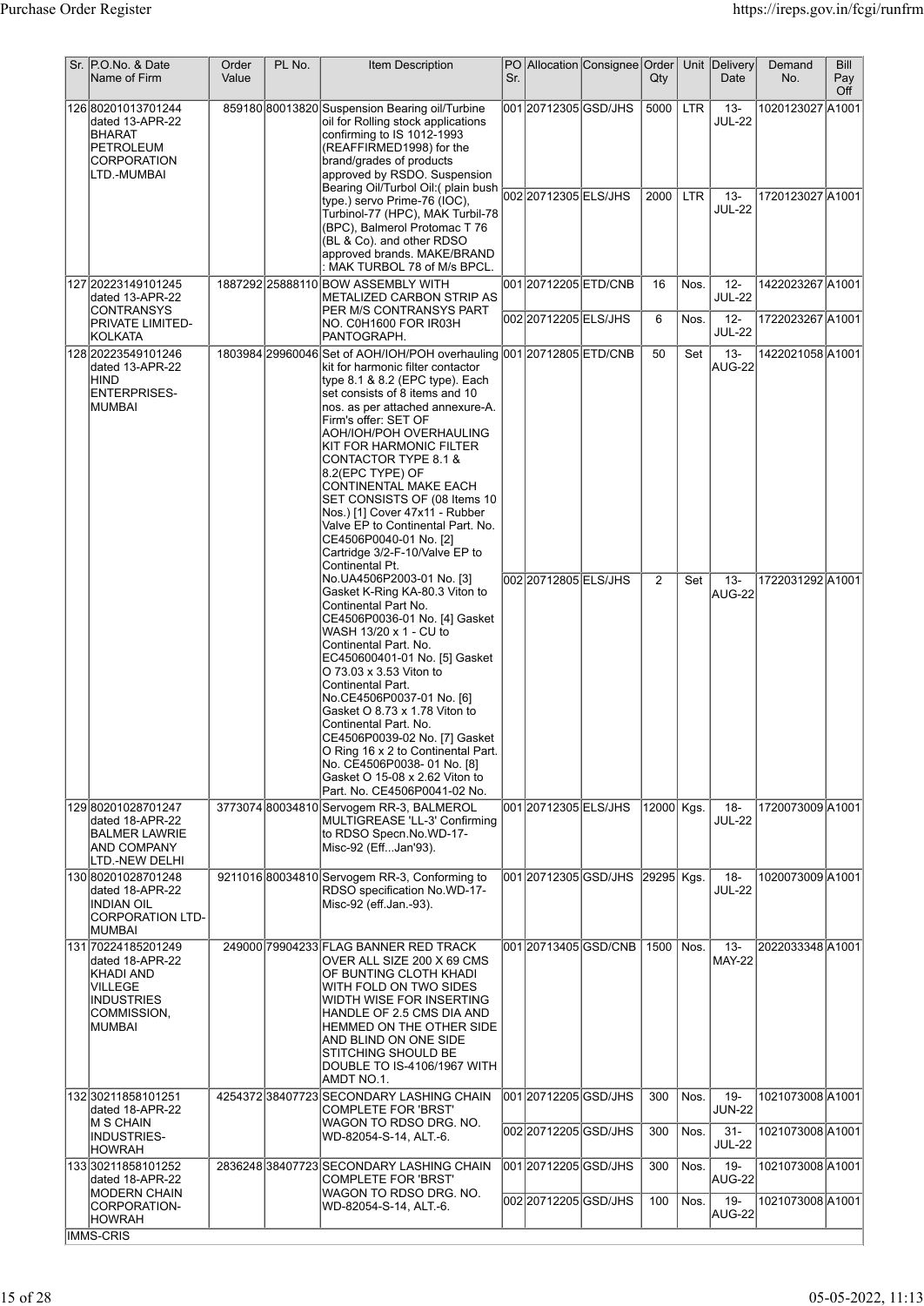| Sr. | P.O.No. & Date Name of Firm | Order Value | PL No. | Item Description | PO Sr. | Allocation | Consignee | Order Qty | Unit | Delivery Date | Demand No. | Bill Pay Off |
|---|---|---|---|---|---|---|---|---|---|---|---|---|
| 126 | 80201013701244 dated 13-APR-22 BHARAT PETROLEUM CORPORATION LTD.-MUMBAI | 859180 | 80013820 | Suspension Bearing oil/Turbine oil for Rolling stock applications confirming to IS 1012-1993 (REAFFIRMED1998) for the brand/grades of products approved by RSDO. Suspension Bearing Oil/Turbol Oil:( plain bush type.) servo Prime-76 (IOC), Turbinol-77 (HPC), MAK Turbil-78 (BPC), Balmerol Protomac T 76 (BL & Co). and other RDSO approved brands. MAKE/BRAND : MAK TURBOL 78 of M/s BPCL. | 001 | 20712305 | GSD/JHS | 5000 | LTR | 13-JUL-22 | 1020123027 | A1001 |
| | | | | | 002 | 20712305 | ELS/JHS | 2000 | LTR | 13-JUL-22 | 1720123027 | A1001 |
| 127 | 20223149101245 dated 13-APR-22 CONTRANSYS PRIVATE LIMITED-KOLKATA | 1887292 | 25888110 | BOW ASSEMBLY WITH METALIZED CARBON STRIP AS PER M/S CONTRANSYS PART NO. C0H1600 FOR IR03H PANTOGRAPH. | 001 | 20712205 | ETD/CNB | 16 | Nos. | 12-JUL-22 | 1422023267 | A1001 |
| | | | | | 002 | 20712205 | ELS/JHS | 6 | Nos. | 12-JUL-22 | 1722023267 | A1001 |
| 128 | 20223549101246 dated 13-APR-22 HIND ENTERPRISES-MUMBAI | 1803984 | 29960046 | Set of AOH/IOH/POH overhauling kit for harmonic filter contactor type 8.1 & 8.2 (EPC type). Each set consists of 8 items and 10 nos. as per attached annexure-A. Firm's offer: SET OF AOH/IOH/POH OVERHAULING KIT FOR HARMONIC FILTER CONTACTOR TYPE 8.1 & 8.2(EPC TYPE) OF CONTINENTAL MAKE EACH SET CONSISTS OF (08 Items 10 Nos.) [1] Cover 47x11 - Rubber Valve EP to Continental Part. No. CE4506P0040-01 No. [2] Cartridge 3/2-F-10/Valve EP to Continental Pt. No.UA4506P2003-01 No. [3] Gasket K-Ring KA-80.3 Viton to Continental Part No. CE4506P0036-01 No. [4] Gasket WASH 13/20 x 1 - CU to Continental Part. No. EC450600401-01 No. [5] Gasket O 73.03 x 3.53 Viton to Continental Part. No.CE4506P0037-01 No. [6] Gasket O 8.73 x 1.78 Viton to Continental Part. No. CE4506P0039-02 No. [7] Gasket O Ring 16 x 2 to Continental Part. No. CE4506P0038- 01 No. [8] Gasket O 15-08 x 2.62 Viton to Part. No. CE4506P0041-02 No. | 001 | 20712805 | ETD/CNB | 50 | Set | 13-AUG-22 | 1422021058 | A1001 |
| | | | | | 002 | 20712805 | ELS/JHS | 2 | Set | 13-AUG-22 | 1722031292 | A1001 |
| 129 | 80201028701247 dated 18-APR-22 BALMER LAWRIE AND COMPANY LTD.-NEW DELHI | 3773074 | 80034810 | Servogem RR-3, BALMEROL MULTIGREASE 'LL-3' Confirming to RDSO Specn.No.WD-17-Misc-92 (Eff...Jan'93). | 001 | 20712305 | ELS/JHS | 12000 | Kgs. | 18-JUL-22 | 1720073009 | A1001 |
| 130 | 80201028701248 dated 18-APR-22 INDIAN OIL CORPORATION LTD-MUMBAI | 9211016 | 80034810 | Servogem RR-3, Conforming to RDSO specification No.WD-17-Misc-92 (eff.Jan.-93). | 001 | 20712305 | GSD/JHS | 29295 | Kgs. | 18-JUL-22 | 1020073009 | A1001 |
| 131 | 70224185201249 dated 18-APR-22 KHADI AND VILLEGE INDUSTRIES COMMISSION, MUMBAI | 249000 | 79904233 | FLAG BANNER RED TRACK OVER ALL SIZE 200 X 69 CMS OF BUNTING CLOTH KHADI WITH FOLD ON TWO SIDES WIDTH WISE FOR INSERTING HANDLE OF 2.5 CMS DIA AND HEMMED ON THE OTHER SIDE AND BLIND ON ONE SIDE STITCHING SHOULD BE DOUBLE TO IS-4106/1967 WITH AMDT NO.1. | 001 | 20713405 | GSD/CNB | 1500 | Nos. | 13-MAY-22 | 2022033348 | A1001 |
| 132 | 30211858101251 dated 18-APR-22 M S CHAIN INDUSTRIES-HOWRAH | 4254372 | 38407723 | SECONDARY LASHING CHAIN COMPLETE FOR 'BRST' WAGON TO RDSO DRG. NO. WD-82054-S-14, ALT.-6. | 001 | 20712205 | GSD/JHS | 300 | Nos. | 19-JUN-22 | 1021073008 | A1001 |
| | | | | | 002 | 20712205 | GSD/JHS | 300 | Nos. | 31-JUL-22 | 1021073008 | A1001 |
| 133 | 30211858101252 dated 18-APR-22 MODERN CHAIN CORPORATION-HOWRAH | 2836248 | 38407723 | SECONDARY LASHING CHAIN COMPLETE FOR 'BRST' WAGON TO RDSO DRG. NO. WD-82054-S-14, ALT.-6. | 001 | 20712205 | GSD/JHS | 300 | Nos. | 19-AUG-22 | 1021073008 | A1001 |
| | | | | | 002 | 20712205 | GSD/JHS | 100 | Nos. | 19-AUG-22 | 1021073008 | A1001 |

IMMS-CRIS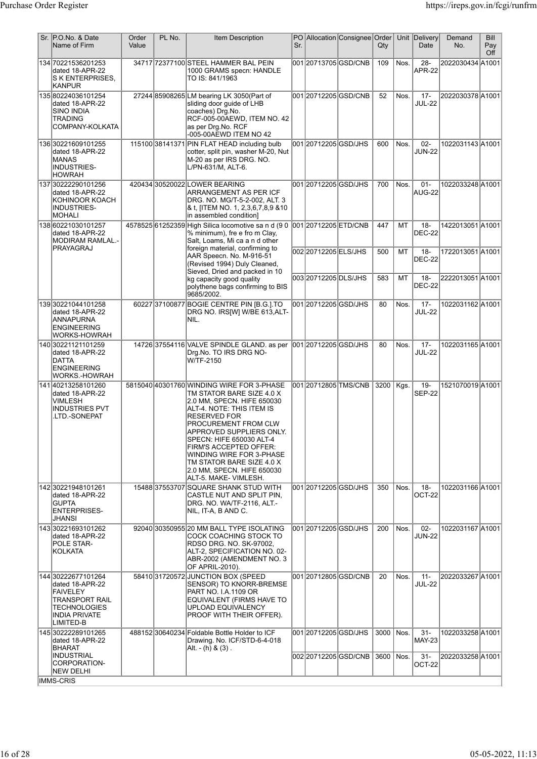| Sr. | P.O.No. & Date Name of Firm | Order Value | PL No. | Item Description | PO Sr. | Allocation | Consignee | Order Qty | Unit | Delivery Date | Demand No. | Bill Pay Off |
|---|---|---|---|---|---|---|---|---|---|---|---|---|
| 134 | 70221536201253 dated 18-APR-22 S K ENTERPRISES, KANPUR | 34717 | 72377100 | STEEL HAMMER BAL PEIN 1000 GRAMS specn: HANDLE TO IS: 841/1963 | 001 | 20713705 | GSD/CNB | 109 | Nos. | 28-APR-22 | 2022030434 | A1001 |
| 135 | 80224036101254 dated 18-APR-22 SINO INDIA TRADING COMPANY-KOLKATA | 27244 | 85908265 | LM bearing LK 3050(Part of sliding door guide of LHB coaches) Drg.No. RCF-005-00AEWD, ITEM NO. 42 as per Drg.No. RCF -005-00AEWD ITEM NO 42 | 001 | 20712205 | GSD/CNB | 52 | Nos. | 17-JUL-22 | 2022030378 | A1001 |
| 136 | 30221609101255 dated 18-APR-22 MANAS INDUSTRIES-HOWRAH | 115100 | 38141371 | PIN FLAT HEAD including bulb cotter, split pin, washer M-20, Nut M-20 as per IRS DRG. NO. L/PN-631/M, ALT-6. | 001 | 20712205 | GSD/JHS | 600 | Nos. | 02-JUN-22 | 1022031143 | A1001 |
| 137 | 30222290101256 dated 18-APR-22 KOHINOOR KOACH INDUSTRIES-MOHALI | 420434 | 30520022 | LOWER BEARING ARRANGEMENT AS PER ICF DRG. NO. MG/T-5-2-002, ALT. 3 & 1, [ITEM NO. 1, 2,3,6,7,8,9 &10 in assembled condition] | 001 | 20712205 | GSD/JHS | 700 | Nos. | 01-AUG-22 | 1022033248 | A1001 |
| 138 | 60221030101257 dated 18-APR-22 MODIRAM RAMLAL.-PRAYAGRAJ | 4578525 | 61252359 | High Silica locomotive sa n d (9 0 % minimum), fre e fro m Clay, Salt, Loams, Mi ca a n d other foreign material, confirming to AAR Specn. No. M-916-51 (Revised 1994) Duly Cleaned, Sieved, Dried and packed in 10 kg capacity good quality polythene bags confirming to BIS 9685/2002. | 001 | 20712205 | ETD/CNB | 447 | MT | 18-DEC-22 | 1422013051 | A1001 |
| | | | | | 002 | 20712205 | ELS/JHS | 500 | MT | 18-DEC-22 | 1722013051 | A1001 |
| | | | | | 003 | 20712205 | DLS/JHS | 583 | MT | 18-DEC-22 | 2222013051 | A1001 |
| 139 | 30221044101258 dated 18-APR-22 ANNAPURNA ENGINEERING WORKS-HOWRAH | 60227 | 37100877 | BOGIE CENTRE PIN [B.G.].TO DRG NO. IRS[W] W/BE 613,ALT-NIL. | 001 | 20712205 | GSD/JHS | 80 | Nos. | 17-JUL-22 | 1022031162 | A1001 |
| 140 | 30221121101259 dated 18-APR-22 DATTA ENGINEERING WORKS.-HOWRAH | 14726 | 37554116 | VALVE SPINDLE GLAND. as per Drg.No. TO IRS DRG NO-W/TF-2150 | 001 | 20712205 | GSD/JHS | 80 | Nos. | 17-JUL-22 | 1022031165 | A1001 |
| 141 | 40213258101260 dated 18-APR-22 VIMLESH INDUSTRIES PVT .LTD.-SONEPAT | 5815040 | 40301760 | WINDING WIRE FOR 3-PHASE TM STATOR BARE SIZE 4.0 X 2.0 MM, SPECN. HIFE 650030 ALT-4. NOTE: THIS ITEM IS RESERVED FOR PROCUREMENT FROM CLW APPROVED SUPPLIERS ONLY. SPECN: HIFE 650030 ALT-4 FIRM'S ACCEPTED OFFER: WINDING WIRE FOR 3-PHASE TM STATOR BARE SIZE 4.0 X 2.0 MM, SPECN. HIFE 650030 ALT-5. MAKE- VIMLESH. | 001 | 20712805 | TMS/CNB | 3200 | Kgs. | 19-SEP-22 | 1521070019 | A1001 |
| 142 | 30221948101261 dated 18-APR-22 GUPTA ENTERPRISES-JHANSI | 15488 | 37553707 | SQUARE SHANK STUD WITH CASTLE NUT AND SPLIT PIN, DRG. NO. WA/TF-2116, ALT.-NIL, IT-A, B AND C. | 001 | 20712205 | GSD/JHS | 350 | Nos. | 18-OCT-22 | 1022031166 | A1001 |
| 143 | 30221693101262 dated 18-APR-22 POLE STAR-KOLKATA | 92040 | 30350955 | 20 MM BALL TYPE ISOLATING COCK COACHING STOCK TO RDSO DRG. NO. SK-97002, ALT-2, SPECIFICATION NO. 02-ABR-2002 (AMENDMENT NO. 3 OF APRIL-2010). | 001 | 20712205 | GSD/JHS | 200 | Nos. | 02-JUN-22 | 1022031167 | A1001 |
| 144 | 30222677101264 dated 18-APR-22 FAIVELEY TRANSPORT RAIL TECHNOLOGIES INDIA PRIVATE LIMITED-B | 58410 | 31720572 | JUNCTION BOX (SPEED SENSOR) TO KNORR-BREMSE PART NO. I.A.1109 OR EQUIVALENT (FIRMS HAVE TO UPLOAD EQUIVALENCY PROOF WITH THEIR OFFER). | 001 | 20712805 | GSD/CNB | 20 | Nos. | 11-JUL-22 | 2022033267 | A1001 |
| 145 | 30222289101265 dated 18-APR-22 BHARAT INDUSTRIAL CORPORATION-NEW DELHI | 488152 | 30640234 | Foldable Bottle Holder to ICF Drawing. No. ICF/STD-6-4-018 Alt. - (h) & (3) . | 001 | 20712205 | GSD/JHS | 3000 | Nos. | 31-MAY-23 | 1022033258 | A1001 |
| | | | | | 002 | 20712205 | GSD/CNB | 3600 | Nos. | 31-OCT-22 | 2022033258 | A1001 |

IMMS-CRIS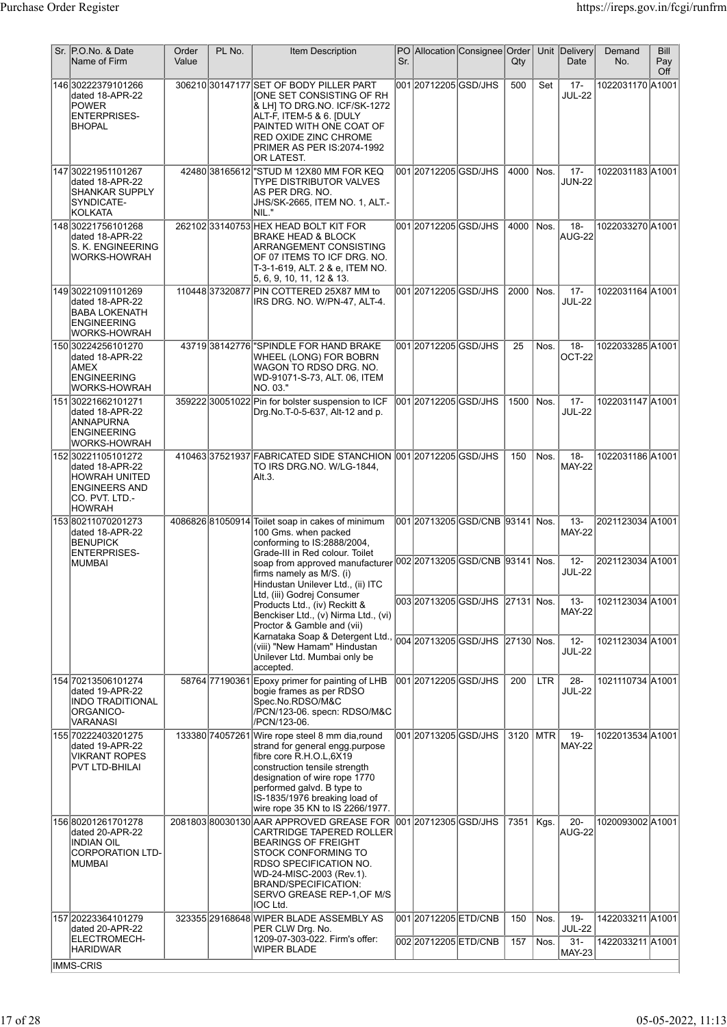| Sr. | P.O.No. & Date Name of Firm | Order Value | PL No. | Item Description | PO Sr. | Allocation | Consignee | Order Qty | Unit | Delivery Date | Demand No. | Bill Pay Off |
|---|---|---|---|---|---|---|---|---|---|---|---|---|
| 146 | 30222379101266 dated 18-APR-22 POWER ENTERPRISES-BHOPAL | 306210 | 30147177 | SET OF BODY PILLER PART [ONE SET CONSISTING OF RH & LH] TO DRG.NO. ICF/SK-1272 ALT-F, ITEM-5 & 6. [DULY PAINTED WITH ONE COAT OF RED OXIDE ZINC CHROME PRIMER AS PER IS:2074-1992 OR LATEST. | 001 | 20712205 | GSD/JHS | 500 | Set | 17-JUL-22 | 1022031170 | A1001 |
| 147 | 30221951101267 dated 18-APR-22 SHANKAR SUPPLY SYNDICATE-KOLKATA | 42480 | 38165612 | "STUD M 12X80 MM FOR KEQ TYPE DISTRIBUTOR VALVES AS PER DRG. NO. JHS/SK-2665, ITEM NO. 1, ALT.-NIL." | 001 | 20712205 | GSD/JHS | 4000 | Nos. | 17-JUN-22 | 1022031183 | A1001 |
| 148 | 30221756101268 dated 18-APR-22 S. K. ENGINEERING WORKS-HOWRAH | 262102 | 33140753 | HEX HEAD BOLT KIT FOR BRAKE HEAD & BLOCK ARRANGEMENT CONSISTING OF 07 ITEMS TO ICF DRG. NO. T-3-1-619, ALT. 2 & e, ITEM NO. 5, 6, 9, 10, 11, 12 & 13. | 001 | 20712205 | GSD/JHS | 4000 | Nos. | 18-AUG-22 | 1022033270 | A1001 |
| 149 | 30221091101269 dated 18-APR-22 BABA LOKENATH ENGINEERING WORKS-HOWRAH | 110448 | 37320877 | PIN COTTERED 25X87 MM to IRS DRG. NO. W/PN-47, ALT-4. | 001 | 20712205 | GSD/JHS | 2000 | Nos. | 17-JUL-22 | 1022031164 | A1001 |
| 150 | 30224256101270 dated 18-APR-22 AMEX ENGINEERING WORKS-HOWRAH | 43719 | 38142776 | "SPINDLE FOR HAND BRAKE WHEEL (LONG) FOR BOBRN WAGON TO RDSO DRG. NO. WD-91071-S-73, ALT. 06, ITEM NO. 03." | 001 | 20712205 | GSD/JHS | 25 | Nos. | 18-OCT-22 | 1022033285 | A1001 |
| 151 | 30221662101271 dated 18-APR-22 ANNAPURNA ENGINEERING WORKS-HOWRAH | 359222 | 30051022 | Pin for bolster suspension to ICF Drg.No.T-0-5-637, Alt-12 and p. | 001 | 20712205 | GSD/JHS | 1500 | Nos. | 17-JUL-22 | 1022031147 | A1001 |
| 152 | 30221105101272 dated 18-APR-22 HOWRAH UNITED ENGINEERS AND CO. PVT. LTD.-HOWRAH | 410463 | 37521937 | FABRICATED SIDE STANCHION TO IRS DRG.NO. W/LG-1844, Alt.3. | 001 | 20712205 | GSD/JHS | 150 | Nos. | 18-MAY-22 | 1022031186 | A1001 |
| 153 | 80211070201273 dated 18-APR-22 BENUPICK ENTERPRISES-MUMBAI | 4086826 | 81050914 | Toilet soap in cakes of minimum 100 Gms. when packed conforming to IS:2888/2004, Grade-III in Red colour. Toilet soap from approved manufacturer firms namely as M/S. (i) Hindustan Unilever Ltd., (ii) ITC Ltd, (iii) Godrej Consumer Products Ltd., (iv) Reckitt & Benckiser Ltd., (v) Nirma Ltd., (vi) Proctor & Gamble and (vii) Karnataka Soap & Detergent Ltd., (viii) "New Hamam" Hindustan Unilever Ltd. Mumbai only be accepted. | 001 | 20713205 | GSD/CNB | 93141 | Nos. | 13-MAY-22 | 2021123034 | A1001 |
| | | | | | 002 | 20713205 | GSD/CNB | 93141 | Nos. | 12-JUL-22 | 2021123034 | A1001 |
| | | | | | 003 | 20713205 | GSD/JHS | 27131 | Nos. | 13-MAY-22 | 1021123034 | A1001 |
| | | | | | 004 | 20713205 | GSD/JHS | 27130 | Nos. | 12-JUL-22 | 1021123034 | A1001 |
| 154 | 70213506101274 dated 19-APR-22 INDO TRADITIONAL ORGANICO-VARANASI | 58764 | 77190361 | Epoxy primer for painting of LHB bogie frames as per RDSO Spec.No.RDSO/M&C /PCN/123-06. specn: RDSO/M&C /PCN/123-06. | 001 | 20712205 | GSD/JHS | 200 | LTR | 28-JUL-22 | 1021110734 | A1001 |
| 155 | 70222403201275 dated 19-APR-22 VIKRANT ROPES PVT LTD-BHILAI | 133380 | 74057261 | Wire rope steel 8 mm dia,round strand for general engg.purpose fibre core R.H.O.L,6X19 construction tensile strength designation of wire rope 1770 performed galvd. B type to IS-1835/1976 breaking load of wire rope 35 KN to IS 2266/1977. | 001 | 20713205 | GSD/JHS | 3120 | MTR | 19-MAY-22 | 1022013534 | A1001 |
| 156 | 80201261701278 dated 20-APR-22 INDIAN OIL CORPORATION LTD-MUMBAI | 2081803 | 80030130 | AAR APPROVED GREASE FOR CARTRIDGE TAPERED ROLLER BEARINGS OF FREIGHT STOCK CONFORMING TO RDSO SPECIFICATION NO. WD-24-MISC-2003 (Rev.1). BRAND/SPECIFICATION: SERVO GREASE REP-1,OF M/S IOC Ltd. | 001 | 20712305 | GSD/JHS | 7351 | Kgs. | 20-AUG-22 | 1020093002 | A1001 |
| 157 | 20223364101279 dated 20-APR-22 ELECTROMECH-HARIDWAR | 323355 | 29168648 | WIPER BLADE ASSEMBLY AS PER CLW Drg. No. 1209-07-303-022. Firm's offer: WIPER BLADE | 001 | 20712205 | ETD/CNB | 150 | Nos. | 19-JUL-22 | 1422033211 | A1001 |
| | | | | | 002 | 20712205 | ETD/CNB | 157 | Nos. | 31-MAY-23 | 1422033211 | A1001 |

IMMS-CRIS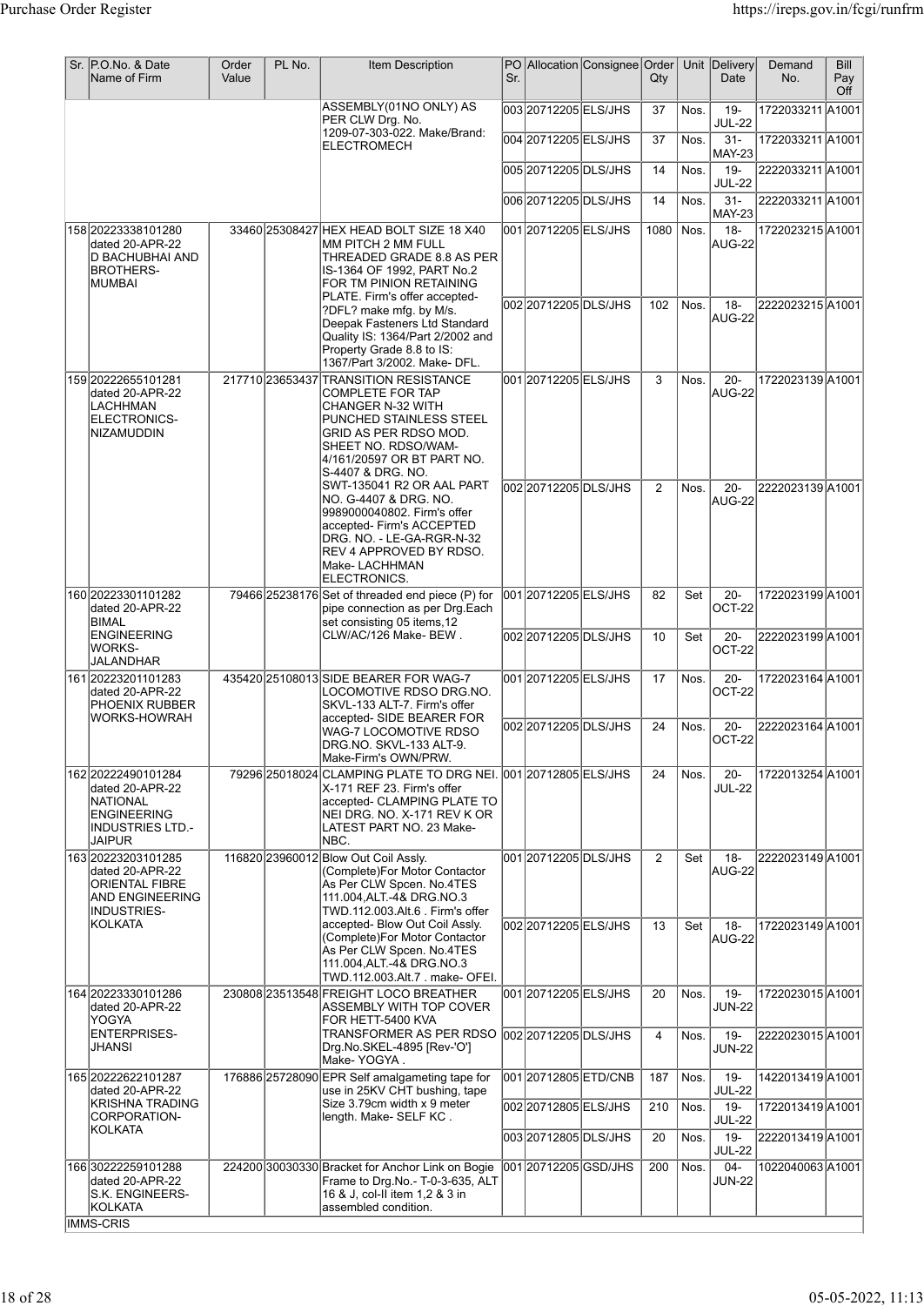| Sr. | P.O.No. & Date Name of Firm | Order Value | PL No. | Item Description | PO Sr. | Allocation | Consignee | Order Qty | Unit | Delivery Date | Demand No. | Bill Pay Off |
|---|---|---|---|---|---|---|---|---|---|---|---|---|
| | | | | ASSEMBLY(01NO ONLY) AS PER CLW Drg. No. 1209-07-303-022. Make/Brand: ELECTROMECH | 003 | 20712205 | ELS/JHS | 37 | Nos. | 19-JUL-22 | 1722033211 | A1001 |
| | | | | | 004 | 20712205 | ELS/JHS | 37 | Nos. | 31-MAY-23 | 1722033211 | A1001 |
| | | | | | 005 | 20712205 | DLS/JHS | 14 | Nos. | 19-JUL-22 | 2222033211 | A1001 |
| | | | | | 006 | 20712205 | DLS/JHS | 14 | Nos. | 31-MAY-23 | 2222033211 | A1001 |
| 158 | 20223338101280 dated 20-APR-22 D BACHUBHAI AND BROTHERS-MUMBAI | 33460 | 25308427 | HEX HEAD BOLT SIZE 18 X40 MM PITCH 2 MM FULL THREADED GRADE 8.8 AS PER IS-1364 OF 1992, PART No.2 FOR TM PINION RETAINING PLATE. Firm's offer accepted- ?DFL? make mfg. by M/s. Deepak Fasteners Ltd Standard Quality IS: 1364/Part 2/2002 and Property Grade 8.8 to IS: 1367/Part 3/2002. Make- DFL. | 001 | 20712205 | ELS/JHS | 1080 | Nos. | 18-AUG-22 | 1722023215 | A1001 |
| | | | | | 002 | 20712205 | DLS/JHS | 102 | Nos. | 18-AUG-22 | 2222023215 | A1001 |
| 159 | 20222655101281 dated 20-APR-22 LACHHMAN ELECTRONICS-NIZAMUDDIN | 217710 | 23653437 | TRANSITION RESISTANCE COMPLETE FOR TAP CHANGER N-32 WITH PUNCHED STAINLESS STEEL GRID AS PER RDSO MOD. SHEET NO. RDSO/WAM-4/161/20597 OR BT PART NO. S-4407 & DRG. NO. SWT-135041 R2 OR AAL PART NO. G-4407 & DRG. NO. 9989000040802. Firm's offer accepted- Firm's ACCEPTED DRG. NO. - LE-GA-RGR-N-32 REV 4 APPROVED BY RDSO. Make- LACHHMAN ELECTRONICS. | 001 | 20712205 | ELS/JHS | 3 | Nos. | 20-AUG-22 | 1722023139 | A1001 |
| | | | | | 002 | 20712205 | DLS/JHS | 2 | Nos. | 20-AUG-22 | 2222023139 | A1001 |
| 160 | 20223301101282 dated 20-APR-22 BIMAL ENGINEERING WORKS-JALANDHAR | 79466 | 25238176 | Set of threaded end piece (P) for pipe connection as per Drg.Each set consisting 05 items,12 CLW/AC/126 Make- BEW . | 001 | 20712205 | ELS/JHS | 82 | Set | 20-OCT-22 | 1722023199 | A1001 |
| | | | | | 002 | 20712205 | DLS/JHS | 10 | Set | 20-OCT-22 | 2222023199 | A1001 |
| 161 | 20223201101283 dated 20-APR-22 PHOENIX RUBBER WORKS-HOWRAH | 435420 | 25108013 | SIDE BEARER FOR WAG-7 LOCOMOTIVE RDSO DRG.NO. SKVL-133 ALT-7. Firm's offer accepted- SIDE BEARER FOR WAG-7 LOCOMOTIVE RDSO DRG.NO. SKVL-133 ALT-9. Make-Firm's OWN/PRW. | 001 | 20712205 | ELS/JHS | 17 | Nos. | 20-OCT-22 | 1722023164 | A1001 |
| | | | | | 002 | 20712205 | DLS/JHS | 24 | Nos. | 20-OCT-22 | 2222023164 | A1001 |
| 162 | 20222490101284 dated 20-APR-22 NATIONAL ENGINEERING INDUSTRIES LTD.-JAIPUR | 79296 | 25018024 | CLAMPING PLATE TO DRG NEI. X-171 REF 23. Firm's offer accepted- CLAMPING PLATE TO NEI DRG. NO. X-171 REV K OR LATEST PART NO. 23 Make-NBC. | 001 | 20712805 | ELS/JHS | 24 | Nos. | 20-JUL-22 | 1722013254 | A1001 |
| 163 | 20223203101285 dated 20-APR-22 ORIENTAL FIBRE AND ENGINEERING INDUSTRIES-KOLKATA | 116820 | 23960012 | Blow Out Coil Assly. (Complete)For Motor Contactor As Per CLW Spcen. No.4TES 111.004,ALT.-4& DRG.NO.3 TWD.112.003.Alt.6 . Firm's offer accepted- Blow Out Coil Assly. (Complete)For Motor Contactor As Per CLW Spcen. No.4TES 111.004,ALT.-4& DRG.NO.3 TWD.112.003.Alt.7 . make- OFEI. | 001 | 20712205 | DLS/JHS | 2 | Set | 18-AUG-22 | 2222023149 | A1001 |
| | | | | | 002 | 20712205 | ELS/JHS | 13 | Set | 18-AUG-22 | 1722023149 | A1001 |
| 164 | 20223330101286 dated 20-APR-22 YOGYA ENTERPRISES-JHANSI | 230808 | 23513548 | FREIGHT LOCO BREATHER ASSEMBLY WITH TOP COVER FOR HETT-5400 KVA TRANSFORMER AS PER RDSO Drg.No.SKEL-4895 [Rev-'O'] Make- YOGYA . | 001 | 20712205 | ELS/JHS | 20 | Nos. | 19-JUN-22 | 1722023015 | A1001 |
| | | | | | 002 | 20712205 | DLS/JHS | 4 | Nos. | 19-JUN-22 | 2222023015 | A1001 |
| 165 | 20222622101287 dated 20-APR-22 KRISHNA TRADING CORPORATION-KOLKATA | 176886 | 25728090 | EPR Self amalgameting tape for use in 25KV CHT bushing, tape Size 3.79cm width x 9 meter length. Make- SELF KC . | 001 | 20712805 | ETD/CNB | 187 | Nos. | 19-JUL-22 | 1422013419 | A1001 |
| | | | | | 002 | 20712805 | ELS/JHS | 210 | Nos. | 19-JUL-22 | 1722013419 | A1001 |
| | | | | | 003 | 20712805 | DLS/JHS | 20 | Nos. | 19-JUL-22 | 2222013419 | A1001 |
| 166 | 30222259101288 dated 20-APR-22 S.K. ENGINEERS-KOLKATA | 224200 | 30030330 | Bracket for Anchor Link on Bogie Frame to Drg.No.- T-0-3-635, ALT 16 & J, col-II item 1,2 & 3 in assembled condition. | 001 | 20712205 | GSD/JHS | 200 | Nos. | 04-JUN-22 | 1022040063 | A1001 |

IMMS-CRIS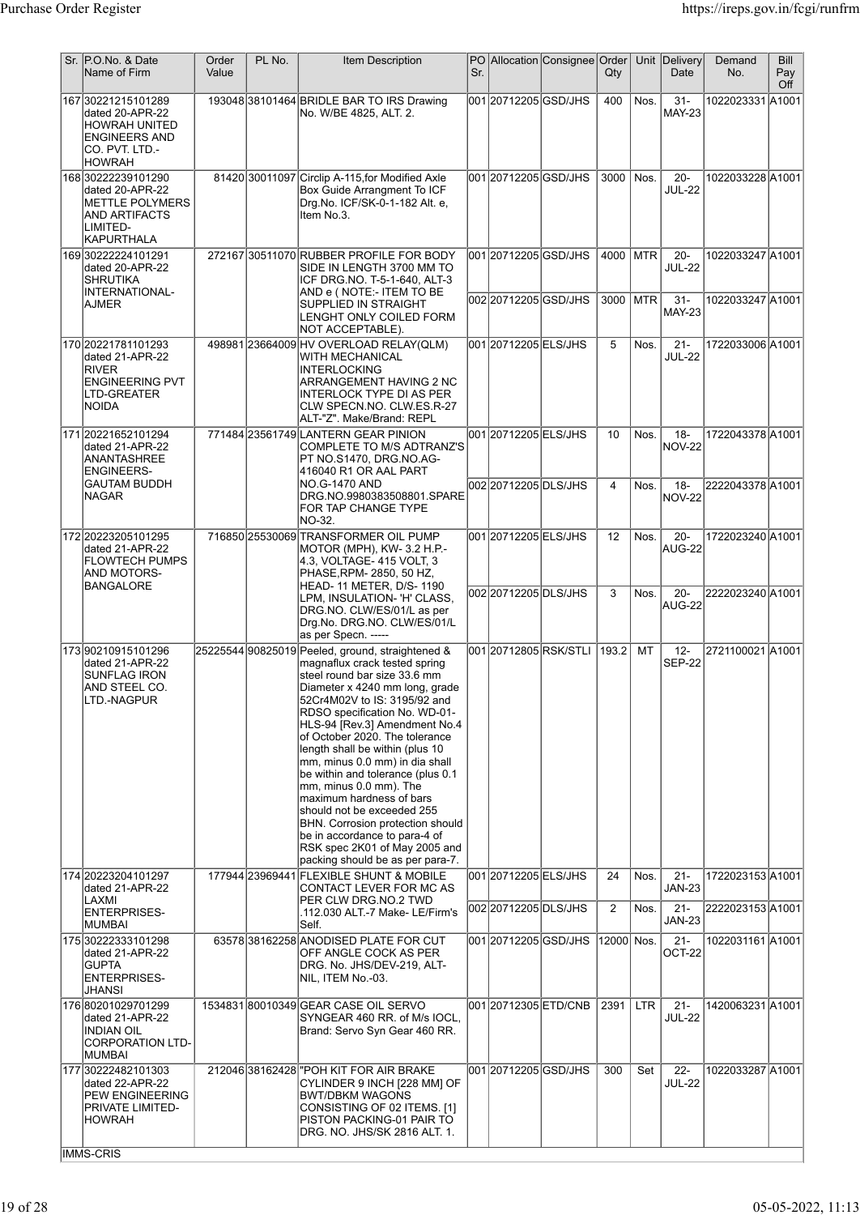| Sr. | P.O.No. & Date Name of Firm | Order Value | PL No. | Item Description | PO Sr. | Allocation | Consignee | Order Qty | Unit | Delivery Date | Demand No. | Bill Pay Off |
|---|---|---|---|---|---|---|---|---|---|---|---|---|
| 167 | 30221215101289 dated 20-APR-22 HOWRAH UNITED ENGINEERS AND CO. PVT. LTD.-HOWRAH | 193048 | 38101464 | BRIDLE BAR TO IRS Drawing No. W/BE 4825, ALT. 2. | 001 | 20712205 | GSD/JHS | 400 | Nos. | 31-MAY-23 | 1022023331 | A1001 |
| 168 | 30222239101290 dated 20-APR-22 METTLE POLYMERS AND ARTIFACTS LIMITED-KAPURTHALA | 81420 | 30011097 | Circlip A-115,for Modified Axle Box Guide Arrangment To ICF Drg.No. ICF/SK-0-1-182 Alt. e, Item No.3. | 001 | 20712205 | GSD/JHS | 3000 | Nos. | 20-JUL-22 | 1022033228 | A1001 |
| 169 | 30222224101291 dated 20-APR-22 SHRUTIKA INTERNATIONAL-AJMER | 272167 | 30511070 | RUBBER PROFILE FOR BODY SIDE IN LENGTH 3700 MM TO ICF DRG.NO. T-5-1-640, ALT-3 AND e ( NOTE:- ITEM TO BE SUPPLIED IN STRAIGHT LENGHT ONLY COILED FORM NOT ACCEPTABLE). | 001 | 20712205 | GSD/JHS | 4000 | MTR | 20-JUL-22 | 1022033247 | A1001 |
| | | | | | 002 | 20712205 | GSD/JHS | 3000 | MTR | 31-MAY-23 | 1022033247 | A1001 |
| 170 | 20221781101293 dated 21-APR-22 RIVER ENGINEERING PVT LTD-GREATER NOIDA | 498981 | 23664009 | HV OVERLOAD RELAY(QLM) WITH MECHANICAL INTERLOCKING ARRANGEMENT HAVING 2 NC INTERLOCK TYPE DI AS PER CLW SPECN.NO. CLW.ES.R-27 ALT-"Z". Make/Brand: REPL | 001 | 20712205 | ELS/JHS | 5 | Nos. | 21-JUL-22 | 1722033006 | A1001 |
| 171 | 20221652101294 dated 21-APR-22 ANANTASHREE ENGINEERS-GAUTAM BUDDH NAGAR | 771484 | 23561749 | LANTERN GEAR PINION COMPLETE TO M/S ADTRANZ'S PT NO.S1470, DRG.NO.AG-416040 R1 OR AAL PART NO.G-1470 AND DRG.NO.9980383508801.SPARE FOR TAP CHANGE TYPE NO-32. | 001 | 20712205 | ELS/JHS | 10 | Nos. | 18-NOV-22 | 1722043378 | A1001 |
| | | | | | 002 | 20712205 | DLS/JHS | 4 | Nos. | 18-NOV-22 | 2222043378 | A1001 |
| 172 | 20223205101295 dated 21-APR-22 FLOWTECH PUMPS AND MOTORS-BANGALORE | 716850 | 25530069 | TRANSFORMER OIL PUMP MOTOR (MPH), KW- 3.2 H.P.- 4.3, VOLTAGE- 415 VOLT, 3 PHASE,RPM- 2850, 50 HZ, HEAD- 11 METER, D/S- 1190 LPM, INSULATION- 'H' CLASS, DRG.NO. CLW/ES/01/L as per Drg.No. DRG.NO. CLW/ES/01/L as per Specn. ----- | 001 | 20712205 | ELS/JHS | 12 | Nos. | 20-AUG-22 | 1722023240 | A1001 |
| | | | | | 002 | 20712205 | DLS/JHS | 3 | Nos. | 20-AUG-22 | 2222023240 | A1001 |
| 173 | 90210915101296 dated 21-APR-22 SUNFLAG IRON AND STEEL CO. LTD.-NAGPUR | 25225544 | 90825019 | Peeled, ground, straightened & magnaflux crack tested spring steel round bar size 33.6 mm Diameter x 4240 mm long, grade 52Cr4M02V to IS: 3195/92 and RDSO specification No. WD-01-HLS-94 [Rev.3] Amendment No.4 of October 2020. The tolerance length shall be within (plus 10 mm, minus 0.0 mm) in dia shall be within and tolerance (plus 0.1 mm, minus 0.0 mm). The maximum hardness of bars should not be exceeded 255 BHN. Corrosion protection should be in accordance to para-4 of RSK spec 2K01 of May 2005 and packing should be as per para-7. | 001 | 20712805 | RSK/STLI | 193.2 | MT | 12-SEP-22 | 2721100021 | A1001 |
| 174 | 20223204101297 dated 21-APR-22 LAXMI ENTERPRISES-MUMBAI | 177944 | 23969441 | FLEXIBLE SHUNT & MOBILE CONTACT LEVER FOR MC AS PER CLW DRG.NO.2 TWD .112.030 ALT.-7 Make- LE/Firm's Self. | 001 | 20712205 | ELS/JHS | 24 | Nos. | 21-JAN-23 | 1722023153 | A1001 |
| | | | | | 002 | 20712205 | DLS/JHS | 2 | Nos. | 21-JAN-23 | 2222023153 | A1001 |
| 175 | 30222333101298 dated 21-APR-22 GUPTA ENTERPRISES-JHANSI | 63578 | 38162258 | ANODISED PLATE FOR CUT OFF ANGLE COCK AS PER DRG. No. JHS/DEV-219, ALT-NIL, ITEM No.-03. | 001 | 20712205 | GSD/JHS | 12000 | Nos. | 21-OCT-22 | 1022031161 | A1001 |
| 176 | 80201029701299 dated 21-APR-22 INDIAN OIL CORPORATION LTD-MUMBAI | 1534831 | 80010349 | GEAR CASE OIL SERVO SYNGEAR 460 RR. of M/s IOCL, Brand: Servo Syn Gear 460 RR. | 001 | 20712305 | ETD/CNB | 2391 | LTR | 21-JUL-22 | 1420063231 | A1001 |
| 177 | 30222482101303 dated 22-APR-22 PEW ENGINEERING PRIVATE LIMITED-HOWRAH | 212046 | 38162428 | "POH KIT FOR AIR BRAKE CYLINDER 9 INCH [228 MM] OF BWT/DBKM WAGONS CONSISTING OF 02 ITEMS. [1] PISTON PACKING-01 PAIR TO DRG. NO. JHS/SK 2816 ALT. 1. | 001 | 20712205 | GSD/JHS | 300 | Set | 22-JUL-22 | 1022033287 | A1001 |

IMMS-CRIS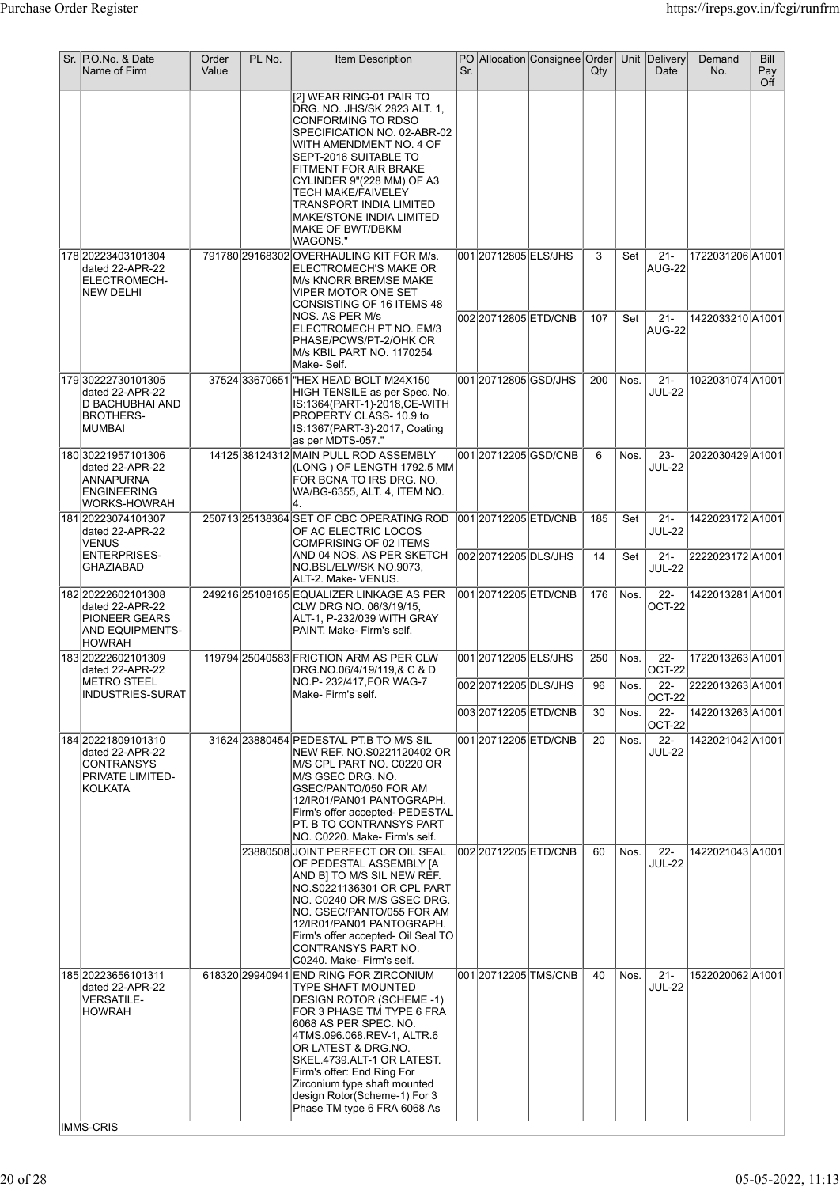| Sr. | P.O.No. & Date Name of Firm | Order Value | PL No. | Item Description | PO Sr. | Allocation | Consignee | Order Qty | Unit | Delivery Date | Demand No. | Bill Pay Off |
|---|---|---|---|---|---|---|---|---|---|---|---|---|
| | | | | [2] WEAR RING-01 PAIR TO DRG. NO. JHS/SK 2823 ALT. 1, CONFORMING TO RDSO SPECIFICATION NO. 02-ABR-02 WITH AMENDMENT NO. 4 OF SEPT-2016 SUITABLE TO FITMENT FOR AIR BRAKE CYLINDER 9"(228 MM) OF A3 TECH MAKE/FAIVELEY TRANSPORT INDIA LIMITED MAKE/STONE INDIA LIMITED MAKE OF BWT/DBKM WAGONS." | | | | | | | | |
| 178 | 20223403101304 dated 22-APR-22 ELECTROMECH-NEW DELHI | 791780 | 29168302 | OVERHAULING KIT FOR M/s. ELECTROMECH'S MAKE OR M/s KNORR BREMSE MAKE VIPER MOTOR ONE SET CONSISTING OF 16 ITEMS 48 NOS. AS PER M/s ELECTROMECH PT NO. EM/3 PHASE/PCWS/PT-2/OHK OR M/s KBIL PART NO. 1170254 Make- Self. | 001 | 20712805 | ELS/JHS | 3 | Set | 21-AUG-22 | 1722031206 | A1001 |
| | | | | | 002 | 20712805 | ETD/CNB | 107 | Set | 21-AUG-22 | 1422033210 | A1001 |
| 179 | 30222730101305 dated 22-APR-22 D BACHUBHAI AND BROTHERS-MUMBAI | 37524 | 33670651 | "HEX HEAD BOLT M24X150 HIGH TENSILE as per Spec. No. IS:1364(PART-1)-2018,CE-WITH PROPERTY CLASS- 10.9 to IS:1367(PART-3)-2017, Coating as per MDTS-057." | 001 | 20712805 | GSD/JHS | 200 | Nos. | 21-JUL-22 | 1022031074 | A1001 |
| 180 | 30221957101306 dated 22-APR-22 ANNAPURNA ENGINEERING WORKS-HOWRAH | 14125 | 38124312 | MAIN PULL ROD ASSEMBLY (LONG ) OF LENGTH 1792.5 MM FOR BCNA TO IRS DRG. NO. WA/BG-6355, ALT. 4, ITEM NO. 4. | 001 | 20712205 | GSD/CNB | 6 | Nos. | 23-JUL-22 | 2022030429 | A1001 |
| 181 | 20223074101307 dated 22-APR-22 VENUS ENTERPRISES-GHAZIABAD | 250713 | 25138364 | SET OF CBC OPERATING ROD OF AC ELECTRIC LOCOS COMPRISING OF 02 ITEMS AND 04 NOS. AS PER SKETCH NO.BSL/ELW/SK NO.9073, ALT-2. Make- VENUS. | 001 | 20712205 | ETD/CNB | 185 | Set | 21-JUL-22 | 1422023172 | A1001 |
| | | | | | 002 | 20712205 | DLS/JHS | 14 | Set | 21-JUL-22 | 2222023172 | A1001 |
| 182 | 20222602101308 dated 22-APR-22 PIONEER GEARS AND EQUIPMENTS-HOWRAH | 249216 | 25108165 | EQUALIZER LINKAGE AS PER CLW DRG NO. 06/3/19/15, ALT-1, P-232/039 WITH GRAY PAINT. Make- Firm's self. | 001 | 20712205 | ETD/CNB | 176 | Nos. | 22-OCT-22 | 1422013281 | A1001 |
| 183 | 20222602101309 dated 22-APR-22 METRO STEEL INDUSTRIES-SURAT | 119794 | 25040583 | FRICTION ARM AS PER CLW DRG.NO.06/4/19/119,& C & D NO.P- 232/417,FOR WAG-7 Make- Firm's self. | 001 | 20712205 | ELS/JHS | 250 | Nos. | 22-OCT-22 | 1722013263 | A1001 |
| | | | | | 002 | 20712205 | DLS/JHS | 96 | Nos. | 22-OCT-22 | 2222013263 | A1001 |
| | | | | | 003 | 20712205 | ETD/CNB | 30 | Nos. | 22-OCT-22 | 1422013263 | A1001 |
| 184 | 20221809101310 dated 22-APR-22 CONTRANSYS PRIVATE LIMITED-KOLKATA | 31624 | 23880454 | PEDESTAL PT.B TO M/S SIL NEW REF. NO.S0221120402 OR M/S CPL PART NO. C0220 OR M/S GSEC DRG. NO. GSEC/PANTO/050 FOR AM 12/IR01/PAN01 PANTOGRAPH. Firm's offer accepted- PEDESTAL PT. B TO CONTRANSYS PART NO. C0220. Make- Firm's self. | 001 | 20712205 | ETD/CNB | 20 | Nos. | 22-JUL-22 | 1422021042 | A1001 |
| | | | 23880508 | JOINT PERFECT OR OIL SEAL OF PEDESTAL ASSEMBLY [A AND B] TO M/S SIL NEW REF. NO.S0221136301 OR CPL PART NO. C0240 OR M/S GSEC DRG. NO. GSEC/PANTO/055 FOR AM 12/IR01/PAN01 PANTOGRAPH. Firm's offer accepted- Oil Seal TO CONTRANSYS PART NO. C0240. Make- Firm's self. | 002 | 20712205 | ETD/CNB | 60 | Nos. | 22-JUL-22 | 1422021043 | A1001 |
| 185 | 20223656101311 dated 22-APR-22 VERSATILE-HOWRAH | 618320 | 29940941 | END RING FOR ZIRCONIUM TYPE SHAFT MOUNTED DESIGN ROTOR (SCHEME -1) FOR 3 PHASE TM TYPE 6 FRA 6068 AS PER SPEC. NO. 4TMS.096.068.REV-1, ALTR.6 OR LATEST & DRG.NO. SKEL.4739.ALT-1 OR LATEST. Firm's offer: End Ring For Zirconium type shaft mounted design Rotor(Scheme-1) For 3 Phase TM type 6 FRA 6068 As | 001 | 20712205 | TMS/CNB | 40 | Nos. | 21-JUL-22 | 1522020062 | A1001 |

IMMS-CRIS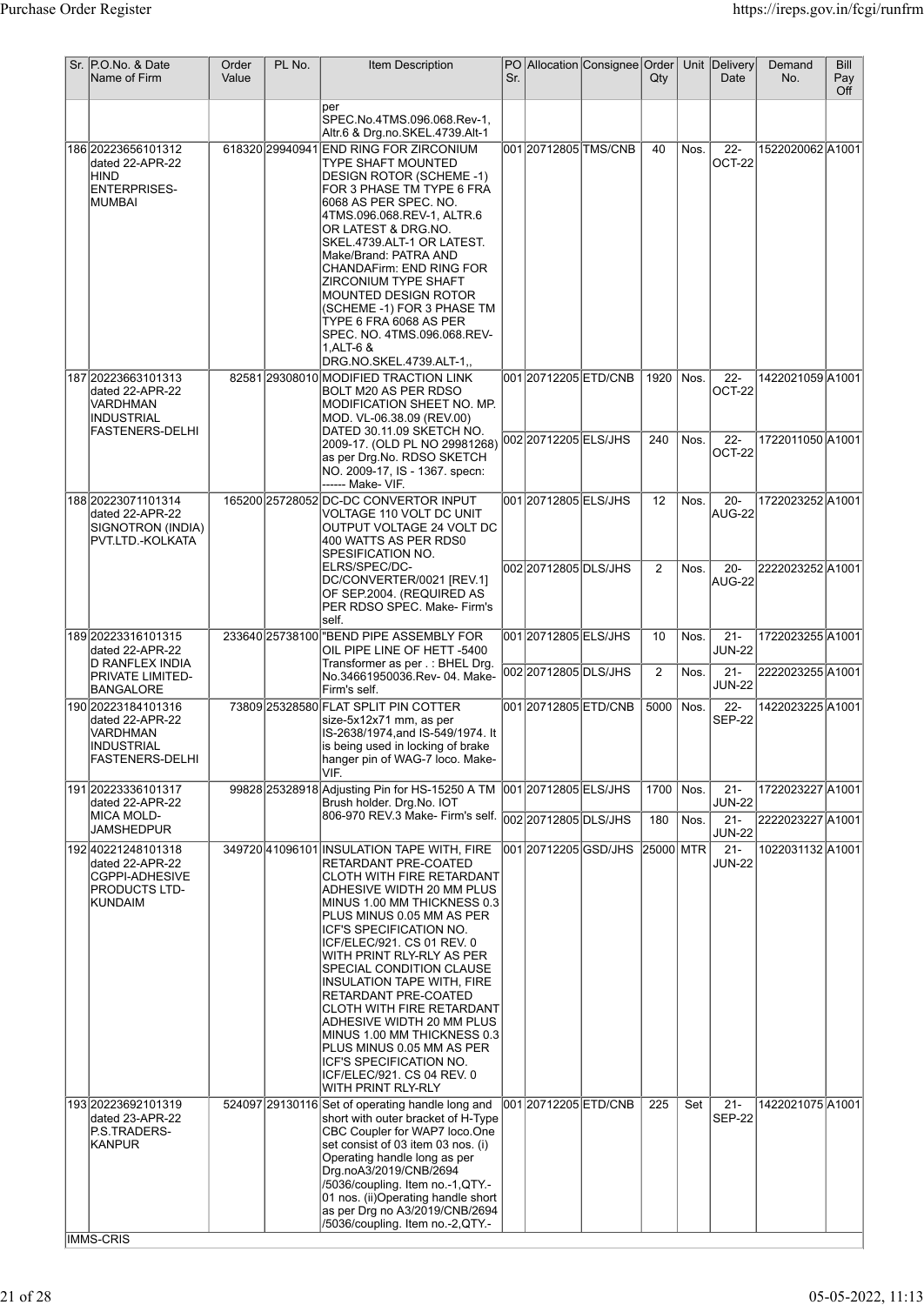| Sr. | P.O.No. & Date Name of Firm | Order Value | PL No. | Item Description | PO Sr. | Allocation | Consignee | Order Qty | Unit | Delivery Date | Demand No. | Bill Pay Off |
|---|---|---|---|---|---|---|---|---|---|---|---|---|
| | | | | per SPEC.No.4TMS.096.068.Rev-1, Altr.6 & Drg.no.SKEL.4739.Alt-1 | | | | | | | | |
| 186 | 20223656101312 dated 22-APR-22 HIND ENTERPRISES-MUMBAI | 618320 | 29940941 | END RING FOR ZIRCONIUM TYPE SHAFT MOUNTED DESIGN ROTOR (SCHEME -1) FOR 3 PHASE TM TYPE 6 FRA 6068 AS PER SPEC. NO. 4TMS.096.068.REV-1, ALTR.6 OR LATEST & DRG.NO. SKEL.4739.ALT-1 OR LATEST. Make/Brand: PATRA AND CHANDAFirm: END RING FOR ZIRCONIUM TYPE SHAFT MOUNTED DESIGN ROTOR (SCHEME -1) FOR 3 PHASE TM TYPE 6 FRA 6068 AS PER SPEC. NO. 4TMS.096.068.REV-1,ALT-6 & DRG.NO.SKEL.4739.ALT-1,, | 001 | 20712805 | TMS/CNB | 40 | Nos. | 22-OCT-22 | 1522020062 | A1001 |
| 187 | 20223663101313 dated 22-APR-22 VARDHMAN INDUSTRIAL FASTENERS-DELHI | 82581 | 29308010 | MODIFIED TRACTION LINK BOLT M20 AS PER RDSO MODIFICATION SHEET NO. MP. MOD. VL-06.38.09 (REV.00) DATED 30.11.09 SKETCH NO. 2009-17. (OLD PL NO 29981268) as per Drg.No. RDSO SKETCH NO. 2009-17, IS - 1367. specn: ------ Make- VIF. | 001 | 20712205 | ETD/CNB | 1920 | Nos. | 22-OCT-22 | 1422021059 | A1001 |
| | | | | | 002 | 20712205 | ELS/JHS | 240 | Nos. | 22-OCT-22 | 1722011050 | A1001 |
| 188 | 20223071101314 dated 22-APR-22 SIGNOTRON (INDIA) PVT.LTD.-KOLKATA | 165200 | 25728052 | DC-DC CONVERTOR INPUT VOLTAGE 110 VOLT DC UNIT OUTPUT VOLTAGE 24 VOLT DC 400 WATTS AS PER RDS0 SPESIFICATION NO. ELRS/SPEC/DC-DC/CONVERTER/0021 [REV.1] OF SEP.2004. (REQUIRED AS PER RDSO SPEC. Make- Firm's self. | 001 | 20712805 | ELS/JHS | 12 | Nos. | 20-AUG-22 | 1722023252 | A1001 |
| | | | | | 002 | 20712805 | DLS/JHS | 2 | Nos. | 20-AUG-22 | 2222023252 | A1001 |
| 189 | 20223316101315 dated 22-APR-22 D RANFLEX INDIA PRIVATE LIMITED-BANGALORE | 233640 | 25738100 | "BEND PIPE ASSEMBLY FOR OIL PIPE LINE OF HETT -5400 Transformer as per . : BHEL Drg. No.34661950036.Rev- 04. Make- Firm's self. | 001 | 20712805 | ELS/JHS | 10 | Nos. | 21-JUN-22 | 1722023255 | A1001 |
| | | | | | 002 | 20712805 | DLS/JHS | 2 | Nos. | 21-JUN-22 | 2222023255 | A1001 |
| 190 | 20223184101316 dated 22-APR-22 VARDHMAN INDUSTRIAL FASTENERS-DELHI | 73809 | 25328580 | FLAT SPLIT PIN COTTER size-5x12x71 mm, as per IS-2638/1974,and IS-549/1974. It is being used in locking of brake hanger pin of WAG-7 loco. Make-VIF. | 001 | 20712805 | ETD/CNB | 5000 | Nos. | 22-SEP-22 | 1422023225 | A1001 |
| 191 | 20223336101317 dated 22-APR-22 MICA MOLD-JAMSHEDPUR | 99828 | 25328918 | Adjusting Pin for HS-15250 A TM Brush holder. Drg.No. IOT 806-970 REV.3 Make- Firm's self. | 001 | 20712805 | ELS/JHS | 1700 | Nos. | 21-JUN-22 | 1722023227 | A1001 |
| | | | | | 002 | 20712805 | DLS/JHS | 180 | Nos. | 21-JUN-22 | 2222023227 | A1001 |
| 192 | 40221248101318 dated 22-APR-22 CGPPI-ADHESIVE PRODUCTS LTD-KUNDAIM | 349720 | 41096101 | INSULATION TAPE WITH, FIRE RETARDANT PRE-COATED CLOTH WITH FIRE RETARDANT ADHESIVE WIDTH 20 MM PLUS MINUS 1.00 MM THICKNESS 0.3 PLUS MINUS 0.05 MM AS PER ICF'S SPECIFICATION NO. ICF/ELEC/921. CS 01 REV. 0 WITH PRINT RLY-RLY AS PER SPECIAL CONDITION CLAUSE INSULATION TAPE WITH, FIRE RETARDANT PRE-COATED CLOTH WITH FIRE RETARDANT ADHESIVE WIDTH 20 MM PLUS MINUS 1.00 MM THICKNESS 0.3 PLUS MINUS 0.05 MM AS PER ICF'S SPECIFICATION NO. ICF/ELEC/921. CS 04 REV. 0 WITH PRINT RLY-RLY | 001 | 20712205 | GSD/JHS | 25000 | MTR | 21-JUN-22 | 1022031132 | A1001 |
| 193 | 20223692101319 dated 23-APR-22 P.S.TRADERS-KANPUR | 524097 | 29130116 | Set of operating handle long and short with outer bracket of H-Type CBC Coupler for WAP7 loco.One set consist of 03 item 03 nos. (i) Operating handle long as per Drg.noA3/2019/CNB/2694 /5036/coupling. Item no.-1,QTY.-01 nos. (ii)Operating handle short as per Drg no A3/2019/CNB/2694 /5036/coupling. Item no.-2,QTY.- | 001 | 20712205 | ETD/CNB | 225 | Set | 21-SEP-22 | 1422021075 | A1001 |

IMMS-CRIS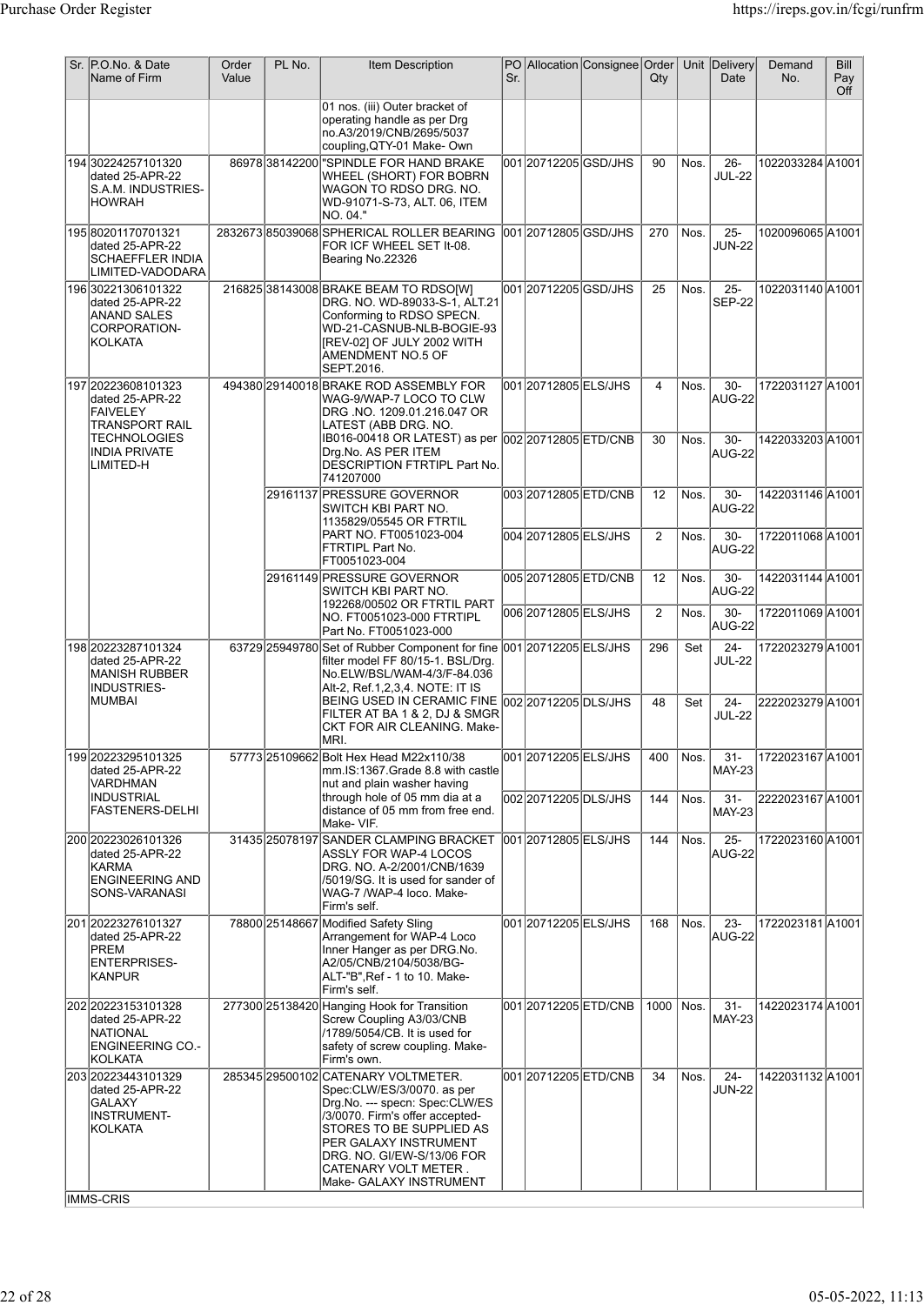| Sr. | P.O.No. & Date Name of Firm | Order Value | PL No. | Item Description | PO Sr. | Allocation | Consignee | Order Qty | Unit | Delivery Date | Demand No. | Bill Pay Off |
|---|---|---|---|---|---|---|---|---|---|---|---|---|
| | | | | 01 nos. (iii) Outer bracket of operating handle as per Drg no.A3/2019/CNB/2695/5037 coupling,QTY-01 Make- Own | | | | | | | | |
| 194 | 30224257101320 dated 25-APR-22 S.A.M. INDUSTRIES-HOWRAH | 86978 | 38142200 | "SPINDLE FOR HAND BRAKE WHEEL (SHORT) FOR BOBRN WAGON TO RDSO DRG. NO. WD-91071-S-73, ALT. 06, ITEM NO. 04." | 001 | 20712205 | GSD/JHS | 90 | Nos. | 26-JUL-22 | 1022033284 | A1001 |
| 195 | 80201170701321 dated 25-APR-22 SCHAEFFLER INDIA LIMITED-VADODARA | 2832673 | 85039068 | SPHERICAL ROLLER BEARING FOR ICF WHEEL SET It-08. Bearing No.22326 | 001 | 20712805 | GSD/JHS | 270 | Nos. | 25-JUN-22 | 1020096065 | A1001 |
| 196 | 30221306101322 dated 25-APR-22 ANAND SALES CORPORATION-KOLKATA | 216825 | 38143008 | BRAKE BEAM TO RDSO[W] DRG. NO. WD-89033-S-1, ALT.21 Conforming to RDSO SPECN. WD-21-CASNUB-NLB-BOGIE-93 [REV-02] OF JULY 2002 WITH AMENDMENT NO.5 OF SEPT.2016. | 001 | 20712205 | GSD/JHS | 25 | Nos. | 25-SEP-22 | 1022031140 | A1001 |
| 197 | 20223608101323 dated 25-APR-22 FAIVELEY TRANSPORT RAIL TECHNOLOGIES INDIA PRIVATE LIMITED-H | 494380 | 29140018 | BRAKE ROD ASSEMBLY FOR WAG-9/WAP-7 LOCO TO CLW DRG .NO. 1209.01.216.047 OR LATEST (ABB DRG. NO. IB016-00418 OR LATEST) as per Drg.No. AS PER ITEM DESCRIPTION FTRTIPL Part No. 741207000 | 001 | 20712805 | ELS/JHS | 4 | Nos. | 30-AUG-22 | 1722031127 | A1001 |
| | | | | | 002 | 20712805 | ETD/CNB | 30 | Nos. | 30-AUG-22 | 1422033203 | A1001 |
| | | | 29161137 | PRESSURE GOVERNOR SWITCH KBI PART NO. 1135829/05545 OR FTRTIL PART NO. FT0051023-004 FTRTIPL Part No. FT0051023-004 | 003 | 20712805 | ETD/CNB | 12 | Nos. | 30-AUG-22 | 1422031146 | A1001 |
| | | | | | 004 | 20712805 | ELS/JHS | 2 | Nos. | 30-AUG-22 | 1722011068 | A1001 |
| | | | 29161149 | PRESSURE GOVERNOR SWITCH KBI PART NO. 192268/00502 OR FTRTIL PART NO. FT0051023-000 FTRTIPL Part No. FT0051023-000 | 005 | 20712805 | ETD/CNB | 12 | Nos. | 30-AUG-22 | 1422031144 | A1001 |
| | | | | | 006 | 20712805 | ELS/JHS | 2 | Nos. | 30-AUG-22 | 1722011069 | A1001 |
| 198 | 20223287101324 dated 25-APR-22 MANISH RUBBER INDUSTRIES-MUMBAI | 63729 | 25949780 | Set of Rubber Component for fine filter model FF 80/15-1. BSL/Drg. No.ELW/BSL/WAM-4/3/F-84.036 Alt-2, Ref.1,2,3,4. NOTE: IT IS BEING USED IN CERAMIC FINE FILTER AT BA 1 & 2, DJ & SMGR CKT FOR AIR CLEANING. Make-MRI. | 001 | 20712205 | ELS/JHS | 296 | Set | 24-JUL-22 | 1722023279 | A1001 |
| | | | | | 002 | 20712205 | DLS/JHS | 48 | Set | 24-JUL-22 | 2222023279 | A1001 |
| 199 | 20223295101325 dated 25-APR-22 VARDHMAN INDUSTRIAL FASTENERS-DELHI | 57773 | 25109662 | Bolt Hex Head M22x110/38 mm.IS:1367.Grade 8.8 with castle nut and plain washer having through hole of 05 mm dia at a distance of 05 mm from free end. Make- VIF. | 001 | 20712205 | ELS/JHS | 400 | Nos. | 31-MAY-23 | 1722023167 | A1001 |
| | | | | | 002 | 20712205 | DLS/JHS | 144 | Nos. | 31-MAY-23 | 2222023167 | A1001 |
| 200 | 20223026101326 dated 25-APR-22 KARMA ENGINEERING AND SONS-VARANASI | 31435 | 25078197 | SANDER CLAMPING BRACKET ASSLY FOR WAP-4 LOCOS DRG. NO. A-2/2001/CNB/1639 /5019/SG. It is used for sander of WAG-7 /WAP-4 loco. Make-Firm's self. | 001 | 20712805 | ELS/JHS | 144 | Nos. | 25-AUG-22 | 1722023160 | A1001 |
| 201 | 20223276101327 dated 25-APR-22 PREM ENTERPRISES-KANPUR | 78800 | 25148667 | Modified Safety Sling Arrangement for WAP-4 Loco Inner Hanger as per DRG.No. A2/05/CNB/2104/5038/BG-ALT-"B",Ref - 1 to 10. Make-Firm's self. | 001 | 20712205 | ELS/JHS | 168 | Nos. | 23-AUG-22 | 1722023181 | A1001 |
| 202 | 20223153101328 dated 25-APR-22 NATIONAL ENGINEERING CO.-KOLKATA | 277300 | 25138420 | Hanging Hook for Transition Screw Coupling A3/03/CNB /1789/5054/CB. It is used for safety of screw coupling. Make-Firm's own. | 001 | 20712205 | ETD/CNB | 1000 | Nos. | 31-MAY-23 | 1422023174 | A1001 |
| 203 | 20223443101329 dated 25-APR-22 GALAXY INSTRUMENT-KOLKATA | 285345 | 29500102 | CATENARY VOLTMETER. Spec:CLW/ES/3/0070. as per Drg.No. --- specn: Spec:CLW/ES /3/0070. Firm's offer accepted-STORES TO BE SUPPLIED AS PER GALAXY INSTRUMENT DRG. NO. GI/EW-S/13/06 FOR CATENARY VOLT METER . Make- GALAXY INSTRUMENT | 001 | 20712205 | ETD/CNB | 34 | Nos. | 24-JUN-22 | 1422031132 | A1001 |

IMMS-CRIS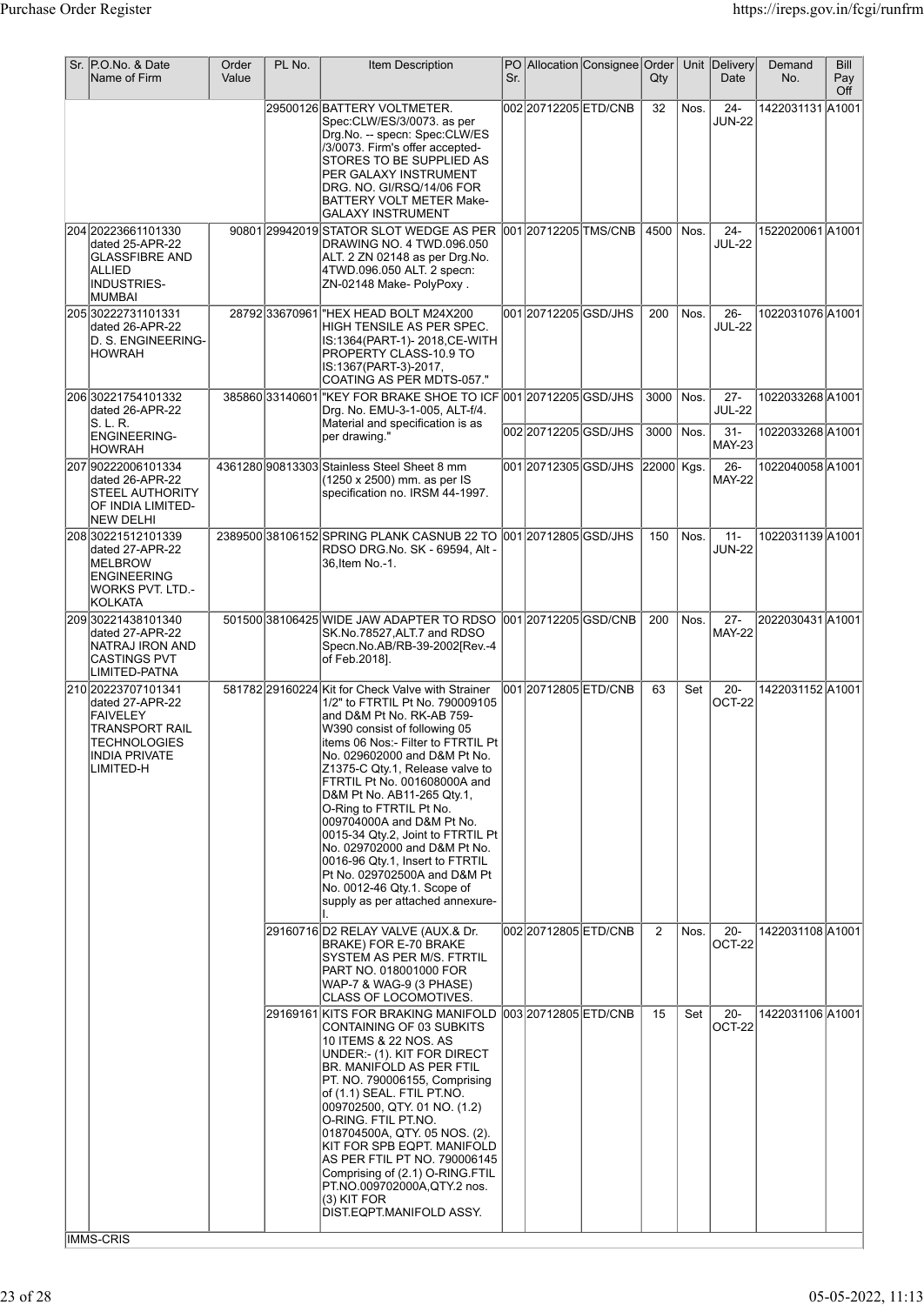| Sr. | P.O.No. & Date Name of Firm | Order Value | PL No. | Item Description | PO Sr. | Allocation | Consignee | Order Qty | Unit | Delivery Date | Demand No. | Bill Pay Off |
|---|---|---|---|---|---|---|---|---|---|---|---|---|
| | | | 29500126 | BATTERY VOLTMETER. Spec:CLW/ES/3/0073. as per Drg.No. -- specn: Spec:CLW/ES /3/0073. Firm's offer accepted- STORES TO BE SUPPLIED AS PER GALAXY INSTRUMENT DRG. NO. GI/RSQ/14/06 FOR BATTERY VOLT METER Make- GALAXY INSTRUMENT | 002 | 20712205 | ETD/CNB | 32 | Nos. | 24-JUN-22 | 1422031131 | A1001 |
| 204 | 20223661101330 dated 25-APR-22 GLASSFIBRE AND ALLIED INDUSTRIES-MUMBAI | 90801 | 29942019 | STATOR SLOT WEDGE AS PER DRAWING NO. 4 TWD.096.050 ALT. 2 ZN 02148 as per Drg.No. 4TWD.096.050 ALT. 2 specn: ZN-02148 Make- PolyPoxy . | 001 | 20712205 | TMS/CNB | 4500 | Nos. | 24-JUL-22 | 1522020061 | A1001 |
| 205 | 30222731101331 dated 26-APR-22 D. S. ENGINEERING-HOWRAH | 28792 | 33670961 | "HEX HEAD BOLT M24X200 HIGH TENSILE AS PER SPEC. IS:1364(PART-1)- 2018,CE-WITH PROPERTY CLASS-10.9 TO IS:1367(PART-3)-2017, COATING AS PER MDTS-057." | 001 | 20712205 | GSD/JHS | 200 | Nos. | 26-JUL-22 | 1022031076 | A1001 |
| 206 | 30221754101332 dated 26-APR-22 S. L. R. ENGINEERING-HOWRAH | 385860 | 33140601 | "KEY FOR BRAKE SHOE TO ICF Drg. No. EMU-3-1-005, ALT-f/4. Material and specification is as per drawing." | 001 | 20712205 | GSD/JHS | 3000 | Nos. | 27-JUL-22 | 1022033268 | A1001 |
| | | | | | 002 | 20712205 | GSD/JHS | 3000 | Nos. | 31-MAY-23 | 1022033268 | A1001 |
| 207 | 90222006101334 dated 26-APR-22 STEEL AUTHORITY OF INDIA LIMITED-NEW DELHI | 4361280 | 90813303 | Stainless Steel Sheet 8 mm (1250 x 2500) mm. as per IS specification no. IRSM 44-1997. | 001 | 20712305 | GSD/JHS | 22000 | Kgs. | 26-MAY-22 | 1022040058 | A1001 |
| 208 | 30221512101339 dated 27-APR-22 MELBROW ENGINEERING WORKS PVT. LTD.-KOLKATA | 2389500 | 38106152 | SPRING PLANK CASNUB 22 TO RDSO DRG.No. SK - 69594, Alt - 36,Item No.-1. | 001 | 20712805 | GSD/JHS | 150 | Nos. | 11-JUN-22 | 1022031139 | A1001 |
| 209 | 30221438101340 dated 27-APR-22 NATRAJ IRON AND CASTINGS PVT LIMITED-PATNA | 501500 | 38106425 | WIDE JAW ADAPTER TO RDSO SK.No.78527,ALT.7 and RDSO Specn.No.AB/RB-39-2002[Rev.-4 of Feb.2018]. | 001 | 20712205 | GSD/CNB | 200 | Nos. | 27-MAY-22 | 2022030431 | A1001 |
| 210 | 20223707101341 dated 27-APR-22 FAIVELEY TRANSPORT RAIL TECHNOLOGIES INDIA PRIVATE LIMITED-H | 581782 | 29160224 | Kit for Check Valve with Strainer 1/2" to FTRTIL Pt No. 790009105 and D&M Pt No. RK-AB 759-W390 consist of following 05 items 06 Nos:- Filter to FTRTIL Pt No. 029602000 and D&M Pt No. Z1375-C Qty.1, Release valve to FTRTIL Pt No. 001608000A and D&M Pt No. AB11-265 Qty.1, O-Ring to FTRTIL Pt No. 009704000A and D&M Pt No. 0015-34 Qty.2, Joint to FTRTIL Pt No. 029702000 and D&M Pt No. 0016-96 Qty.1, Insert to FTRTIL Pt No. 029702500A and D&M Pt No. 0012-46 Qty.1. Scope of supply as per attached annexure-I. | 001 | 20712805 | ETD/CNB | 63 | Set | 20-OCT-22 | 1422031152 | A1001 |
| | | | 29160716 | D2 RELAY VALVE (AUX.& Dr. BRAKE) FOR E-70 BRAKE SYSTEM AS PER M/S. FTRTIL PART NO. 018001000 FOR WAP-7 & WAG-9 (3 PHASE) CLASS OF LOCOMOTIVES. | 002 | 20712805 | ETD/CNB | 2 | Nos. | 20-OCT-22 | 1422031108 | A1001 |
| | | | 29169161 | KITS FOR BRAKING MANIFOLD CONTAINING OF 03 SUBKITS 10 ITEMS & 22 NOS. AS UNDER:- (1). KIT FOR DIRECT BR. MANIFOLD AS PER FTIL PT. NO. 790006155, Comprising of (1.1) SEAL. FTIL PT.NO. 009702500, QTY. 01 NO. (1.2) O-RING. FTIL PT.NO. 018704500A, QTY. 05 NOS. (2). KIT FOR SPB EQPT. MANIFOLD AS PER FTIL PT NO. 790006145 Comprising of (2.1) O-RING.FTIL PT.NO.009702000A,QTY.2 nos. (3) KIT FOR DIST.EQPT.MANIFOLD ASSY. | 003 | 20712805 | ETD/CNB | 15 | Set | 20-OCT-22 | 1422031106 | A1001 |

IMMS-CRIS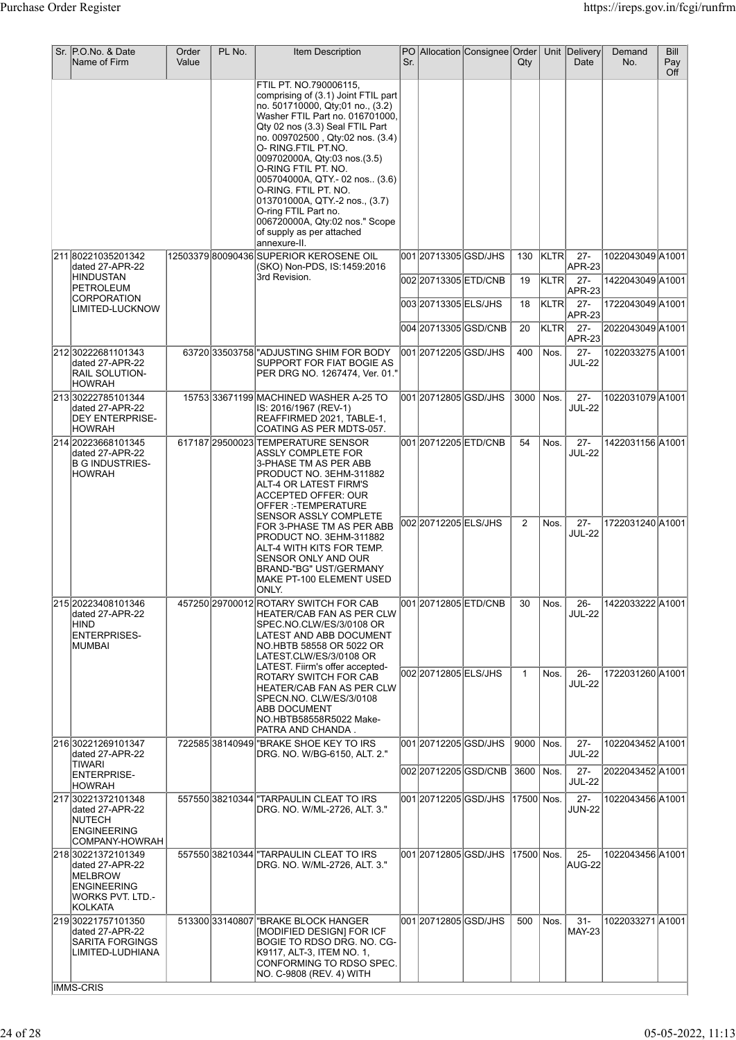| Sr. | P.O.No. & Date Name of Firm | Order Value | PL No. | Item Description | PO Sr. | Allocation | Consignee | Order Qty | Unit | Delivery Date | Demand No. | Bill Pay Off |
|---|---|---|---|---|---|---|---|---|---|---|---|---|
| | | | | FTIL PT. NO.790006115, comprising of (3.1) Joint FTIL part no. 501710000, Qty;01 no., (3.2) Washer FTIL Part no. 016701000, Qty 02 nos (3.3) Seal FTIL Part no. 009702500 , Qty:02 nos. (3.4) O- RING.FTIL PT.NO. 009702000A, Qty:03 nos.(3.5) O-RING FTIL PT. NO. 005704000A, QTY.- 02 nos.. (3.6) O-RING. FTIL PT. NO. 013701000A, QTY.-2 nos., (3.7) O-ring FTIL Part no. 006720000A, Qty:02 nos." Scope of supply as per attached annexure-II. | | | | | | | | |
| 211 | 80221035201342 dated 27-APR-22 HINDUSTAN PETROLEUM CORPORATION LIMITED-LUCKNOW | 12503379 | 80090436 | SUPERIOR KEROSENE OIL (SKO) Non-PDS, IS:1459:2016 3rd Revision. | 001 | 20713305 | GSD/JHS | 130 | KLTR | 27-APR-23 | 1022043049 | A1001 |
| | | | | | 002 | 20713305 | ETD/CNB | 19 | KLTR | 27-APR-23 | 1422043049 | A1001 |
| | | | | | 003 | 20713305 | ELS/JHS | 18 | KLTR | 27-APR-23 | 1722043049 | A1001 |
| | | | | | 004 | 20713305 | GSD/CNB | 20 | KLTR | 27-APR-23 | 2022043049 | A1001 |
| 212 | 30222681101343 dated 27-APR-22 RAIL SOLUTION-HOWRAH | 63720 | 33503758 | "ADJUSTING SHIM FOR BODY SUPPORT FOR FIAT BOGIE AS PER DRG NO. 1267474, Ver. 01." | 001 | 20712205 | GSD/JHS | 400 | Nos. | 27-JUL-22 | 1022033275 | A1001 |
| 213 | 30222785101344 dated 27-APR-22 DEY ENTERPRISE-HOWRAH | 15753 | 33671199 | MACHINED WASHER A-25 TO IS: 2016/1967 (REV-1) REAFFIRMED 2021, TABLE-1, COATING AS PER MDTS-057. | 001 | 20712805 | GSD/JHS | 3000 | Nos. | 27-JUL-22 | 1022031079 | A1001 |
| 214 | 20223668101345 dated 27-APR-22 B G INDUSTRIES-HOWRAH | 617187 | 29500023 | TEMPERATURE SENSOR ASSLY COMPLETE FOR 3-PHASE TM AS PER ABB PRODUCT NO. 3EHM-311882 ALT-4 OR LATEST FIRM'S ACCEPTED OFFER: OUR OFFER :-TEMPERATURE SENSOR ASSLY COMPLETE FOR 3-PHASE TM AS PER ABB PRODUCT NO. 3EHM-311882 ALT-4 WITH KITS FOR TEMP. SENSOR ONLY AND OUR BRAND-"BG" UST/GERMANY MAKE PT-100 ELEMENT USED ONLY. | 001 | 20712205 | ETD/CNB | 54 | Nos. | 27-JUL-22 | 1422031156 | A1001 |
| | | | | | 002 | 20712205 | ELS/JHS | 2 | Nos. | 27-JUL-22 | 1722031240 | A1001 |
| 215 | 20223408101346 dated 27-APR-22 HIND ENTERPRISES-MUMBAI | 457250 | 29700012 | ROTARY SWITCH FOR CAB HEATER/CAB FAN AS PER CLW SPEC.NO.CLW/ES/3/0108 OR LATEST AND ABB DOCUMENT NO.HBTB 58558 OR 5022 OR LATEST.CLW/ES/3/0108 OR LATEST. Fiirm's offer accepted-ROTARY SWITCH FOR CAB HEATER/CAB FAN AS PER CLW SPECN.NO. CLW/ES/3/0108 ABB DOCUMENT NO.HBTB58558R5022 Make-PATRA AND CHANDA . | 001 | 20712805 | ETD/CNB | 30 | Nos. | 26-JUL-22 | 1422033222 | A1001 |
| | | | | | 002 | 20712805 | ELS/JHS | 1 | Nos. | 26-JUL-22 | 1722031260 | A1001 |
| 216 | 30221269101347 dated 27-APR-22 TIWARI ENTERPRISE-HOWRAH | 722585 | 38140949 | "BRAKE SHOE KEY TO IRS DRG. NO. W/BG-6150, ALT. 2." | 001 | 20712205 | GSD/JHS | 9000 | Nos. | 27-JUL-22 | 1022043452 | A1001 |
| | | | | | 002 | 20712205 | GSD/CNB | 3600 | Nos. | 27-JUL-22 | 2022043452 | A1001 |
| 217 | 30221372101348 dated 27-APR-22 NUTECH ENGINEERING COMPANY-HOWRAH | 557550 | 38210344 | "TARPAULIN CLEAT TO IRS DRG. NO. W/ML-2726, ALT. 3." | 001 | 20712205 | GSD/JHS | 17500 | Nos. | 27-JUN-22 | 1022043456 | A1001 |
| 218 | 30221372101349 dated 27-APR-22 MELBROW ENGINEERING WORKS PVT. LTD.-KOLKATA | 557550 | 38210344 | "TARPAULIN CLEAT TO IRS DRG. NO. W/ML-2726, ALT. 3." | 001 | 20712805 | GSD/JHS | 17500 | Nos. | 25-AUG-22 | 1022043456 | A1001 |
| 219 | 30221757101350 dated 27-APR-22 SARITA FORGINGS LIMITED-LUDHIANA | 513300 | 33140807 | "BRAKE BLOCK HANGER [MODIFIED DESIGN] FOR ICF BOGIE TO RDSO DRG. NO. CG-K9117, ALT-3, ITEM NO. 1, CONFORMING TO RDSO SPEC. NO. C-9808 (REV. 4) WITH | 001 | 20712805 | GSD/JHS | 500 | Nos. | 31-MAY-23 | 1022033271 | A1001 |

IMMS-CRIS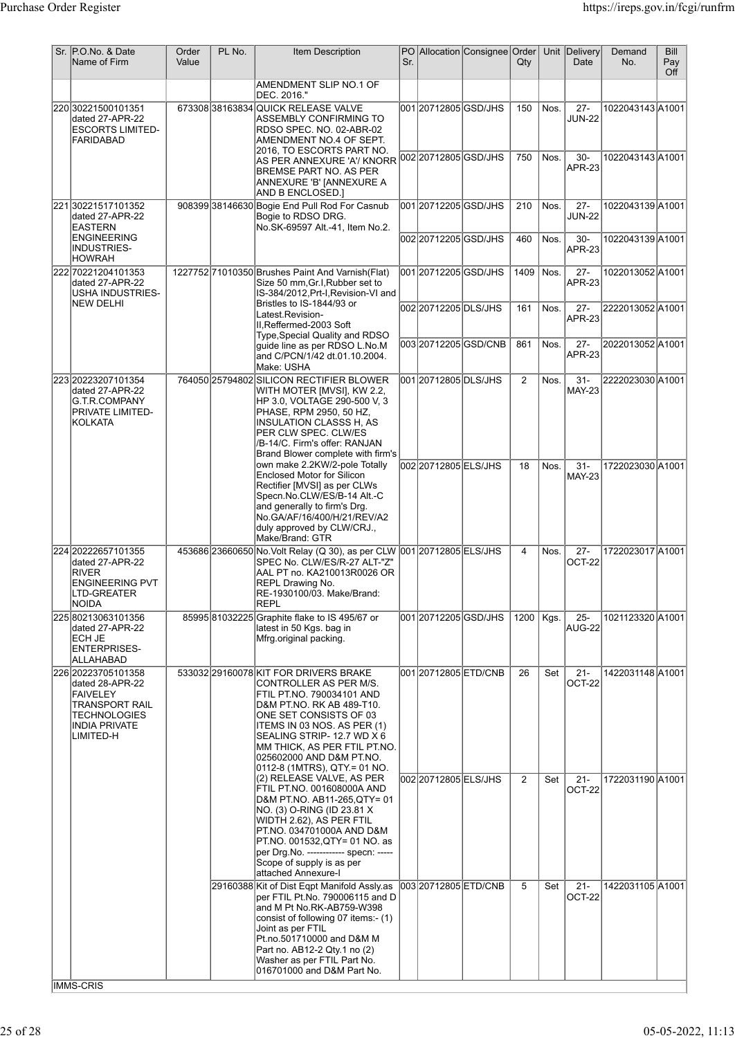| Sr. | P.O.No. & Date Name of Firm | Order Value | PL No. | Item Description | PO Sr. | Allocation | Consignee | Order Qty | Unit | Delivery Date | Demand No. | Bill Pay Off |
|---|---|---|---|---|---|---|---|---|---|---|---|---|
| | | | | AMENDMENT SLIP NO.1 OF DEC. 2016." | | | | | | | | |
| 220 | 30221500101351 dated 27-APR-22 ESCORTS LIMITED-FARIDABAD | 673308 | 38163834 | QUICK RELEASE VALVE ASSEMBLY CONFIRMING TO RDSO SPEC. NO. 02-ABR-02 AMENDMENT NO.4 OF SEPT. 2016, TO ESCORTS PART NO. AS PER ANNEXURE 'A'/ KNORR BREMSE PART NO. AS PER ANNEXURE 'B' [ANNEXURE A AND B ENCLOSED.] | 001 | 20712805 | GSD/JHS | 150 | Nos. | 27-JUN-22 | 1022043143 | A1001 |
| | | | | | 002 | 20712805 | GSD/JHS | 750 | Nos. | 30-APR-23 | 1022043143 | A1001 |
| 221 | 30221517101352 dated 27-APR-22 EASTERN ENGINEERING INDUSTRIES-HOWRAH | 908399 | 38146630 | Bogie End Pull Rod For Casnub Bogie to RDSO DRG. No.SK-69597 Alt.-41, Item No.2. | 001 | 20712205 | GSD/JHS | 210 | Nos. | 27-JUN-22 | 1022043139 | A1001 |
| | | | | | 002 | 20712205 | GSD/JHS | 460 | Nos. | 30-APR-23 | 1022043139 | A1001 |
| 222 | 70221204101353 dated 27-APR-22 USHA INDUSTRIES-NEW DELHI | 1227752 | 71010350 | Brushes Paint And Varnish(Flat) Size 50 mm,Gr.I,Rubber set to IS-384/2012,Prt-I,Revision-VI and Bristles to IS-1844/93 or Latest.Revision-II,Reffermed-2003 Soft Type,Special Quality and RDSO guide line as per RDSO L.No.M and C/PCN/1/42 dt.01.10.2004. Make: USHA | 001 | 20712205 | GSD/JHS | 1409 | Nos. | 27-APR-23 | 1022013052 | A1001 |
| | | | | | 002 | 20712205 | DLS/JHS | 161 | Nos. | 27-APR-23 | 2222013052 | A1001 |
| | | | | | 003 | 20712205 | GSD/CNB | 861 | Nos. | 27-APR-23 | 2022013052 | A1001 |
| 223 | 20223207101354 dated 27-APR-22 G.T.R.COMPANY PRIVATE LIMITED-KOLKATA | 764050 | 25794802 | SILICON RECTIFIER BLOWER WITH MOTER [MVSI], KW 2.2, HP 3.0, VOLTAGE 290-500 V, 3 PHASE, RPM 2950, 50 HZ, INSULATION CLASSS H, AS PER CLW SPEC. CLW/ES /B-14/C. Firm's offer: RANJAN Brand Blower complete with firm's own make 2.2KW/2-pole Totally Enclosed Motor for Silicon Rectifier [MVSI] as per CLWs Specn.No.CLW/ES/B-14 Alt.-C and generally to firm's Drg. No.GA/AF/16/400/H/21/REV/A2 duly approved by CLW/CRJ., Make/Brand: GTR | 001 | 20712805 | DLS/JHS | 2 | Nos. | 31-MAY-23 | 2222023030 | A1001 |
| | | | | | 002 | 20712805 | ELS/JHS | 18 | Nos. | 31-MAY-23 | 1722023030 | A1001 |
| 224 | 20222657101355 dated 27-APR-22 RIVER ENGINEERING PVT LTD-GREATER NOIDA | 453686 | 23660650 | No.Volt Relay (Q 30), as per CLW SPEC No. CLW/ES/R-27 ALT-"Z" AAL PT no. KA210013R0026 OR REPL Drawing No. RE-1930100/03. Make/Brand: REPL | 001 | 20712805 | ELS/JHS | 4 | Nos. | 27-OCT-22 | 1722023017 | A1001 |
| 225 | 80213063101356 dated 27-APR-22 ECH JE ENTERPRISES-ALLAHABAD | 85995 | 81032225 | Graphite flake to IS 495/67 or latest in 50 Kgs. bag in Mfrg.original packing. | 001 | 20712205 | GSD/JHS | 1200 | Kgs. | 25-AUG-22 | 1021123320 | A1001 |
| 226 | 20223705101358 dated 28-APR-22 FAIVELEY TRANSPORT RAIL TECHNOLOGIES INDIA PRIVATE LIMITED-H | 533032 | 29160078 | KIT FOR DRIVERS BRAKE CONTROLLER AS PER M/S. FTIL PT.NO. 790034101 AND D&M PT.NO. RK AB 489-T10. ONE SET CONSISTS OF 03 ITEMS IN 03 NOS. AS PER (1) SEALING STRIP- 12.7 WD X 6 MM THICK, AS PER FTIL PT.NO. 025602000 AND D&M PT.NO. 0112-8 (1MTRS), QTY.= 01 NO. (2) RELEASE VALVE, AS PER FTIL PT.NO. 001608000A AND D&M PT.NO. AB11-265,QTY= 01 NO. (3) O-RING (ID 23.81 X WIDTH 2.62), AS PER FTIL PT.NO. 034701000A AND D&M PT.NO. 001532,QTY= 01 NO. as per Drg.No. ------------ specn: ----- Scope of supply is as per attached Annexure-I | 001 | 20712805 | ETD/CNB | 26 | Set | 21-OCT-22 | 1422031148 | A1001 |
| | | | | | 002 | 20712805 | ELS/JHS | 2 | Set | 21-OCT-22 | 1722031190 | A1001 |
| | | | 29160388 | Kit of Dist Eqpt Manifold Assly.as per FTIL Pt.No. 790006115 and D and M Pt No.RK-AB759-W398 consist of following 07 items:- (1) Joint as per FTIL Pt.no.501710000 and D&M M Part no. AB12-2 Qty.1 no (2) Washer as per FTIL Part No. 016701000 and D&M Part No. | 003 | 20712805 | ETD/CNB | 5 | Set | 21-OCT-22 | 1422031105 | A1001 |

IMMS-CRIS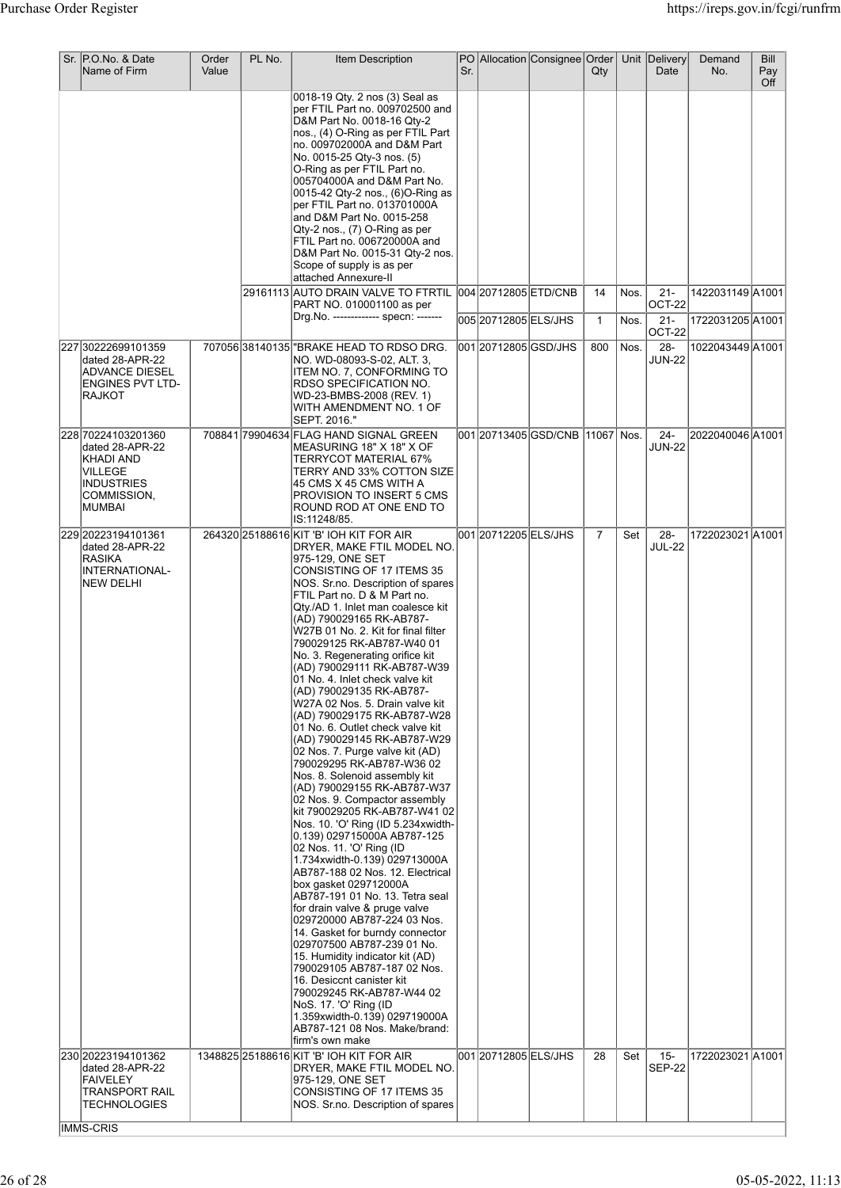| Sr. | P.O.No. & Date Name of Firm | Order Value | PL No. | Item Description | PO Sr. | Allocation | Consignee | Order Qty | Unit | Delivery Date | Demand No. | Bill Pay Off |
|---|---|---|---|---|---|---|---|---|---|---|---|---|
| | | | | 0018-19 Qty. 2 nos (3) Seal as per FTIL Part no. 009702500 and D&M Part No. 0018-16 Qty-2 nos., (4) O-Ring as per FTIL Part no. 009702000A and D&M Part No. 0015-25 Qty-3 nos. (5) O-Ring as per FTIL Part no. 005704000A and D&M Part No. 0015-42 Qty-2 nos., (6)O-Ring as per FTIL Part no. 013701000A and D&M Part No. 0015-258 Qty-2 nos., (7) O-Ring as per FTIL Part no. 006720000A and D&M Part No. 0015-31 Qty-2 nos. Scope of supply is as per attached Annexure-II | | | | | | | | |
| | | | 29161113 | AUTO DRAIN VALVE TO FTRTIL PART NO. 010001100 as per Drg.No. ------------- specn: ------- | 004 | 20712805 | ETD/CNB | 14 | Nos. | 21-OCT-22 | 1422031149 | A1001 |
| | | | | | 005 | 20712805 | ELS/JHS | 1 | Nos. | 21-OCT-22 | 1722031205 | A1001 |
| 227 | 30222699101359 dated 28-APR-22 ADVANCE DIESEL ENGINES PVT LTD-RAJKOT | 707056 | 38140135 | "BRAKE HEAD TO RDSO DRG. NO. WD-08093-S-02, ALT. 3, ITEM NO. 7, CONFORMING TO RDSO SPECIFICATION NO. WD-23-BMBS-2008 (REV. 1) WITH AMENDMENT NO. 1 OF SEPT. 2016." | 001 | 20712805 | GSD/JHS | 800 | Nos. | 28-JUN-22 | 1022043449 | A1001 |
| 228 | 70224103201360 dated 28-APR-22 KHADI AND VILLEGE INDUSTRIES COMMISSION, MUMBAI | 708841 | 79904634 | FLAG HAND SIGNAL GREEN MEASURING 18" X 18" X OF TERRYCOT MATERIAL 67% TERRY AND 33% COTTON SIZE 45 CMS X 45 CMS WITH A PROVISION TO INSERT 5 CMS ROUND ROD AT ONE END TO IS:11248/85. | 001 | 20713405 | GSD/CNB | 11067 | Nos. | 24-JUN-22 | 2022040046 | A1001 |
| 229 | 20223194101361 dated 28-APR-22 RASIKA INTERNATIONAL-NEW DELHI | 264320 | 25188616 | KIT 'B' IOH KIT FOR AIR DRYER, MAKE FTIL MODEL NO. 975-129, ONE SET CONSISTING OF 17 ITEMS 35 NOS. Sr.no. Description of spares FTIL Part no. D & M Part no. Qty./AD 1. Inlet man coalesce kit (AD) 790029165 RK-AB787-W27B 01 No. 2. Kit for final filter 790029125 RK-AB787-W40 01 No. 3. Regenerating orifice kit (AD) 790029111 RK-AB787-W39 01 No. 4. Inlet check valve kit (AD) 790029135 RK-AB787-W27A 02 Nos. 5. Drain valve kit (AD) 790029175 RK-AB787-W28 01 No. 6. Outlet check valve kit (AD) 790029145 RK-AB787-W29 02 Nos. 7. Purge valve kit (AD) 790029295 RK-AB787-W36 02 Nos. 8. Solenoid assembly kit (AD) 790029155 RK-AB787-W37 02 Nos. 9. Compactor assembly kit 790029205 RK-AB787-W41 02 Nos. 10. 'O' Ring (ID 5.234xwidth-0.139) 029715000A AB787-125 02 Nos. 11. 'O' Ring (ID 1.734xwidth-0.139) 029713000A AB787-188 02 Nos. 12. Electrical box gasket 029712000A AB787-191 01 No. 13. Tetra seal for drain valve & pruge valve 029720000 AB787-224 03 Nos. 14. Gasket for burndy connector 029707500 AB787-239 01 No. 15. Humidity indicator kit (AD) 790029105 AB787-187 02 Nos. 16. Desiccnt canister kit 790029245 RK-AB787-W44 02 NoS. 17. 'O' Ring (ID 1.359xwidth-0.139) 029719000A AB787-121 08 Nos. Make/brand: firm's own make | 001 | 20712205 | ELS/JHS | 7 | Set | 28-JUL-22 | 1722023021 | A1001 |
| 230 | 20223194101362 dated 28-APR-22 FAIVELEY TRANSPORT RAIL TECHNOLOGIES | 1348825 | 25188616 | KIT 'B' IOH KIT FOR AIR DRYER, MAKE FTIL MODEL NO. 975-129, ONE SET CONSISTING OF 17 ITEMS 35 NOS. Sr.no. Description of spares | 001 | 20712805 | ELS/JHS | 28 | Set | 15-SEP-22 | 1722023021 | A1001 |

IMMS-CRIS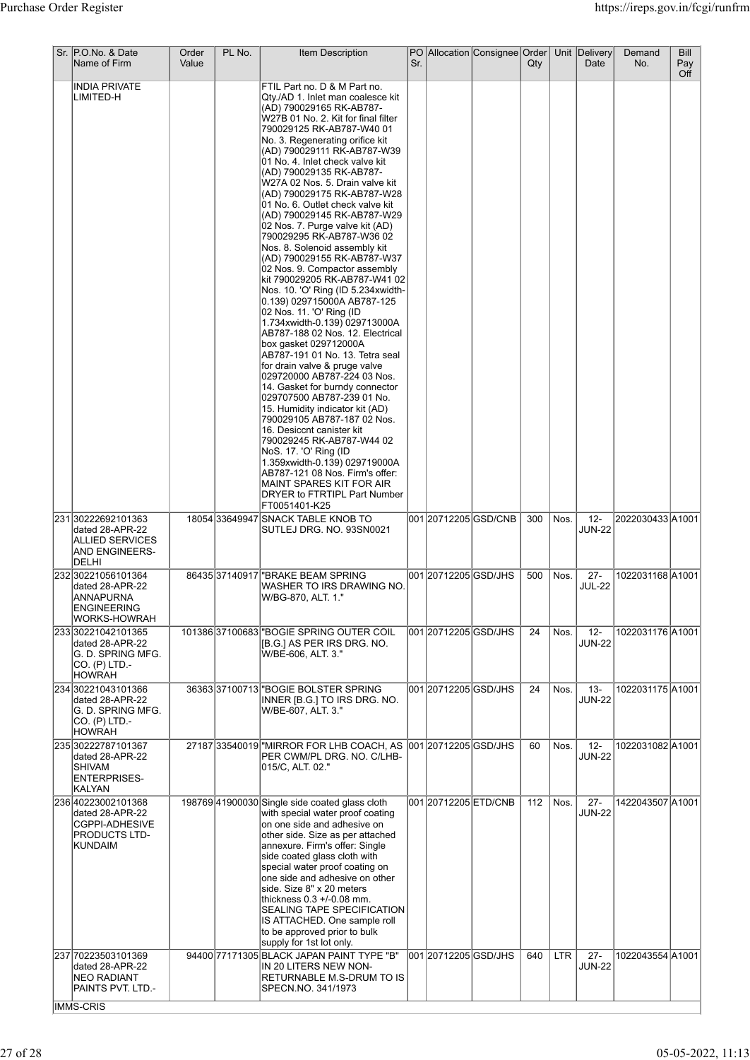| Sr. | P.O.No. & Date Name of Firm | Order Value | PL No. | Item Description | PO Sr. | Allocation | Consignee | Order Qty | Unit | Delivery Date | Demand No. | Bill Pay Off |
|---|---|---|---|---|---|---|---|---|---|---|---|---|
| | INDIA PRIVATE LIMITED-H | | | FTIL Part no. D & M Part no. Qty./AD 1. Inlet man coalesce kit (AD) 790029165 RK-AB787-W27B 01 No. 2. Kit for final filter 790029125 RK-AB787-W40 01 No. 3. Regenerating orifice kit (AD) 790029111 RK-AB787-W39 01 No. 4. Inlet check valve kit (AD) 790029135 RK-AB787-W27A 02 Nos. 5. Drain valve kit (AD) 790029175 RK-AB787-W28 01 No. 6. Outlet check valve kit (AD) 790029145 RK-AB787-W29 02 Nos. 7. Purge valve kit (AD) 790029295 RK-AB787-W36 02 Nos. 8. Solenoid assembly kit (AD) 790029155 RK-AB787-W37 02 Nos. 9. Compactor assembly kit 790029205 RK-AB787-W41 02 Nos. 10. 'O' Ring (ID 5.234xwidth-0.139) 029715000A AB787-125 02 Nos. 11. 'O' Ring (ID 1.734xwidth-0.139) 029713000A AB787-188 02 Nos. 12. Electrical box gasket 029712000A AB787-191 01 No. 13. Tetra seal for drain valve & pruge valve 029720000 AB787-224 03 Nos. 14. Gasket for burndy connector 029707500 AB787-239 01 No. 15. Humidity indicator kit (AD) 790029105 AB787-187 02 Nos. 16. Desiccnt canister kit 790029245 RK-AB787-W44 02 NoS. 17. 'O' Ring (ID 1.359xwidth-0.139) 029719000A AB787-121 08 Nos. Firm's offer: MAINT SPARES KIT FOR AIR DRYER to FTRTIPL Part Number FT0051401-K25 | | | | | | | | |
| 231 | 30222692101363 dated 28-APR-22 ALLIED SERVICES AND ENGINEERS-DELHI | 18054 | 33649947 | SNACK TABLE KNOB TO SUTLEJ DRG. NO. 93SN0021 | 001 | 20712205 | GSD/CNB | 300 | Nos. | 12-JUN-22 | 2022030433 | A1001 |
| 232 | 30221056101364 dated 28-APR-22 ANNAPURNA ENGINEERING WORKS-HOWRAH | 86435 | 37140917 | "BRAKE BEAM SPRING WASHER TO IRS DRAWING NO. W/BG-870, ALT. 1." | 001 | 20712205 | GSD/JHS | 500 | Nos. | 27-JUL-22 | 1022031168 | A1001 |
| 233 | 30221042101365 dated 28-APR-22 G. D. SPRING MFG. CO. (P) LTD.-HOWRAH | 101386 | 37100683 | "BOGIE SPRING OUTER COIL [B.G.] AS PER IRS DRG. NO. W/BE-606, ALT. 3." | 001 | 20712205 | GSD/JHS | 24 | Nos. | 12-JUN-22 | 1022031176 | A1001 |
| 234 | 30221043101366 dated 28-APR-22 G. D. SPRING MFG. CO. (P) LTD.-HOWRAH | 36363 | 37100713 | "BOGIE BOLSTER SPRING INNER [B.G.] TO IRS DRG. NO. W/BE-607, ALT. 3." | 001 | 20712205 | GSD/JHS | 24 | Nos. | 13-JUN-22 | 1022031175 | A1001 |
| 235 | 30222787101367 dated 28-APR-22 SHIVAM ENTERPRISES-KALYAN | 27187 | 33540019 | "MIRROR FOR LHB COACH, AS PER CWM/PL DRG. NO. C/LHB-015/C, ALT. 02." | 001 | 20712205 | GSD/JHS | 60 | Nos. | 12-JUN-22 | 1022031082 | A1001 |
| 236 | 40223002101368 dated 28-APR-22 CGPPI-ADHESIVE PRODUCTS LTD-KUNDAIM | 198769 | 41900030 | Single side coated glass cloth with special water proof coating on one side and adhesive on other side. Size as per attached annexure. Firm's offer: Single side coated glass cloth with special water proof coating on one side and adhesive on other side. Size 8" x 20 meters thickness 0.3 +/-0.08 mm. SEALING TAPE SPECIFICATION IS ATTACHED. One sample roll to be approved prior to bulk supply for 1st lot only. | 001 | 20712205 | ETD/CNB | 112 | Nos. | 27-JUN-22 | 1422043507 | A1001 |
| 237 | 70223503101369 dated 28-APR-22 NEO RADIANT PAINTS PVT. LTD.- | 94400 | 77171305 | BLACK JAPAN PAINT TYPE "B" IN 20 LITERS NEW NON-RETURNABLE M.S-DRUM TO IS SPECN.NO. 341/1973 | 001 | 20712205 | GSD/JHS | 640 | LTR | 27-JUN-22 | 1022043554 | A1001 |

IMMS-CRIS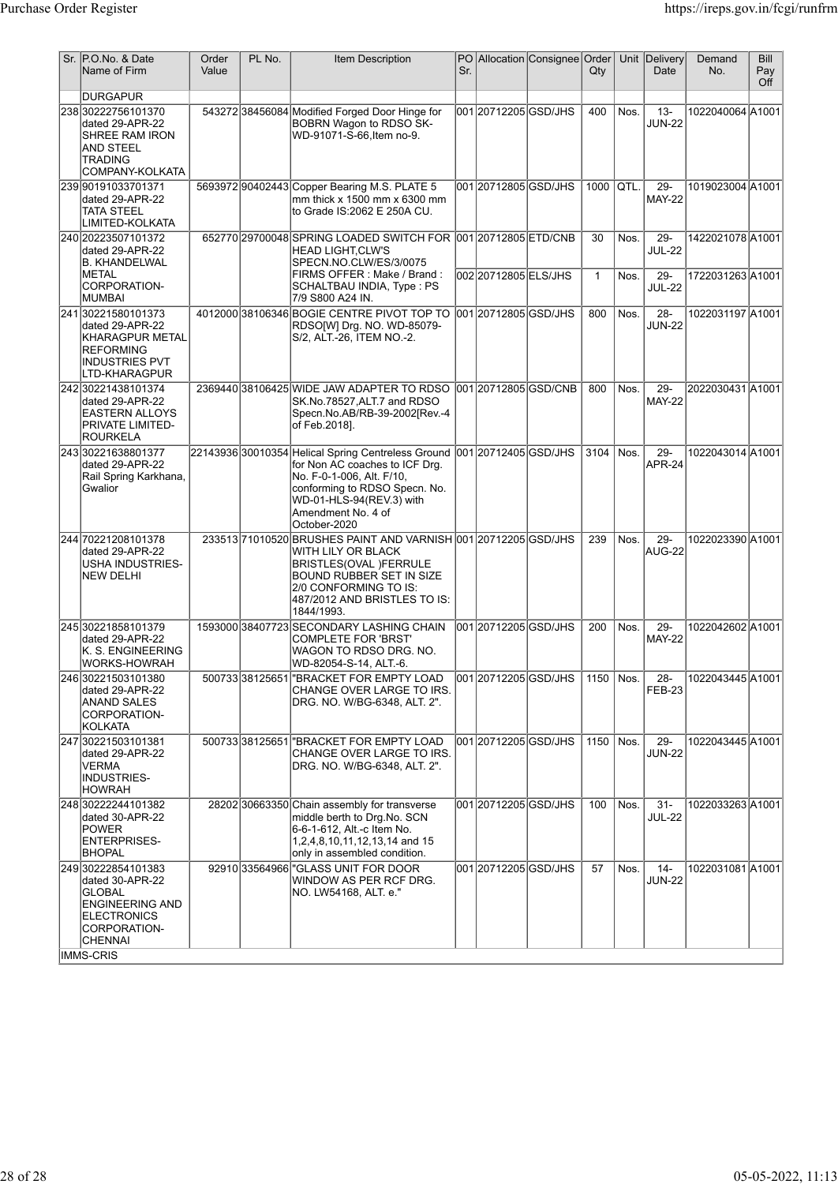| Sr. | P.O.No. & Date Name of Firm | Order Value | PL No. | Item Description | PO Sr. | Allocation | Consignee | Order Qty | Unit | Delivery Date | Demand No. | Bill Pay Off |
|---|---|---|---|---|---|---|---|---|---|---|---|---|
| | DURGAPUR | | | | | | | | | | | |
| 238 | 30222756101370 dated 29-APR-22 SHREE RAM IRON AND STEEL TRADING COMPANY-KOLKATA | 543272 | 38456084 | Modified Forged Door Hinge for BOBRN Wagon to RDSO SK-WD-91071-S-66,Item no-9. | 001 | 20712205 | GSD/JHS | 400 | Nos. | 13-JUN-22 | 1022040064 | A1001 |
| 239 | 90191033701371 dated 29-APR-22 TATA STEEL LIMITED-KOLKATA | 5693972 | 90402443 | Copper Bearing M.S. PLATE 5 mm thick x 1500 mm x 6300 mm to Grade IS:2062 E 250A CU. | 001 | 20712805 | GSD/JHS | 1000 | QTL. | 29-MAY-22 | 1019023004 | A1001 |
| 240 | 20223507101372 dated 29-APR-22 B. KHANDELWAL METAL CORPORATION-MUMBAI | 652770 | 29700048 | SPRING LOADED SWITCH FOR HEAD LIGHT,CLW'S SPECN.NO.CLW/ES/3/0075 FIRMS OFFER : Make / Brand : SCHALTBAU INDIA, Type : PS 7/9 S800 A24 IN. | 001 | 20712805 | ETD/CNB | 30 | Nos. | 29-JUL-22 | 1422021078 | A1001 |
| | | | | | 002 | 20712805 | ELS/JHS | 1 | Nos. | 29-JUL-22 | 1722031263 | A1001 |
| 241 | 30221580101373 dated 29-APR-22 KHARAGPUR METAL REFORMING INDUSTRIES PVT LTD-KHARAGPUR | 4012000 | 38106346 | BOGIE CENTRE PIVOT TOP TO RDSO[W] Drg. NO. WD-85079-S/2, ALT.-26, ITEM NO.-2. | 001 | 20712805 | GSD/JHS | 800 | Nos. | 28-JUN-22 | 1022031197 | A1001 |
| 242 | 30221438101374 dated 29-APR-22 EASTERN ALLOYS PRIVATE LIMITED-ROURKELA | 2369440 | 38106425 | WIDE JAW ADAPTER TO RDSO SK.No.78527,ALT.7 and RDSO Specn.No.AB/RB-39-2002[Rev.-4 of Feb.2018]. | 001 | 20712805 | GSD/CNB | 800 | Nos. | 29-MAY-22 | 2022030431 | A1001 |
| 243 | 30221638801377 dated 29-APR-22 Rail Spring Karkhana, Gwalior | 22143936 | 30010354 | Helical Spring Centreless Ground for Non AC coaches to ICF Drg. No. F-0-1-006, Alt. F/10, conforming to RDSO Specn. No. WD-01-HLS-94(REV.3) with Amendment No. 4 of October-2020 | 001 | 20712405 | GSD/JHS | 3104 | Nos. | 29-APR-24 | 1022043014 | A1001 |
| 244 | 70221208101378 dated 29-APR-22 USHA INDUSTRIES-NEW DELHI | 233513 | 71010520 | BRUSHES PAINT AND VARNISH WITH LILY OR BLACK BRISTLES(OVAL )FERRULE BOUND RUBBER SET IN SIZE 2/0 CONFORMING TO IS: 487/2012 AND BRISTLES TO IS: 1844/1993. | 001 | 20712205 | GSD/JHS | 239 | Nos. | 29-AUG-22 | 1022023390 | A1001 |
| 245 | 30221858101379 dated 29-APR-22 K. S. ENGINEERING WORKS-HOWRAH | 1593000 | 38407723 | SECONDARY LASHING CHAIN COMPLETE FOR 'BRST' WAGON TO RDSO DRG. NO. WD-82054-S-14, ALT.-6. | 001 | 20712205 | GSD/JHS | 200 | Nos. | 29-MAY-22 | 1022042602 | A1001 |
| 246 | 30221503101380 dated 29-APR-22 ANAND SALES CORPORATION-KOLKATA | 500733 | 38125651 | "BRACKET FOR EMPTY LOAD CHANGE OVER LARGE TO IRS. DRG. NO. W/BG-6348, ALT. 2". | 001 | 20712205 | GSD/JHS | 1150 | Nos. | 28-FEB-23 | 1022043445 | A1001 |
| 247 | 30221503101381 dated 29-APR-22 VERMA INDUSTRIES-HOWRAH | 500733 | 38125651 | "BRACKET FOR EMPTY LOAD CHANGE OVER LARGE TO IRS. DRG. NO. W/BG-6348, ALT. 2". | 001 | 20712205 | GSD/JHS | 1150 | Nos. | 29-JUN-22 | 1022043445 | A1001 |
| 248 | 30222244101382 dated 30-APR-22 POWER ENTERPRISES-BHOPAL | 28202 | 30663350 | Chain assembly for transverse middle berth to Drg.No. SCN 6-6-1-612, Alt.-c Item No. 1,2,4,8,10,11,12,13,14 and 15 only in assembled condition. | 001 | 20712205 | GSD/JHS | 100 | Nos. | 31-JUL-22 | 1022033263 | A1001 |
| 249 | 30222854101383 dated 30-APR-22 GLOBAL ENGINEERING AND ELECTRONICS CORPORATION-CHENNAI | 92910 | 33564966 | "GLASS UNIT FOR DOOR WINDOW AS PER RCF DRG. NO. LW54168, ALT. e." | 001 | 20712205 | GSD/JHS | 57 | Nos. | 14-JUN-22 | 1022031081 | A1001 |
| | IMMS-CRIS | | | | | | | | | | | |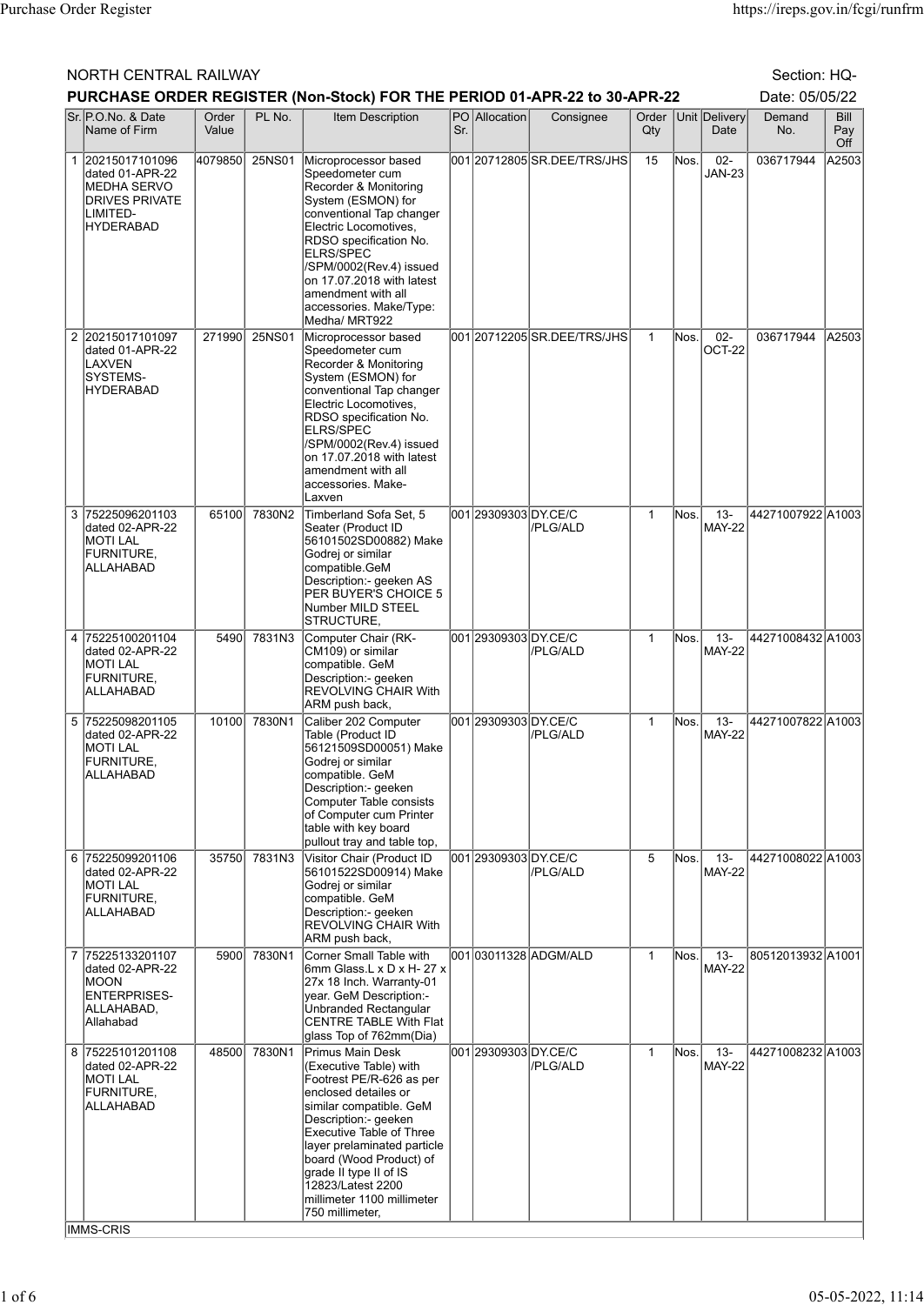NORTH CENTRAL RAILWAY

Section: HQ-

**PURCHASE ORDER REGISTER (Non-Stock) FOR THE PERIOD 01-APR-22 to 30-APR-22**

Date: 05/05/22

| Sr. | P.O.No. & Date Name of Firm | Order Value | PL No. | Item Description | PO Sr. | Allocation | Consignee | Order Qty | Unit | Delivery Date | Demand No. | Bill Pay Off |
|---|---|---|---|---|---|---|---|---|---|---|---|---|
| 1 | 20215017101096 dated 01-APR-22 MEDHA SERVO DRIVES PRIVATE LIMITED-HYDERABAD | 4079850 | 25NS01 | Microprocessor based Speedometer cum Recorder & Monitoring System (ESMON) for conventional Tap changer Electric Locomotives, RDSO specification No. ELRS/SPEC /SPM/0002(Rev.4) issued on 17.07.2018 with latest amendment with all accessories. Make/Type: Medha/ MRT922 | 001 | 20712805 | SR.DEE/TRS/JHS | 15 | Nos. | 02-JAN-23 | 036717944 | A2503 |
| 2 | 20215017101097 dated 01-APR-22 LAXVEN SYSTEMS-HYDERABAD | 271990 | 25NS01 | Microprocessor based Speedometer cum Recorder & Monitoring System (ESMON) for conventional Tap changer Electric Locomotives, RDSO specification No. ELRS/SPEC /SPM/0002(Rev.4) issued on 17.07.2018 with latest amendment with all accessories. Make-Laxven | 001 | 20712205 | SR.DEE/TRS/JHS | 1 | Nos. | 02-OCT-22 | 036717944 | A2503 |
| 3 | 75225096201103 dated 02-APR-22 MOTI LAL FURNITURE, ALLAHABAD | 65100 | 7830N2 | Timberland Sofa Set, 5 Seater (Product ID 56101502SD00882) Make Godrej or similar compatible.GeM Description:- geeken AS PER BUYER'S CHOICE 5 Number MILD STEEL STRUCTURE, | 001 | 29309303 | DY.CE/C /PLG/ALD | 1 | Nos. | 13-MAY-22 | 44271007922 | A1003 |
| 4 | 75225100201104 dated 02-APR-22 MOTI LAL FURNITURE, ALLAHABAD | 5490 | 7831N3 | Computer Chair (RK-CM109) or similar compatible. GeM Description:- geeken REVOLVING CHAIR With ARM push back, | 001 | 29309303 | DY.CE/C /PLG/ALD | 1 | Nos. | 13-MAY-22 | 44271008432 | A1003 |
| 5 | 75225098201105 dated 02-APR-22 MOTI LAL FURNITURE, ALLAHABAD | 10100 | 7830N1 | Caliber 202 Computer Table (Product ID 56121509SD00051) Make Godrej or similar compatible. GeM Description:- geeken Computer Table consists of Computer cum Printer table with key board pullout tray and table top, | 001 | 29309303 | DY.CE/C /PLG/ALD | 1 | Nos. | 13-MAY-22 | 44271007822 | A1003 |
| 6 | 75225099201106 dated 02-APR-22 MOTI LAL FURNITURE, ALLAHABAD | 35750 | 7831N3 | Visitor Chair (Product ID 56101522SD00914) Make Godrej or similar compatible. GeM Description:- geeken REVOLVING CHAIR With ARM push back, | 001 | 29309303 | DY.CE/C /PLG/ALD | 5 | Nos. | 13-MAY-22 | 44271008022 | A1003 |
| 7 | 75225133201107 dated 02-APR-22 MOON ENTERPRISES-ALLAHABAD, Allahabad | 5900 | 7830N1 | Corner Small Table with 6mm Glass.L x D x H- 27 x 27x 18 Inch. Warranty-01 year. GeM Description:- Unbranded Rectangular CENTRE TABLE With Flat glass Top of 762mm(Dia) | 001 | 03011328 | ADGM/ALD | 1 | Nos. | 13-MAY-22 | 80512013932 | A1001 |
| 8 | 75225101201108 dated 02-APR-22 MOTI LAL FURNITURE, ALLAHABAD | 48500 | 7830N1 | Primus Main Desk (Executive Table) with Footrest PE/R-626 as per enclosed detailes or similar compatible. GeM Description:- geeken Executive Table of Three layer prelaminated particle board (Wood Product) of grade II type II of IS 12823/Latest 2200 millimeter 1100 millimeter 750 millimeter, | 001 | 29309303 | DY.CE/C /PLG/ALD | 1 | Nos. | 13-MAY-22 | 44271008232 | A1003 |

IMMS-CRIS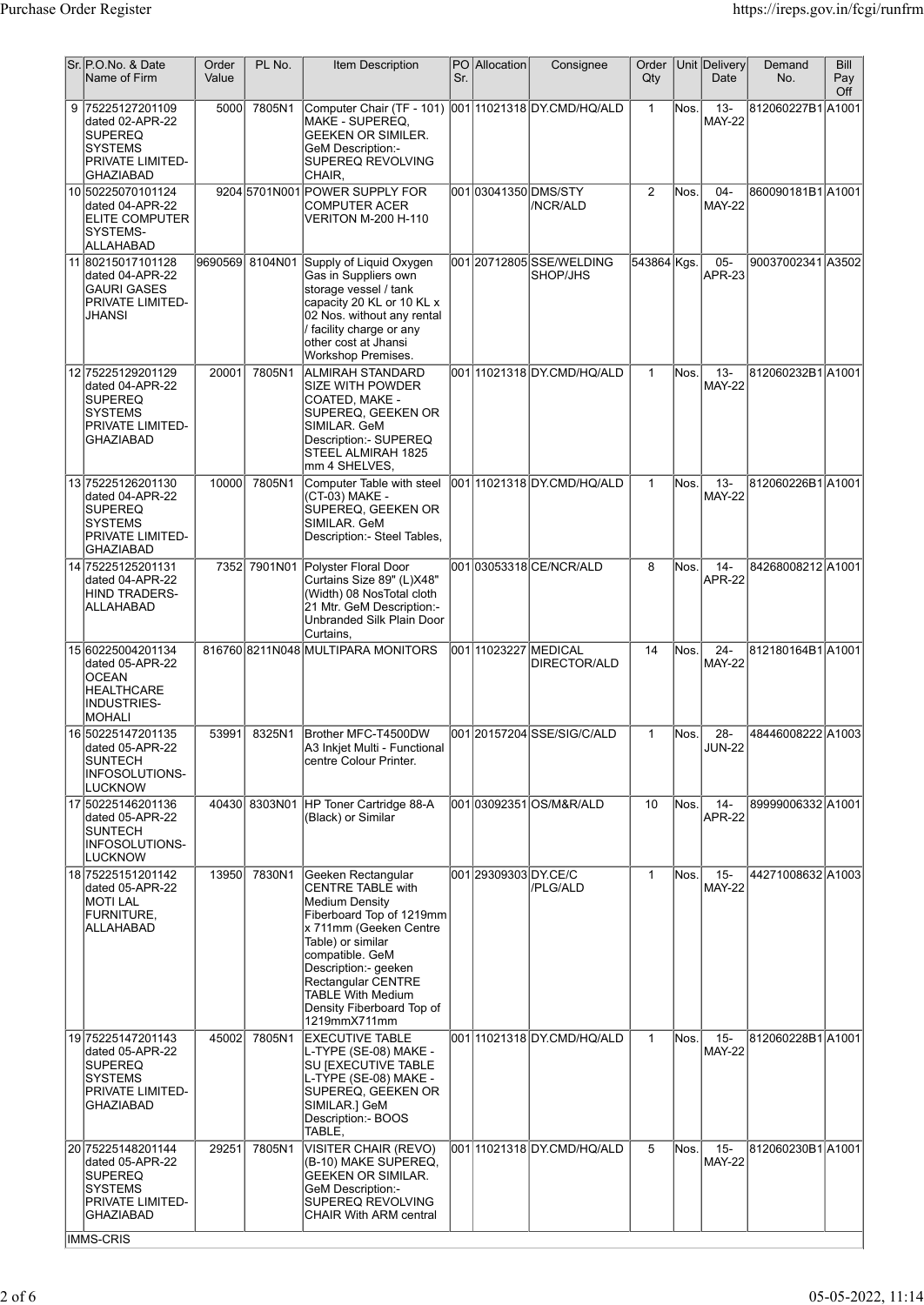| Sr. | P.O.No. & Date Name of Firm | Order Value | PL No. | Item Description | PO Sr. | Allocation | Consignee | Order Qty | Unit | Delivery Date | Demand No. | Bill Pay Off |
|---|---|---|---|---|---|---|---|---|---|---|---|---|
| 9 | 75225127201109 dated 02-APR-22 SUPEREQ SYSTEMS PRIVATE LIMITED-GHAZIABAD | 5000 | 7805N1 | Computer Chair (TF - 101) MAKE - SUPEREQ, GEEKEN OR SIMILER. GeM Description:- SUPEREQ REVOLVING CHAIR, | 001 | 11021318 | DY.CMD/HQ/ALD | 1 | Nos. | 13-MAY-22 | 812060227B1 | A1001 |
| 10 | 50225070101124 dated 04-APR-22 ELITE COMPUTER SYSTEMS-ALLAHABAD | 9204 | 5701N001 | POWER SUPPLY FOR COMPUTER ACER VERITON M-200 H-110 | 001 | 03041350 | DMS/STY /NCR/ALD | 2 | Nos. | 04-MAY-22 | 860090181B1 | A1001 |
| 11 | 80215017101128 dated 04-APR-22 GAURI GASES PRIVATE LIMITED-JHANSI | 9690569 | 8104N01 | Supply of Liquid Oxygen Gas in Suppliers own storage vessel / tank capacity 20 KL or 10 KL x 02 Nos. without any rental / facility charge or any other cost at Jhansi Workshop Premises. | 001 | 20712805 | SSE/WELDING SHOP/JHS | 543864 | Kgs. | 05-APR-23 | 90037002341 | A3502 |
| 12 | 75225129201129 dated 04-APR-22 SUPEREQ SYSTEMS PRIVATE LIMITED-GHAZIABAD | 20001 | 7805N1 | ALMIRAH STANDARD SIZE WITH POWDER COATED, MAKE - SUPEREQ, GEEKEN OR SIMILAR. GeM Description:- SUPEREQ STEEL ALMIRAH 1825 mm 4 SHELVES, | 001 | 11021318 | DY.CMD/HQ/ALD | 1 | Nos. | 13-MAY-22 | 812060232B1 | A1001 |
| 13 | 75225126201130 dated 04-APR-22 SUPEREQ SYSTEMS PRIVATE LIMITED-GHAZIABAD | 10000 | 7805N1 | Computer Table with steel (CT-03) MAKE - SUPEREQ, GEEKEN OR SIMILAR. GeM Description:- Steel Tables, | 001 | 11021318 | DY.CMD/HQ/ALD | 1 | Nos. | 13-MAY-22 | 812060226B1 | A1001 |
| 14 | 75225125201131 dated 04-APR-22 HIND TRADERS-ALLAHABAD | 7352 | 7901N01 | Polyster Floral Door Curtains Size 89" (L)X48" (Width) 08 NosTotal cloth 21 Mtr. GeM Description:- Unbranded Silk Plain Door Curtains, | 001 | 03053318 | CE/NCR/ALD | 8 | Nos. | 14-APR-22 | 84268008212 | A1001 |
| 15 | 60225004201134 dated 05-APR-22 OCEAN HEALTHCARE INDUSTRIES-MOHALI | 816760 | 8211N048 | MULTIPARA MONITORS | 001 | 11023227 | MEDICAL DIRECTOR/ALD | 14 | Nos. | 24-MAY-22 | 812180164B1 | A1001 |
| 16 | 50225147201135 dated 05-APR-22 SUNTECH INFOSOLUTIONS-LUCKNOW | 53991 | 8325N1 | Brother MFC-T4500DW A3 Inkjet Multi - Functional centre Colour Printer. | 001 | 20157204 | SSE/SIG/C/ALD | 1 | Nos. | 28-JUN-22 | 48446008222 | A1003 |
| 17 | 50225146201136 dated 05-APR-22 SUNTECH INFOSOLUTIONS-LUCKNOW | 40430 | 8303N01 | HP Toner Cartridge 88-A (Black) or Similar | 001 | 03092351 | OS/M&R/ALD | 10 | Nos. | 14-APR-22 | 89999006332 | A1001 |
| 18 | 75225151201142 dated 05-APR-22 MOTI LAL FURNITURE, ALLAHABAD | 13950 | 7830N1 | Geeken Rectangular CENTRE TABLE with Medium Density Fiberboard Top of 1219mm x 711mm (Geeken Centre Table) or similar compatible. GeM Description:- geeken Rectangular CENTRE TABLE With Medium Density Fiberboard Top of 1219mmX711mm | 001 | 29309303 | DY.CE/C /PLG/ALD | 1 | Nos. | 15-MAY-22 | 44271008632 | A1003 |
| 19 | 75225147201143 dated 05-APR-22 SUPEREQ SYSTEMS PRIVATE LIMITED-GHAZIABAD | 45002 | 7805N1 | EXECUTIVE TABLE L-TYPE (SE-08) MAKE - SU [EXECUTIVE TABLE L-TYPE (SE-08) MAKE - SUPEREQ, GEEKEN OR SIMILAR.] GeM Description:- BOOS TABLE, | 001 | 11021318 | DY.CMD/HQ/ALD | 1 | Nos. | 15-MAY-22 | 812060228B1 | A1001 |
| 20 | 75225148201144 dated 05-APR-22 SUPEREQ SYSTEMS PRIVATE LIMITED-GHAZIABAD | 29251 | 7805N1 | VISITER CHAIR (REVO) (B-10) MAKE SUPEREQ, GEEKEN OR SIMILAR. GeM Description:- SUPEREQ REVOLVING CHAIR With ARM central | 001 | 11021318 | DY.CMD/HQ/ALD | 5 | Nos. | 15-MAY-22 | 812060230B1 | A1001 |

IMMS-CRIS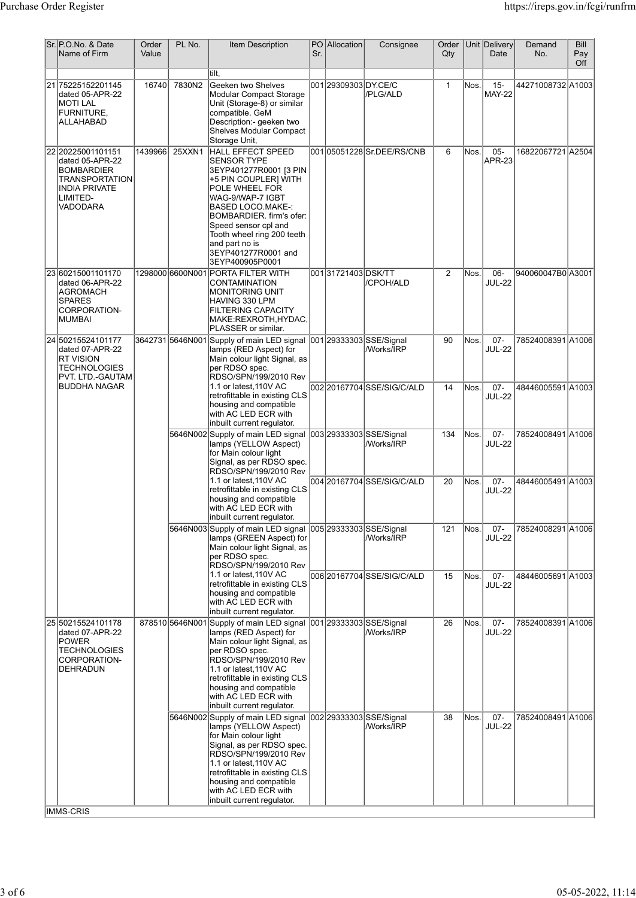| Sr. | P.O.No. & Date Name of Firm | Order Value | PL No. | Item Description | PO Sr. | Allocation | Consignee | Order Qty | Unit | Delivery Date | Demand No. | Bill Pay Off |
|---|---|---|---|---|---|---|---|---|---|---|---|---|
| | | | | tilt, | | | | | | | | |
| 21 | 75225152201145 dated 05-APR-22 MOTI LAL FURNITURE, ALLAHABAD | 16740 | 7830N2 | Geeken two Shelves Modular Compact Storage Unit (Storage-8) or similar compatible. GeM Description:- geeken two Shelves Modular Compact Storage Unit, | 001 | 29309303 | DY.CE/C /PLG/ALD | 1 | Nos. | 15-MAY-22 | 44271008732 | A1003 |
| 22 | 20225001101151 dated 05-APR-22 BOMBARDIER TRANSPORTATION INDIA PRIVATE LIMITED-VADODARA | 1439966 | 25XXN1 | HALL EFFECT SPEED SENSOR TYPE 3EYP401277R0001 [3 PIN +5 PIN COUPLER] WITH POLE WHEEL FOR WAG-9/WAP-7 IGBT BASED LOCO.MAKE-: BOMBARDIER. firm's ofer: Speed sensor cpl and Tooth wheel ring 200 teeth and part no is 3EYP401277R0001 and 3EYP400905P0001 | 001 | 05051228 | Sr.DEE/RS/CNB | 6 | Nos. | 05-APR-23 | 16822067721 | A2504 |
| 23 | 60215001101170 dated 06-APR-22 AGROMACH SPARES CORPORATION-MUMBAI | 1298000 | 6600N001 | PORTA FILTER WITH CONTAMINATION MONITORING UNIT HAVING 330 LPM FILTERING CAPACITY MAKE:REXROTH,HYDAC, PLASSER or similar. | 001 | 31721403 | DSK/TT /CPOH/ALD | 2 | Nos. | 06-JUL-22 | 940060047B0 | A3001 |
| 24 | 50215524101177 dated 07-APR-22 RT VISION TECHNOLOGIES PVT. LTD.-GAUTAM BUDDHA NAGAR | 3642731 | 5646N001 | Supply of main LED signal lamps (RED Aspect) for Main colour light Signal, as per RDSO spec. RDSO/SPN/199/2010 Rev 1.1 or latest,110V AC retrofittable in existing CLS housing and compatible with AC LED ECR with inbuilt current regulator. | 001 | 29333303 | SSE/Signal /Works/IRP | 90 | Nos. | 07-JUL-22 | 78524008391 | A1006 |
| | | | | | 002 | 20167704 | SSE/SIG/C/ALD | 14 | Nos. | 07-JUL-22 | 48446005591 | A1003 |
| | | | 5646N002 | Supply of main LED signal lamps (YELLOW Aspect) for Main colour light Signal, as per RDSO spec. RDSO/SPN/199/2010 Rev 1.1 or latest,110V AC retrofittable in existing CLS housing and compatible with AC LED ECR with inbuilt current regulator. | 003 | 29333303 | SSE/Signal /Works/IRP | 134 | Nos. | 07-JUL-22 | 78524008491 | A1006 |
| | | | | | 004 | 20167704 | SSE/SIG/C/ALD | 20 | Nos. | 07-JUL-22 | 48446005491 | A1003 |
| | | | 5646N003 | Supply of main LED signal lamps (GREEN Aspect) for Main colour light Signal, as per RDSO spec. RDSO/SPN/199/2010 Rev 1.1 or latest,110V AC retrofittable in existing CLS housing and compatible with AC LED ECR with inbuilt current regulator. | 005 | 29333303 | SSE/Signal /Works/IRP | 121 | Nos. | 07-JUL-22 | 78524008291 | A1006 |
| | | | | | 006 | 20167704 | SSE/SIG/C/ALD | 15 | Nos. | 07-JUL-22 | 48446005691 | A1003 |
| 25 | 50215524101178 dated 07-APR-22 POWER TECHNOLOGIES CORPORATION-DEHRADUN | 878510 | 5646N001 | Supply of main LED signal lamps (RED Aspect) for Main colour light Signal, as per RDSO spec. RDSO/SPN/199/2010 Rev 1.1 or latest,110V AC retrofittable in existing CLS housing and compatible with AC LED ECR with inbuilt current regulator. | 001 | 29333303 | SSE/Signal /Works/IRP | 26 | Nos. | 07-JUL-22 | 78524008391 | A1006 |
| | | | 5646N002 | Supply of main LED signal lamps (YELLOW Aspect) for Main colour light Signal, as per RDSO spec. RDSO/SPN/199/2010 Rev 1.1 or latest,110V AC retrofittable in existing CLS housing and compatible with AC LED ECR with inbuilt current regulator. | 002 | 29333303 | SSE/Signal /Works/IRP | 38 | Nos. | 07-JUL-22 | 78524008491 | A1006 |

IMMS-CRIS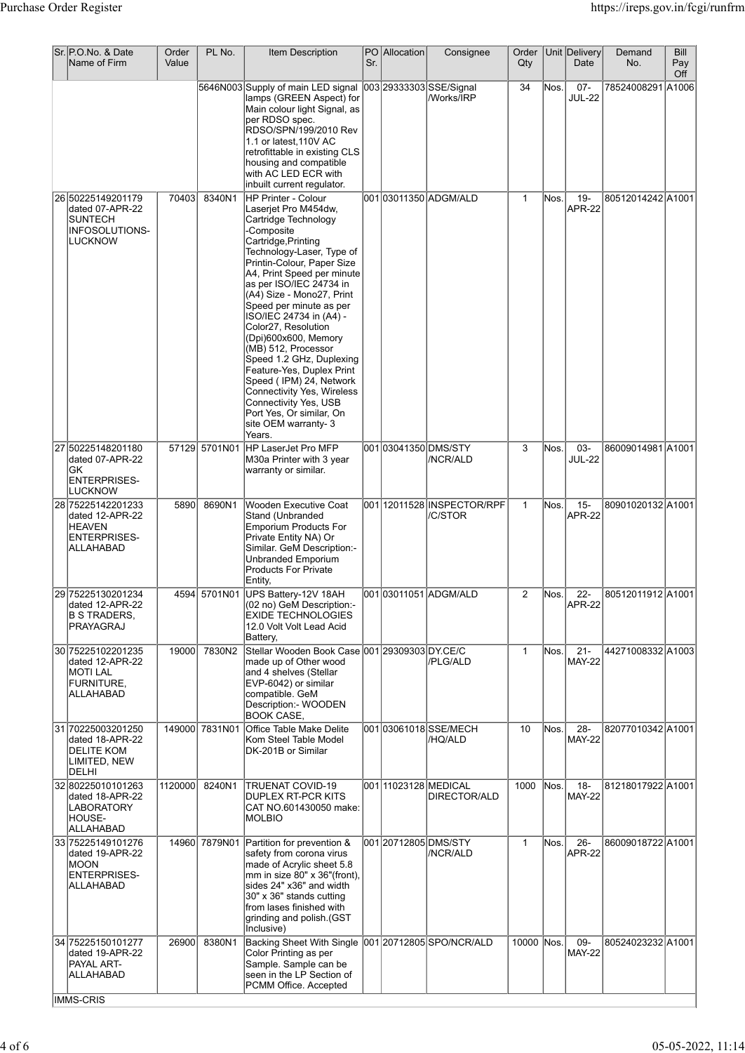| Sr. | P.O.No. & Date Name of Firm | Order Value | PL No. | Item Description | PO Sr. | Allocation | Consignee | Order Qty | Unit | Delivery Date | Demand No. | Bill Pay Off |
|---|---|---|---|---|---|---|---|---|---|---|---|---|
| | | | 5646N003 | Supply of main LED signal lamps (GREEN Aspect) for Main colour light Signal, as per RDSO spec. RDSO/SPN/199/2010 Rev 1.1 or latest,110V AC retrofittable in existing CLS housing and compatible with AC LED ECR with inbuilt current regulator. | 003 | 29333303 | SSE/Signal /Works/IRP | 34 | Nos. | 07-JUL-22 | 78524008291 | A1006 |
| 26 | 50225149201179 dated 07-APR-22 SUNTECH INFOSOLUTIONS-LUCKNOW | 70403 | 8340N1 | HP Printer - Colour Laserjet Pro M454dw, Cartridge Technology -Composite Cartridge,Printing Technology-Laser, Type of Printin-Colour, Paper Size A4, Print Speed per minute as per ISO/IEC 24734 in (A4) Size - Mono27, Print Speed per minute as per ISO/IEC 24734 in (A4) - Color27, Resolution (Dpi)600x600, Memory (MB) 512, Processor Speed 1.2 GHz, Duplexing Feature-Yes, Duplex Print Speed ( IPM) 24, Network Connectivity Yes, Wireless Connectivity Yes, USB Port Yes, Or similar, On site OEM warranty- 3 Years. | 001 | 03011350 | ADGM/ALD | 1 | Nos. | 19-APR-22 | 80512014242 | A1001 |
| 27 | 50225148201180 dated 07-APR-22 GK ENTERPRISES-LUCKNOW | 57129 | 5701N01 | HP LaserJet Pro MFP M30a Printer with 3 year warranty or similar. | 001 | 03041350 | DMS/STY /NCR/ALD | 3 | Nos. | 03-JUL-22 | 86009014981 | A1001 |
| 28 | 75225142201233 dated 12-APR-22 HEAVEN ENTERPRISES-ALLAHABAD | 5890 | 8690N1 | Wooden Executive Coat Stand (Unbranded Emporium Products For Private Entity NA) Or Similar. GeM Description:- Unbranded Emporium Products For Private Entity, | 001 | 12011528 | INSPECTOR/RPF /C/STOR | 1 | Nos. | 15-APR-22 | 80901020132 | A1001 |
| 29 | 75225130201234 dated 12-APR-22 B S TRADERS, PRAYAGRAJ | 4594 | 5701N01 | UPS Battery-12V 18AH (02 no) GeM Description:- EXIDE TECHNOLOGIES 12.0 Volt Volt Lead Acid Battery, | 001 | 03011051 | ADGM/ALD | 2 | Nos. | 22-APR-22 | 80512011912 | A1001 |
| 30 | 75225102201235 dated 12-APR-22 MOTI LAL FURNITURE, ALLAHABAD | 19000 | 7830N2 | Stellar Wooden Book Case made up of Other wood and 4 shelves (Stellar EVP-6042) or similar compatible. GeM Description:- WOODEN BOOK CASE, | 001 | 29309303 | DY.CE/C /PLG/ALD | 1 | Nos. | 21-MAY-22 | 44271008332 | A1003 |
| 31 | 70225003201250 dated 18-APR-22 DELITE KOM LIMITED, NEW DELHI | 149000 | 7831N01 | Office Table Make Delite Kom Steel Table Model DK-201B or Similar | 001 | 03061018 | SSE/MECH /HQ/ALD | 10 | Nos. | 28-MAY-22 | 82077010342 | A1001 |
| 32 | 80225010101263 dated 18-APR-22 LABORATORY HOUSE-ALLAHABAD | 1120000 | 8240N1 | TRUENAT COVID-19 DUPLEX RT-PCR KITS CAT NO.601430050 make: MOLBIO | 001 | 11023128 | MEDICAL DIRECTOR/ALD | 1000 | Nos. | 18-MAY-22 | 81218017922 | A1001 |
| 33 | 75225149101276 dated 19-APR-22 MOON ENTERPRISES-ALLAHABAD | 14960 | 7879N01 | Partition for prevention & safety from corona virus made of Acrylic sheet 5.8 mm in size 80" x 36"(front), sides 24" x36" and width 30" x 36" stands cutting from lases finished with grinding and polish.(GST Inclusive) | 001 | 20712805 | DMS/STY /NCR/ALD | 1 | Nos. | 26-APR-22 | 86009018722 | A1001 |
| 34 | 75225150101277 dated 19-APR-22 PAYAL ART-ALLAHABAD | 26900 | 8380N1 | Backing Sheet With Single Color Printing as per Sample. Sample can be seen in the LP Section of PCMM Office. Accepted | 001 | 20712805 | SPO/NCR/ALD | 10000 | Nos. | 09-MAY-22 | 80524023232 | A1001 |

IMMS-CRIS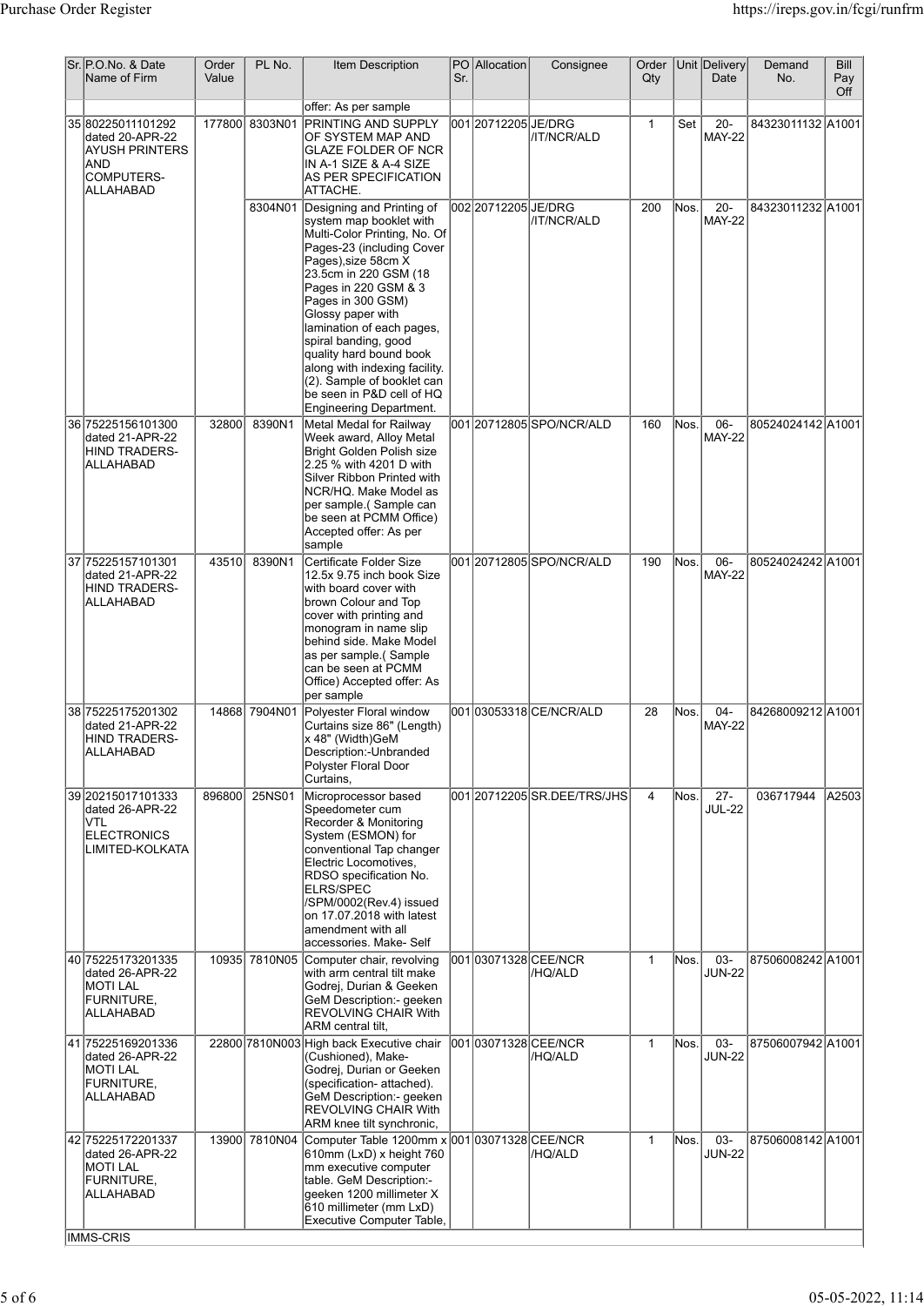| Sr. | P.O.No. & Date Name of Firm | Order Value | PL No. | Item Description | PO Sr. | Allocation | Consignee | Order Qty | Unit | Delivery Date | Demand No. | Bill Pay Off |
|---|---|---|---|---|---|---|---|---|---|---|---|---|
| | | | | offer: As per sample | | | | | | | | |
| 35 | 80225011101292 dated 20-APR-22 AYUSH PRINTERS AND COMPUTERS-ALLAHABAD | 177800 | 8303N01 | PRINTING AND SUPPLY OF SYSTEM MAP AND GLAZE FOLDER OF NCR IN A-1 SIZE & A-4 SIZE AS PER SPECIFICATION ATTACHE. | 001 | 20712205 | JE/DRG /IT/NCR/ALD | 1 | Set | 20-MAY-22 | 84323011132 | A1001 |
| | | | 8304N01 | Designing and Printing of system map booklet with Multi-Color Printing, No. Of Pages-23 (including Cover Pages),size 58cm X 23.5cm in 220 GSM (18 Pages in 220 GSM & 3 Pages in 300 GSM) Glossy paper with lamination of each pages, spiral banding, good quality hard bound book along with indexing facility. (2). Sample of booklet can be seen in P&D cell of HQ Engineering Department. | 002 | 20712205 | JE/DRG /IT/NCR/ALD | 200 | Nos. | 20-MAY-22 | 84323011232 | A1001 |
| 36 | 75225156101300 dated 21-APR-22 HIND TRADERS-ALLAHABAD | 32800 | 8390N1 | Metal Medal for Railway Week award, Alloy Metal Bright Golden Polish size 2.25 % with 4201 D with Silver Ribbon Printed with NCR/HQ. Make Model as per sample.( Sample can be seen at PCMM Office) Accepted offer: As per sample | 001 | 20712805 | SPO/NCR/ALD | 160 | Nos. | 06-MAY-22 | 80524024142 | A1001 |
| 37 | 75225157101301 dated 21-APR-22 HIND TRADERS-ALLAHABAD | 43510 | 8390N1 | Certificate Folder Size 12.5x 9.75 inch book Size with board cover with brown Colour and Top cover with printing and monogram in name slip behind side. Make Model as per sample.( Sample can be seen at PCMM Office) Accepted offer: As per sample | 001 | 20712805 | SPO/NCR/ALD | 190 | Nos. | 06-MAY-22 | 80524024242 | A1001 |
| 38 | 75225175201302 dated 21-APR-22 HIND TRADERS-ALLAHABAD | 14868 | 7904N01 | Polyester Floral window Curtains size 86" (Length) x 48" (Width)GeM Description:-Unbranded Polyster Floral Door Curtains, | 001 | 03053318 | CE/NCR/ALD | 28 | Nos. | 04-MAY-22 | 84268009212 | A1001 |
| 39 | 20215017101333 dated 26-APR-22 VTL ELECTRONICS LIMITED-KOLKATA | 896800 | 25NS01 | Microprocessor based Speedometer cum Recorder & Monitoring System (ESMON) for conventional Tap changer Electric Locomotives, RDSO specification No. ELRS/SPEC /SPM/0002(Rev.4) issued on 17.07.2018 with latest amendment with all accessories. Make- Self | 001 | 20712205 | SR.DEE/TRS/JHS | 4 | Nos. | 27-JUL-22 | 036717944 | A2503 |
| 40 | 75225173201335 dated 26-APR-22 MOTI LAL FURNITURE, ALLAHABAD | 10935 | 7810N05 | Computer chair, revolving with arm central tilt make Godrej, Durian & Geeken GeM Description:- geeken REVOLVING CHAIR With ARM central tilt, | 001 | 03071328 | CEE/NCR /HQ/ALD | 1 | Nos. | 03-JUN-22 | 87506008242 | A1001 |
| 41 | 75225169201336 dated 26-APR-22 MOTI LAL FURNITURE, ALLAHABAD | 22800 | 7810N003 | High back Executive chair (Cushioned), Make-Godrej, Durian or Geeken (specification- attached). GeM Description:- geeken REVOLVING CHAIR With ARM knee tilt synchronic, | 001 | 03071328 | CEE/NCR /HQ/ALD | 1 | Nos. | 03-JUN-22 | 87506007942 | A1001 |
| 42 | 75225172201337 dated 26-APR-22 MOTI LAL FURNITURE, ALLAHABAD | 13900 | 7810N04 | Computer Table 1200mm x 610mm (LxD) x height 760 mm executive computer table. GeM Description:- geeken 1200 millimeter X 610 millimeter (mm LxD) Executive Computer Table, | 001 | 03071328 | CEE/NCR /HQ/ALD | 1 | Nos. | 03-JUN-22 | 87506008142 | A1001 |

IMMS-CRIS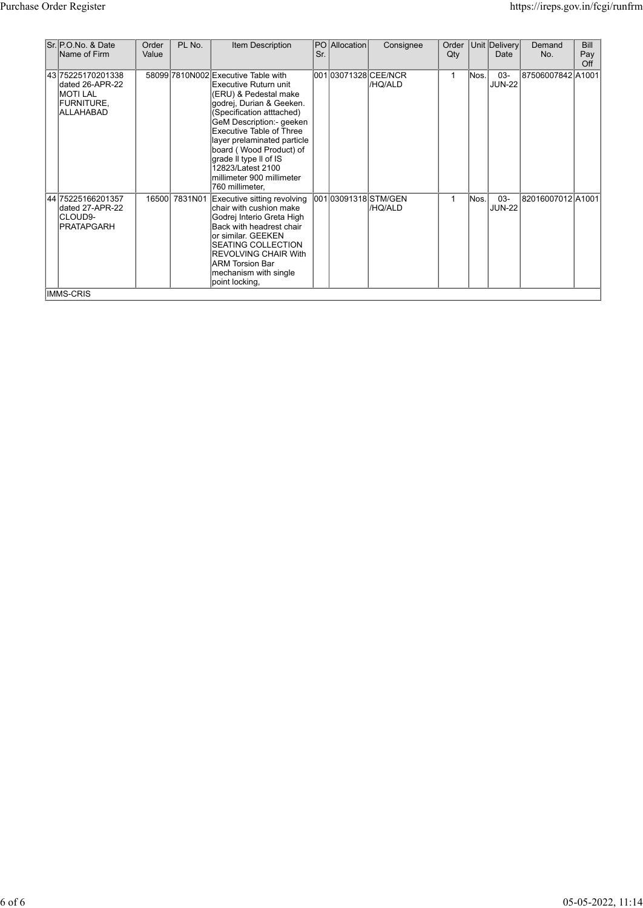| Sr. | P.O.No. & Date Name of Firm | Order Value | PL No. | Item Description | PO Sr. | Allocation | Consignee | Order Qty | Unit | Delivery Date | Demand No. | Bill Pay Off |
|---|---|---|---|---|---|---|---|---|---|---|---|---|
| 43 | 75225170201338 dated 26-APR-22 MOTI LAL FURNITURE, ALLAHABAD | 58099 | 7810N002 | Executive Table with Executive Ruturn unit (ERU) & Pedestal make godrej, Durian & Geeken. (Specification atttached) GeM Description:- geeken Executive Table of Three layer prelaminated particle board ( Wood Product) of grade ll type ll of IS 12823/Latest 2100 millimeter 900 millimeter 760 millimeter, | 001 | 03071328 | CEE/NCR /HQ/ALD | 1 | Nos. | 03-JUN-22 | 87506007842 | A1001 |
| 44 | 75225166201357 dated 27-APR-22 CLOUD9-PRATAPGARH | 16500 | 7831N01 | Executive sitting revolving chair with cushion make Godrej Interio Greta High Back with headrest chair or similar. GEEKEN SEATING COLLECTION REVOLVING CHAIR With ARM Torsion Bar mechanism with single point locking, | 001 | 03091318 | STM/GEN /HQ/ALD | 1 | Nos. | 03-JUN-22 | 82016007012 | A1001 |

IMMS-CRIS